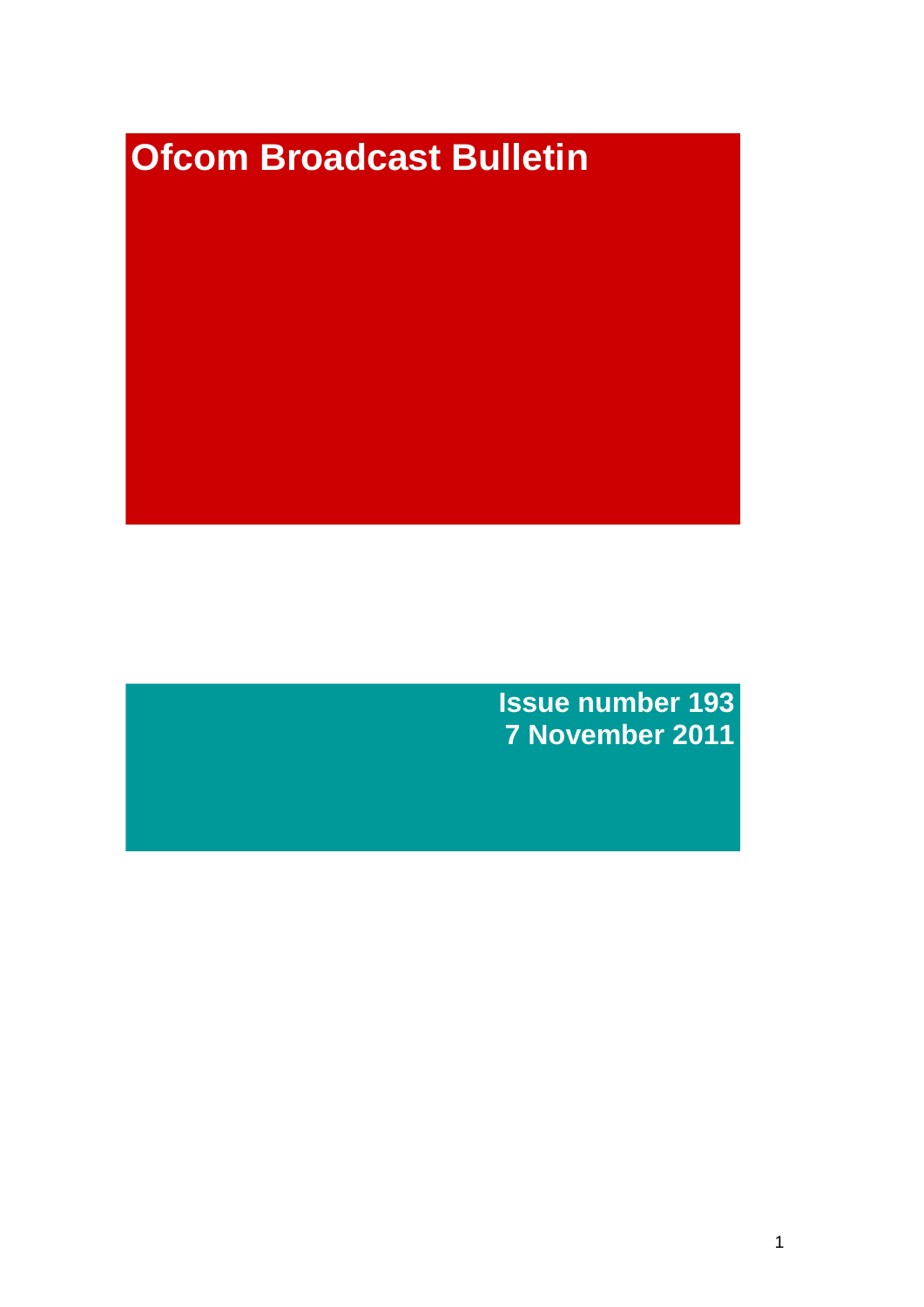# Ofcom Broadcast Bulletin

**Issue number 193**
**7 November 2011**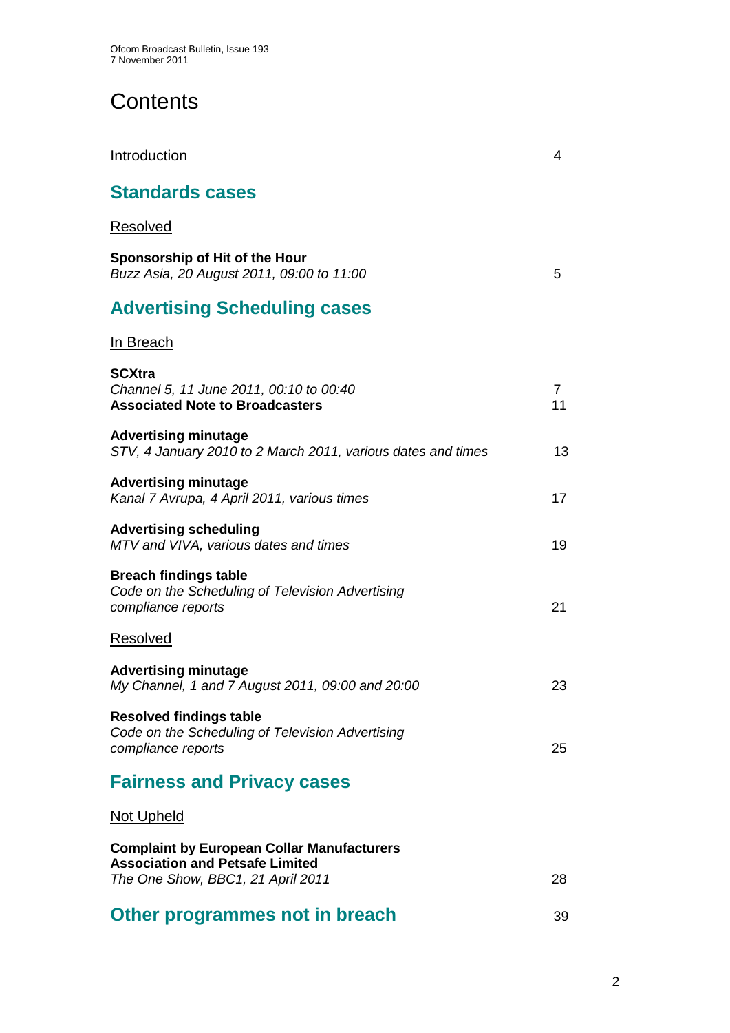# Contents

Introduction 4

## Standards cases

Resolved

**Sponsorship of Hit of the Hour**
*Buzz Asia, 20 August 2011, 09:00 to 11:00* 5

## Advertising Scheduling cases

In Breach

**SCXtra**
*Channel 5, 11 June 2011, 00:10 to 00:40* 7
**Associated Note to Broadcasters** 11

**Advertising minutage**
*STV, 4 January 2010 to 2 March 2011, various dates and times* 13

**Advertising minutage**
*Kanal 7 Avrupa, 4 April 2011, various times* 17

**Advertising scheduling**
*MTV and VIVA, various dates and times* 19

**Breach findings table**
*Code on the Scheduling of Television Advertising compliance reports* 21

Resolved

**Advertising minutage**
*My Channel, 1 and 7 August 2011, 09:00 and 20:00* 23

**Resolved findings table**
*Code on the Scheduling of Television Advertising compliance reports* 25

## Fairness and Privacy cases

Not Upheld

**Complaint by European Collar Manufacturers Association and Petsafe Limited**
*The One Show, BBC1, 21 April 2011* 28

## Other programmes not in breach 39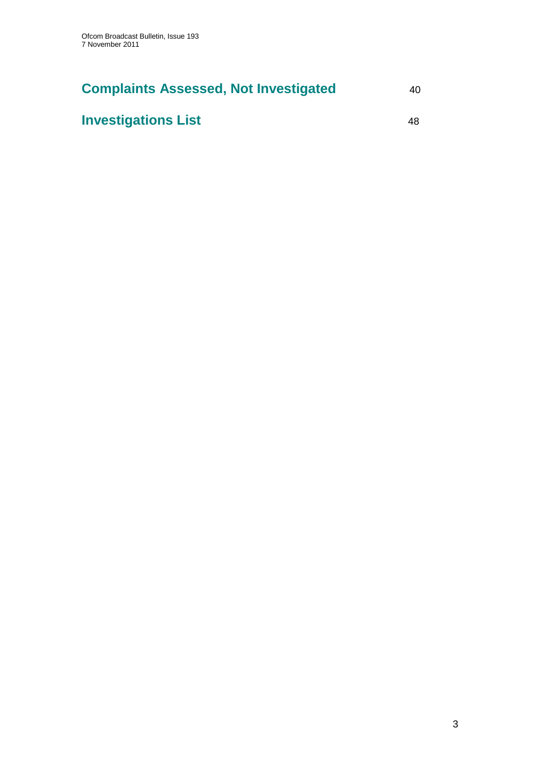## Complaints Assessed, Not Investigated 40

## Investigations List 48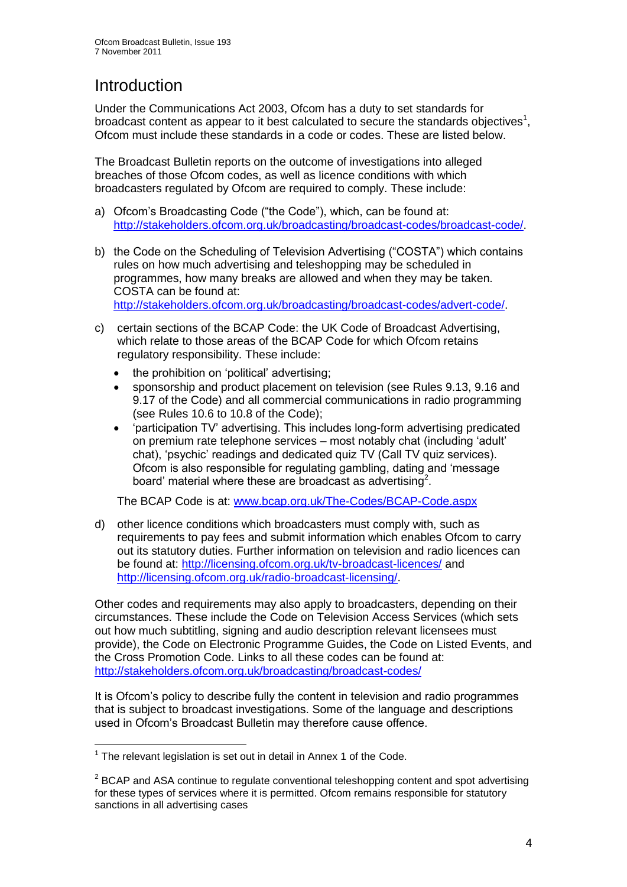# Introduction

Under the Communications Act 2003, Ofcom has a duty to set standards for broadcast content as appear to it best calculated to secure the standards objectives[1], Ofcom must include these standards in a code or codes. These are listed below.

The Broadcast Bulletin reports on the outcome of investigations into alleged breaches of those Ofcom codes, as well as licence conditions with which broadcasters regulated by Ofcom are required to comply. These include:

a) Ofcom's Broadcasting Code ("the Code"), which, can be found at: http://stakeholders.ofcom.org.uk/broadcasting/broadcast-codes/broadcast-code/.

b) the Code on the Scheduling of Television Advertising ("COSTA") which contains rules on how much advertising and teleshopping may be scheduled in programmes, how many breaks are allowed and when they may be taken. COSTA can be found at: http://stakeholders.ofcom.org.uk/broadcasting/broadcast-codes/advert-code/.

c) certain sections of the BCAP Code: the UK Code of Broadcast Advertising, which relate to those areas of the BCAP Code for which Ofcom retains regulatory responsibility. These include:

- the prohibition on 'political' advertising;
- sponsorship and product placement on television (see Rules 9.13, 9.16 and 9.17 of the Code) and all commercial communications in radio programming (see Rules 10.6 to 10.8 of the Code);
- 'participation TV' advertising. This includes long-form advertising predicated on premium rate telephone services – most notably chat (including 'adult' chat), 'psychic' readings and dedicated quiz TV (Call TV quiz services). Ofcom is also responsible for regulating gambling, dating and 'message board' material where these are broadcast as advertising[2].

The BCAP Code is at: www.bcap.org.uk/The-Codes/BCAP-Code.aspx

d) other licence conditions which broadcasters must comply with, such as requirements to pay fees and submit information which enables Ofcom to carry out its statutory duties. Further information on television and radio licences can be found at: http://licensing.ofcom.org.uk/tv-broadcast-licences/ and http://licensing.ofcom.org.uk/radio-broadcast-licensing/.

Other codes and requirements may also apply to broadcasters, depending on their circumstances. These include the Code on Television Access Services (which sets out how much subtitling, signing and audio description relevant licensees must provide), the Code on Electronic Programme Guides, the Code on Listed Events, and the Cross Promotion Code. Links to all these codes can be found at: http://stakeholders.ofcom.org.uk/broadcasting/broadcast-codes/

It is Ofcom's policy to describe fully the content in television and radio programmes that is subject to broadcast investigations. Some of the language and descriptions used in Ofcom's Broadcast Bulletin may therefore cause offence.

---

[1] The relevant legislation is set out in detail in Annex 1 of the Code.

[2] BCAP and ASA continue to regulate conventional teleshopping content and spot advertising for these types of services where it is permitted. Ofcom remains responsible for statutory sanctions in all advertising cases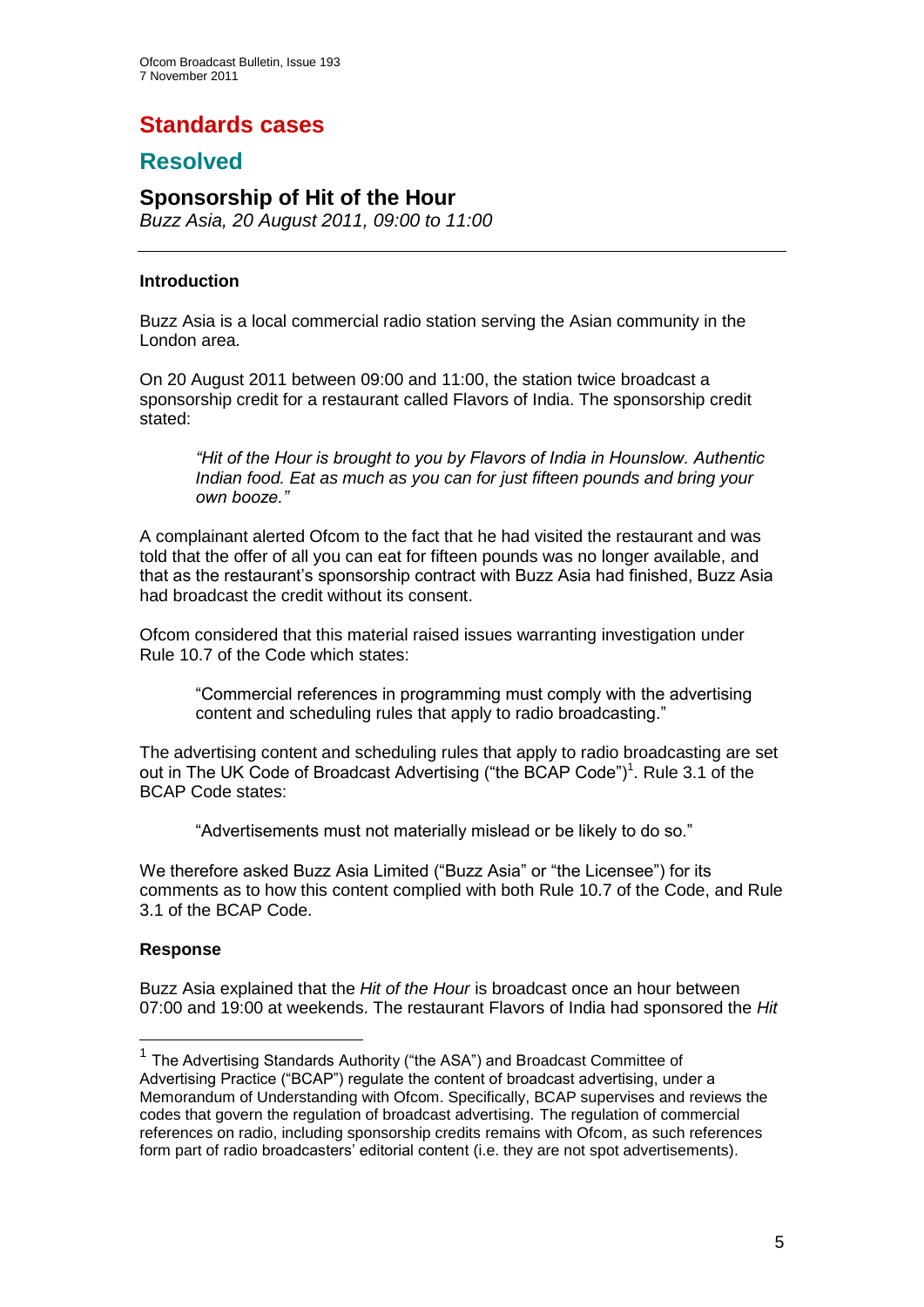# Standards cases

## Resolved

### Sponsorship of Hit of the Hour

*Buzz Asia, 20 August 2011, 09:00 to 11:00*

---

#### Introduction

Buzz Asia is a local commercial radio station serving the Asian community in the London area.

On 20 August 2011 between 09:00 and 11:00, the station twice broadcast a sponsorship credit for a restaurant called Flavors of India. The sponsorship credit stated:

> *"Hit of the Hour is brought to you by Flavors of India in Hounslow. Authentic Indian food. Eat as much as you can for just fifteen pounds and bring your own booze."*

A complainant alerted Ofcom to the fact that he had visited the restaurant and was told that the offer of all you can eat for fifteen pounds was no longer available, and that as the restaurant's sponsorship contract with Buzz Asia had finished, Buzz Asia had broadcast the credit without its consent.

Ofcom considered that this material raised issues warranting investigation under Rule 10.7 of the Code which states:

> "Commercial references in programming must comply with the advertising content and scheduling rules that apply to radio broadcasting."

The advertising content and scheduling rules that apply to radio broadcasting are set out in The UK Code of Broadcast Advertising ("the BCAP Code")[1]. Rule 3.1 of the BCAP Code states:

> "Advertisements must not materially mislead or be likely to do so."

We therefore asked Buzz Asia Limited ("Buzz Asia" or "the Licensee") for its comments as to how this content complied with both Rule 10.7 of the Code, and Rule 3.1 of the BCAP Code.

#### Response

Buzz Asia explained that the *Hit of the Hour* is broadcast once an hour between 07:00 and 19:00 at weekends. The restaurant Flavors of India had sponsored the *Hit*

---

[1] The Advertising Standards Authority ("the ASA") and Broadcast Committee of Advertising Practice ("BCAP") regulate the content of broadcast advertising, under a Memorandum of Understanding with Ofcom. Specifically, BCAP supervises and reviews the codes that govern the regulation of broadcast advertising. The regulation of commercial references on radio, including sponsorship credits remains with Ofcom, as such references form part of radio broadcasters' editorial content (i.e. they are not spot advertisements).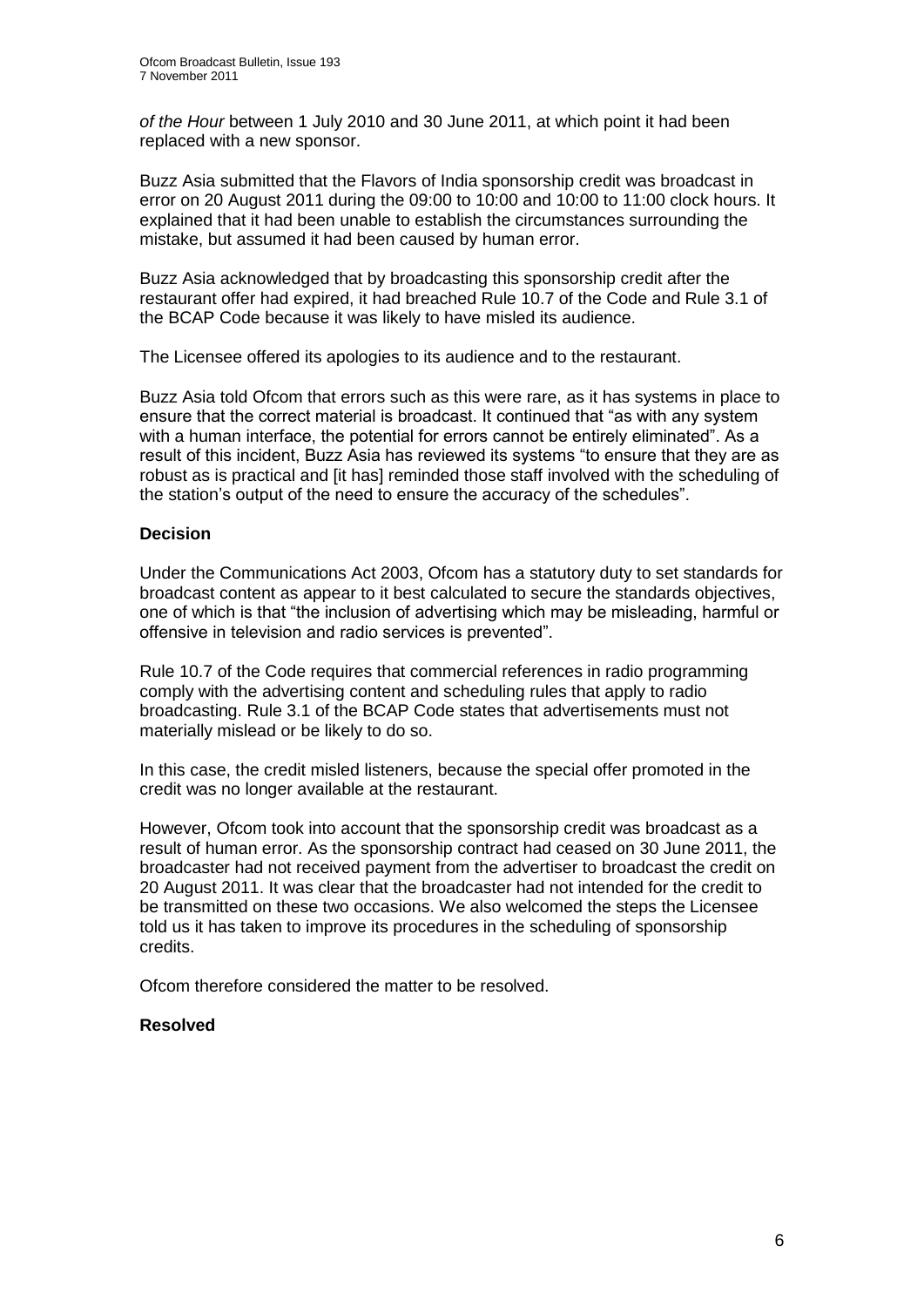*of the Hour* between 1 July 2010 and 30 June 2011, at which point it had been replaced with a new sponsor.

Buzz Asia submitted that the Flavors of India sponsorship credit was broadcast in error on 20 August 2011 during the 09:00 to 10:00 and 10:00 to 11:00 clock hours. It explained that it had been unable to establish the circumstances surrounding the mistake, but assumed it had been caused by human error.

Buzz Asia acknowledged that by broadcasting this sponsorship credit after the restaurant offer had expired, it had breached Rule 10.7 of the Code and Rule 3.1 of the BCAP Code because it was likely to have misled its audience.

The Licensee offered its apologies to its audience and to the restaurant.

Buzz Asia told Ofcom that errors such as this were rare, as it has systems in place to ensure that the correct material is broadcast. It continued that "as with any system with a human interface, the potential for errors cannot be entirely eliminated". As a result of this incident, Buzz Asia has reviewed its systems "to ensure that they are as robust as is practical and [it has] reminded those staff involved with the scheduling of the station's output of the need to ensure the accuracy of the schedules".

**Decision**

Under the Communications Act 2003, Ofcom has a statutory duty to set standards for broadcast content as appear to it best calculated to secure the standards objectives, one of which is that "the inclusion of advertising which may be misleading, harmful or offensive in television and radio services is prevented".

Rule 10.7 of the Code requires that commercial references in radio programming comply with the advertising content and scheduling rules that apply to radio broadcasting. Rule 3.1 of the BCAP Code states that advertisements must not materially mislead or be likely to do so.

In this case, the credit misled listeners, because the special offer promoted in the credit was no longer available at the restaurant.

However, Ofcom took into account that the sponsorship credit was broadcast as a result of human error. As the sponsorship contract had ceased on 30 June 2011, the broadcaster had not received payment from the advertiser to broadcast the credit on 20 August 2011. It was clear that the broadcaster had not intended for the credit to be transmitted on these two occasions. We also welcomed the steps the Licensee told us it has taken to improve its procedures in the scheduling of sponsorship credits.

Ofcom therefore considered the matter to be resolved.

**Resolved**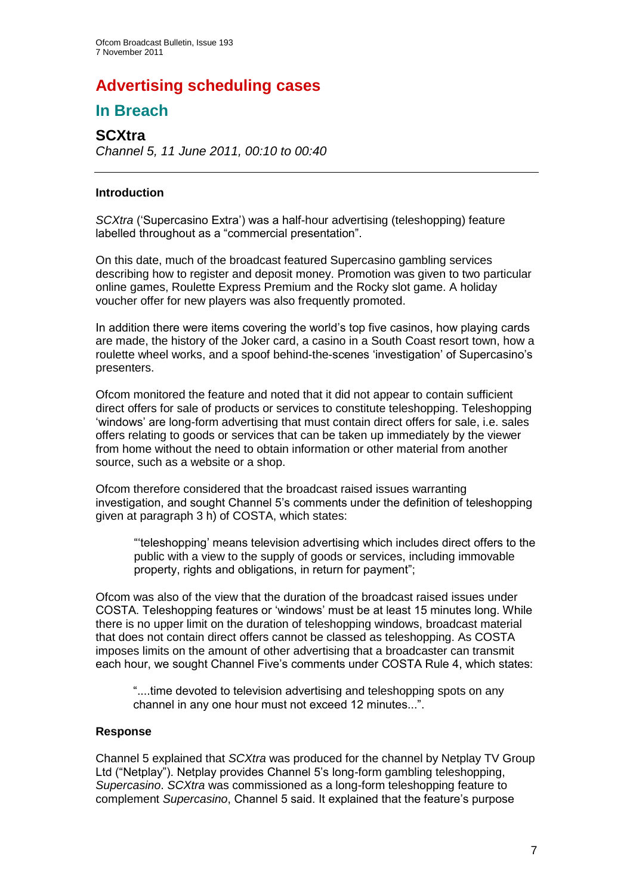# Advertising scheduling cases

## In Breach

### SCXtra

*Channel 5, 11 June 2011, 00:10 to 00:40*

---

#### Introduction

*SCXtra* ('Supercasino Extra') was a half-hour advertising (teleshopping) feature labelled throughout as a "commercial presentation".

On this date, much of the broadcast featured Supercasino gambling services describing how to register and deposit money. Promotion was given to two particular online games, Roulette Express Premium and the Rocky slot game. A holiday voucher offer for new players was also frequently promoted.

In addition there were items covering the world's top five casinos, how playing cards are made, the history of the Joker card, a casino in a South Coast resort town, how a roulette wheel works, and a spoof behind-the-scenes 'investigation' of Supercasino's presenters.

Ofcom monitored the feature and noted that it did not appear to contain sufficient direct offers for sale of products or services to constitute teleshopping. Teleshopping 'windows' are long-form advertising that must contain direct offers for sale, i.e. sales offers relating to goods or services that can be taken up immediately by the viewer from home without the need to obtain information or other material from another source, such as a website or a shop.

Ofcom therefore considered that the broadcast raised issues warranting investigation, and sought Channel 5's comments under the definition of teleshopping given at paragraph 3 h) of COSTA, which states:

> "'teleshopping' means television advertising which includes direct offers to the public with a view to the supply of goods or services, including immovable property, rights and obligations, in return for payment";

Ofcom was also of the view that the duration of the broadcast raised issues under COSTA. Teleshopping features or 'windows' must be at least 15 minutes long. While there is no upper limit on the duration of teleshopping windows, broadcast material that does not contain direct offers cannot be classed as teleshopping. As COSTA imposes limits on the amount of other advertising that a broadcaster can transmit each hour, we sought Channel Five's comments under COSTA Rule 4, which states:

> "....time devoted to television advertising and teleshopping spots on any channel in any one hour must not exceed 12 minutes...".

#### Response

Channel 5 explained that *SCXtra* was produced for the channel by Netplay TV Group Ltd ("Netplay"). Netplay provides Channel 5's long-form gambling teleshopping, *Supercasino*. *SCXtra* was commissioned as a long-form teleshopping feature to complement *Supercasino*, Channel 5 said. It explained that the feature's purpose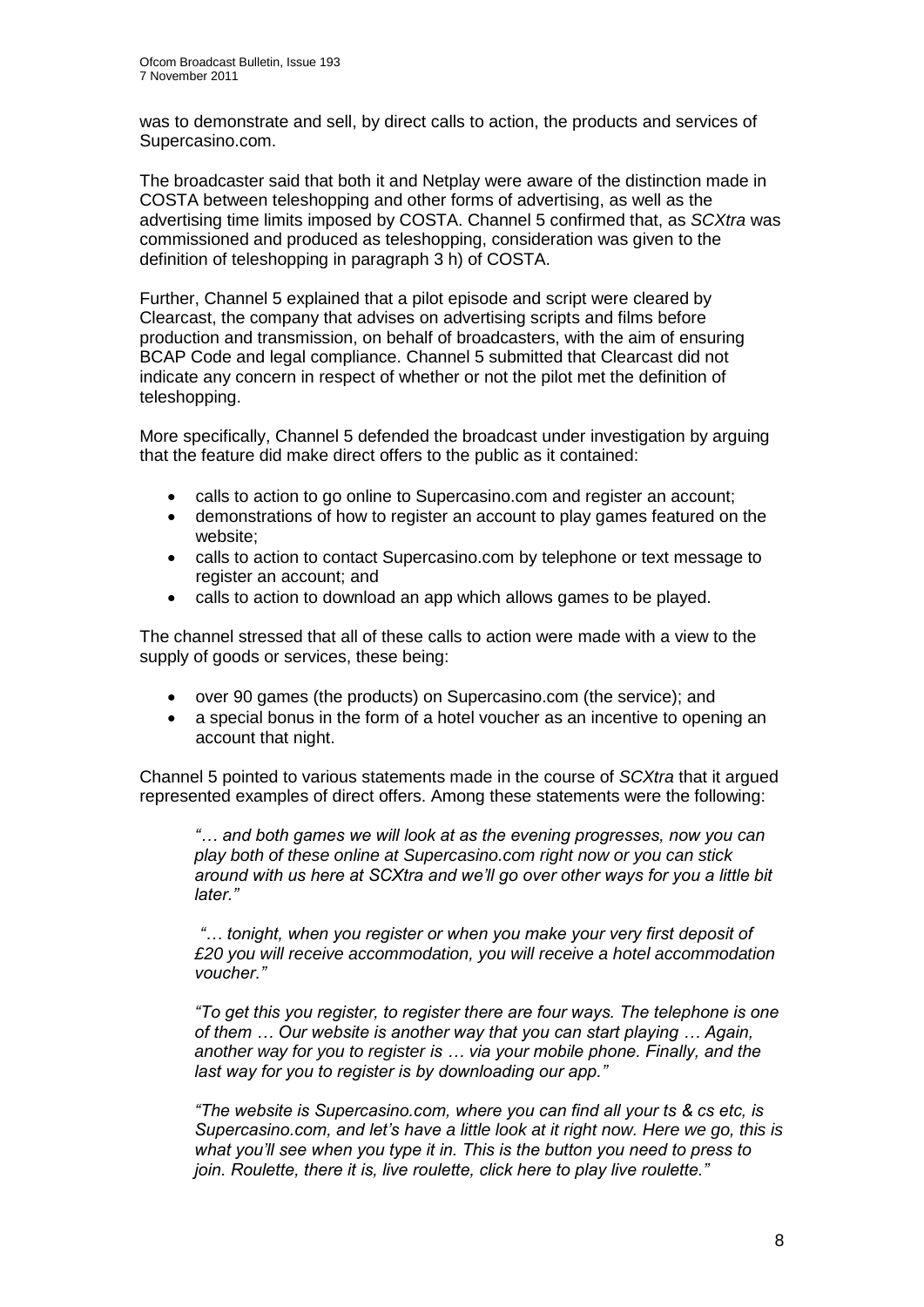was to demonstrate and sell, by direct calls to action, the products and services of Supercasino.com.

The broadcaster said that both it and Netplay were aware of the distinction made in COSTA between teleshopping and other forms of advertising, as well as the advertising time limits imposed by COSTA. Channel 5 confirmed that, as *SCXtra* was commissioned and produced as teleshopping, consideration was given to the definition of teleshopping in paragraph 3 h) of COSTA.

Further, Channel 5 explained that a pilot episode and script were cleared by Clearcast, the company that advises on advertising scripts and films before production and transmission, on behalf of broadcasters, with the aim of ensuring BCAP Code and legal compliance. Channel 5 submitted that Clearcast did not indicate any concern in respect of whether or not the pilot met the definition of teleshopping.

More specifically, Channel 5 defended the broadcast under investigation by arguing that the feature did make direct offers to the public as it contained:

- calls to action to go online to Supercasino.com and register an account;
- demonstrations of how to register an account to play games featured on the website;
- calls to action to contact Supercasino.com by telephone or text message to register an account; and
- calls to action to download an app which allows games to be played.

The channel stressed that all of these calls to action were made with a view to the supply of goods or services, these being:

- over 90 games (the products) on Supercasino.com (the service); and
- a special bonus in the form of a hotel voucher as an incentive to opening an account that night.

Channel 5 pointed to various statements made in the course of *SCXtra* that it argued represented examples of direct offers. Among these statements were the following:

> *"… and both games we will look at as the evening progresses, now you can play both of these online at Supercasino.com right now or you can stick around with us here at SCXtra and we'll go over other ways for you a little bit later."*
>
> *"… tonight, when you register or when you make your very first deposit of £20 you will receive accommodation, you will receive a hotel accommodation voucher."*
>
> *"To get this you register, to register there are four ways. The telephone is one of them … Our website is another way that you can start playing … Again, another way for you to register is … via your mobile phone. Finally, and the last way for you to register is by downloading our app."*
>
> *"The website is Supercasino.com, where you can find all your ts & cs etc, is Supercasino.com, and let's have a little look at it right now. Here we go, this is what you'll see when you type it in. This is the button you need to press to join. Roulette, there it is, live roulette, click here to play live roulette."*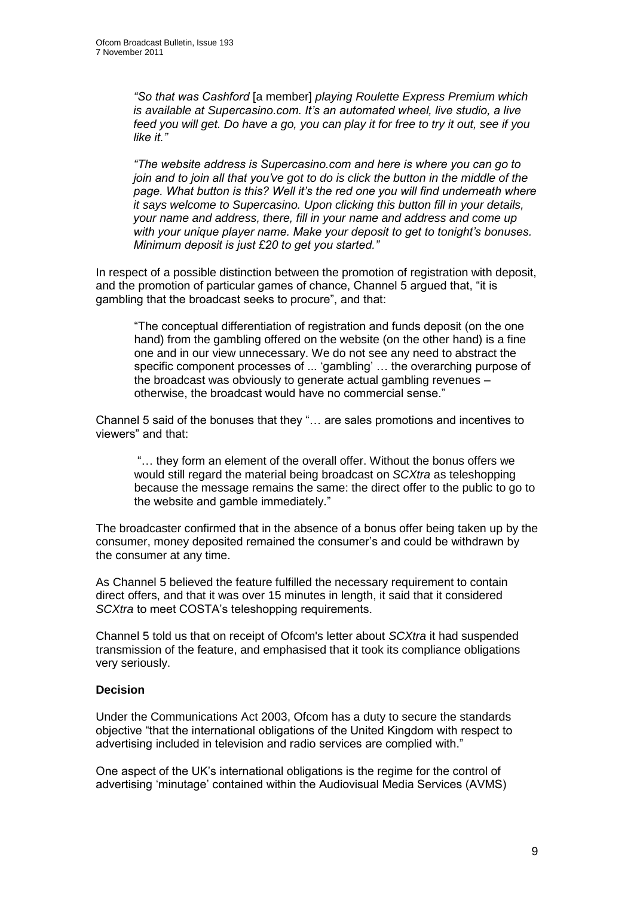> *"So that was Cashford* [a member] *playing Roulette Express Premium which is available at Supercasino.com. It's an automated wheel, live studio, a live feed you will get. Do have a go, you can play it for free to try it out, see if you like it."*
>
> *"The website address is Supercasino.com and here is where you can go to join and to join all that you've got to do is click the button in the middle of the page. What button is this? Well it's the red one you will find underneath where it says welcome to Supercasino. Upon clicking this button fill in your details, your name and address, there, fill in your name and address and come up with your unique player name. Make your deposit to get to tonight's bonuses. Minimum deposit is just £20 to get you started."*

In respect of a possible distinction between the promotion of registration with deposit, and the promotion of particular games of chance, Channel 5 argued that, "it is gambling that the broadcast seeks to procure", and that:

> "The conceptual differentiation of registration and funds deposit (on the one hand) from the gambling offered on the website (on the other hand) is a fine one and in our view unnecessary. We do not see any need to abstract the specific component processes of ... 'gambling' … the overarching purpose of the broadcast was obviously to generate actual gambling revenues – otherwise, the broadcast would have no commercial sense."

Channel 5 said of the bonuses that they "… are sales promotions and incentives to viewers" and that:

> "… they form an element of the overall offer. Without the bonus offers we would still regard the material being broadcast on *SCXtra* as teleshopping because the message remains the same: the direct offer to the public to go to the website and gamble immediately."

The broadcaster confirmed that in the absence of a bonus offer being taken up by the consumer, money deposited remained the consumer's and could be withdrawn by the consumer at any time.

As Channel 5 believed the feature fulfilled the necessary requirement to contain direct offers, and that it was over 15 minutes in length, it said that it considered *SCXtra* to meet COSTA's teleshopping requirements.

Channel 5 told us that on receipt of Ofcom's letter about *SCXtra* it had suspended transmission of the feature, and emphasised that it took its compliance obligations very seriously.

**Decision**

Under the Communications Act 2003, Ofcom has a duty to secure the standards objective "that the international obligations of the United Kingdom with respect to advertising included in television and radio services are complied with."

One aspect of the UK's international obligations is the regime for the control of advertising 'minutage' contained within the Audiovisual Media Services (AVMS)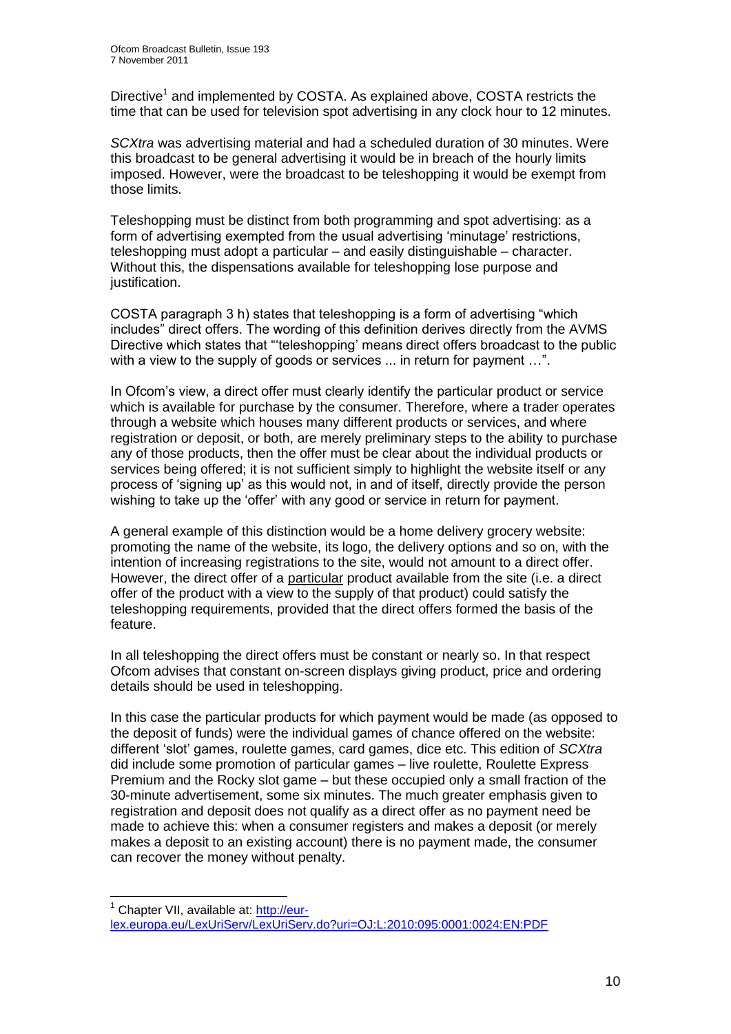Directive[1] and implemented by COSTA. As explained above, COSTA restricts the time that can be used for television spot advertising in any clock hour to 12 minutes.

*SCXtra* was advertising material and had a scheduled duration of 30 minutes. Were this broadcast to be general advertising it would be in breach of the hourly limits imposed. However, were the broadcast to be teleshopping it would be exempt from those limits.

Teleshopping must be distinct from both programming and spot advertising: as a form of advertising exempted from the usual advertising 'minutage' restrictions, teleshopping must adopt a particular – and easily distinguishable – character. Without this, the dispensations available for teleshopping lose purpose and justification.

COSTA paragraph 3 h) states that teleshopping is a form of advertising "which includes" direct offers. The wording of this definition derives directly from the AVMS Directive which states that "'teleshopping' means direct offers broadcast to the public with a view to the supply of goods or services ... in return for payment …".

In Ofcom's view, a direct offer must clearly identify the particular product or service which is available for purchase by the consumer. Therefore, where a trader operates through a website which houses many different products or services, and where registration or deposit, or both, are merely preliminary steps to the ability to purchase any of those products, then the offer must be clear about the individual products or services being offered; it is not sufficient simply to highlight the website itself or any process of 'signing up' as this would not, in and of itself, directly provide the person wishing to take up the 'offer' with any good or service in return for payment.

A general example of this distinction would be a home delivery grocery website: promoting the name of the website, its logo, the delivery options and so on, with the intention of increasing registrations to the site, would not amount to a direct offer. However, the direct offer of a particular product available from the site (i.e. a direct offer of the product with a view to the supply of that product) could satisfy the teleshopping requirements, provided that the direct offers formed the basis of the feature.

In all teleshopping the direct offers must be constant or nearly so. In that respect Ofcom advises that constant on-screen displays giving product, price and ordering details should be used in teleshopping.

In this case the particular products for which payment would be made (as opposed to the deposit of funds) were the individual games of chance offered on the website: different 'slot' games, roulette games, card games, dice etc. This edition of *SCXtra* did include some promotion of particular games – live roulette, Roulette Express Premium and the Rocky slot game – but these occupied only a small fraction of the 30-minute advertisement, some six minutes. The much greater emphasis given to registration and deposit does not qualify as a direct offer as no payment need be made to achieve this: when a consumer registers and makes a deposit (or merely makes a deposit to an existing account) there is no payment made, the consumer can recover the money without penalty.

[1] Chapter VII, available at: http://eur-lex.europa.eu/LexUriServ/LexUriServ.do?uri=OJ:L:2010:095:0001:0024:EN:PDF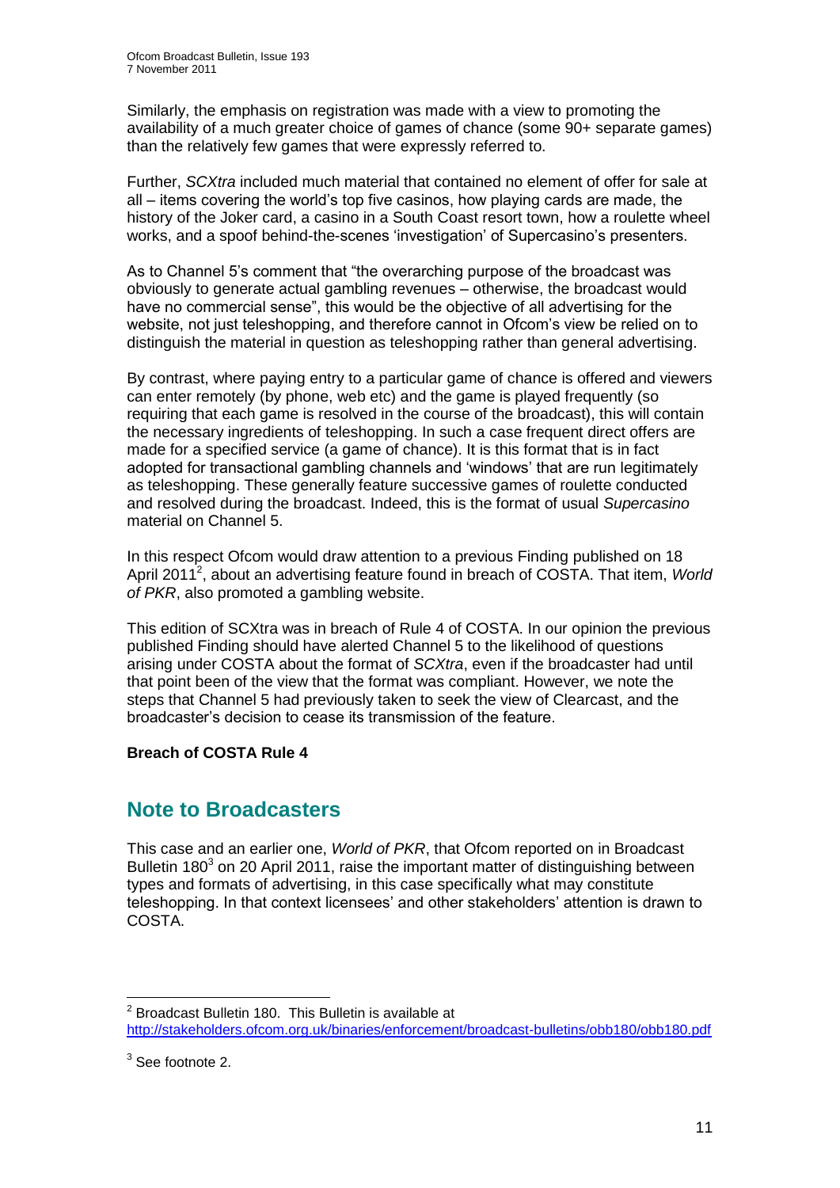Similarly, the emphasis on registration was made with a view to promoting the availability of a much greater choice of games of chance (some 90+ separate games) than the relatively few games that were expressly referred to.

Further, *SCXtra* included much material that contained no element of offer for sale at all – items covering the world's top five casinos, how playing cards are made, the history of the Joker card, a casino in a South Coast resort town, how a roulette wheel works, and a spoof behind-the-scenes 'investigation' of Supercasino's presenters.

As to Channel 5's comment that "the overarching purpose of the broadcast was obviously to generate actual gambling revenues – otherwise, the broadcast would have no commercial sense", this would be the objective of all advertising for the website, not just teleshopping, and therefore cannot in Ofcom's view be relied on to distinguish the material in question as teleshopping rather than general advertising.

By contrast, where paying entry to a particular game of chance is offered and viewers can enter remotely (by phone, web etc) and the game is played frequently (so requiring that each game is resolved in the course of the broadcast), this will contain the necessary ingredients of teleshopping. In such a case frequent direct offers are made for a specified service (a game of chance). It is this format that is in fact adopted for transactional gambling channels and 'windows' that are run legitimately as teleshopping. These generally feature successive games of roulette conducted and resolved during the broadcast. Indeed, this is the format of usual *Supercasino* material on Channel 5.

In this respect Ofcom would draw attention to a previous Finding published on 18 April 2011[2], about an advertising feature found in breach of COSTA. That item, *World of PKR*, also promoted a gambling website.

This edition of SCXtra was in breach of Rule 4 of COSTA. In our opinion the previous published Finding should have alerted Channel 5 to the likelihood of questions arising under COSTA about the format of *SCXtra*, even if the broadcaster had until that point been of the view that the format was compliant. However, we note the steps that Channel 5 had previously taken to seek the view of Clearcast, and the broadcaster's decision to cease its transmission of the feature.

**Breach of COSTA Rule 4**

## Note to Broadcasters

This case and an earlier one, *World of PKR*, that Ofcom reported on in Broadcast Bulletin 180[3] on 20 April 2011, raise the important matter of distinguishing between types and formats of advertising, in this case specifically what may constitute teleshopping. In that context licensees' and other stakeholders' attention is drawn to COSTA.

---

[2] Broadcast Bulletin 180. This Bulletin is available at http://stakeholders.ofcom.org.uk/binaries/enforcement/broadcast-bulletins/obb180/obb180.pdf

[3] See footnote 2.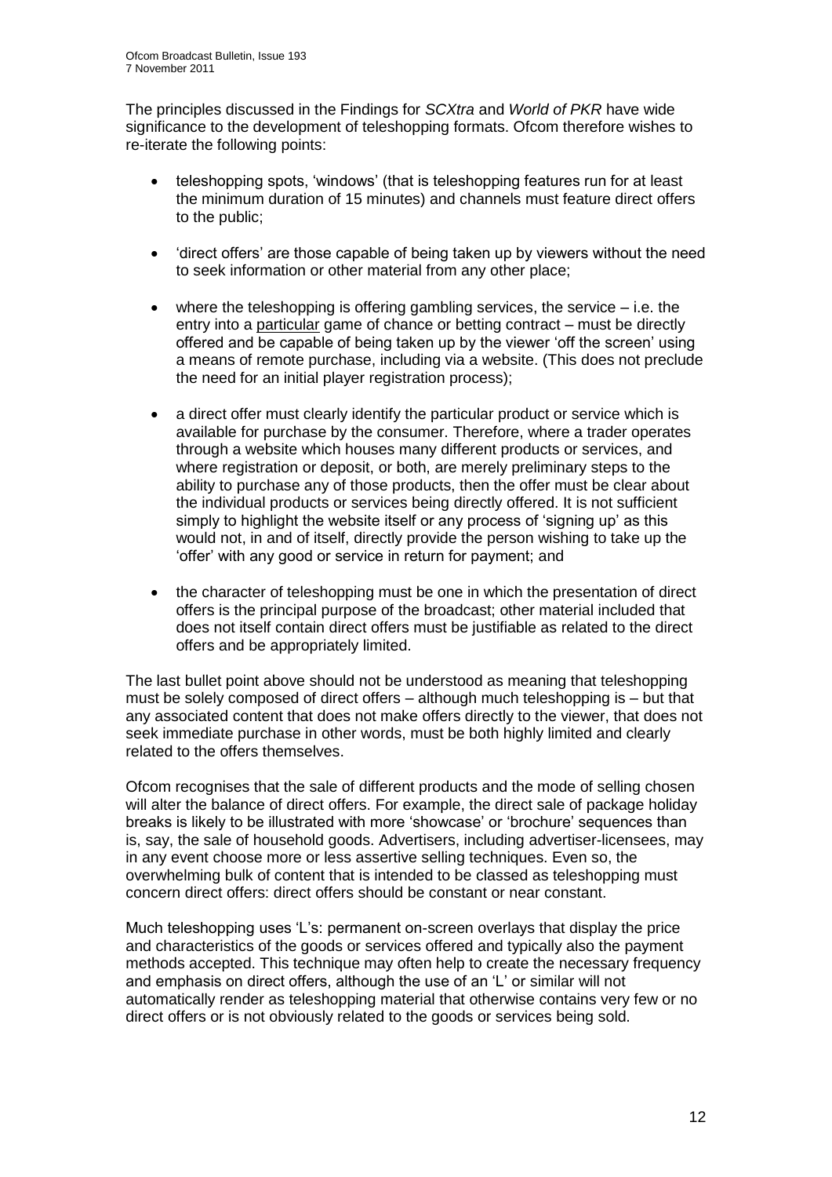The principles discussed in the Findings for *SCXtra* and *World of PKR* have wide significance to the development of teleshopping formats. Ofcom therefore wishes to re-iterate the following points:

- teleshopping spots, 'windows' (that is teleshopping features run for at least the minimum duration of 15 minutes) and channels must feature direct offers to the public;
- 'direct offers' are those capable of being taken up by viewers without the need to seek information or other material from any other place;
- where the teleshopping is offering gambling services, the service – i.e. the entry into a particular game of chance or betting contract – must be directly offered and be capable of being taken up by the viewer 'off the screen' using a means of remote purchase, including via a website. (This does not preclude the need for an initial player registration process);
- a direct offer must clearly identify the particular product or service which is available for purchase by the consumer. Therefore, where a trader operates through a website which houses many different products or services, and where registration or deposit, or both, are merely preliminary steps to the ability to purchase any of those products, then the offer must be clear about the individual products or services being directly offered. It is not sufficient simply to highlight the website itself or any process of 'signing up' as this would not, in and of itself, directly provide the person wishing to take up the 'offer' with any good or service in return for payment; and
- the character of teleshopping must be one in which the presentation of direct offers is the principal purpose of the broadcast; other material included that does not itself contain direct offers must be justifiable as related to the direct offers and be appropriately limited.

The last bullet point above should not be understood as meaning that teleshopping must be solely composed of direct offers – although much teleshopping is – but that any associated content that does not make offers directly to the viewer, that does not seek immediate purchase in other words, must be both highly limited and clearly related to the offers themselves.

Ofcom recognises that the sale of different products and the mode of selling chosen will alter the balance of direct offers. For example, the direct sale of package holiday breaks is likely to be illustrated with more 'showcase' or 'brochure' sequences than is, say, the sale of household goods. Advertisers, including advertiser-licensees, may in any event choose more or less assertive selling techniques. Even so, the overwhelming bulk of content that is intended to be classed as teleshopping must concern direct offers: direct offers should be constant or near constant.

Much teleshopping uses 'L's: permanent on-screen overlays that display the price and characteristics of the goods or services offered and typically also the payment methods accepted. This technique may often help to create the necessary frequency and emphasis on direct offers, although the use of an 'L' or similar will not automatically render as teleshopping material that otherwise contains very few or no direct offers or is not obviously related to the goods or services being sold.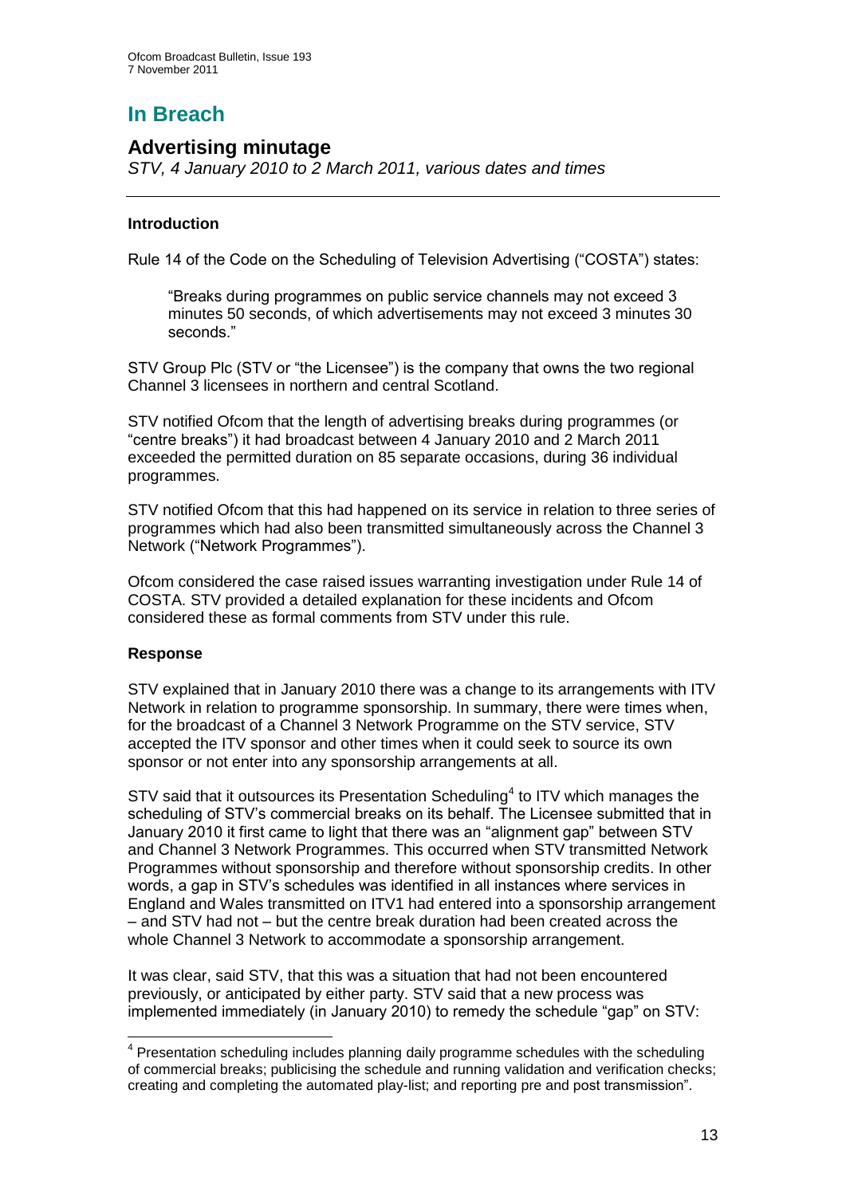# In Breach

## Advertising minutage

*STV, 4 January 2010 to 2 March 2011, various dates and times*

---

### Introduction

Rule 14 of the Code on the Scheduling of Television Advertising ("COSTA") states:

> "Breaks during programmes on public service channels may not exceed 3 minutes 50 seconds, of which advertisements may not exceed 3 minutes 30 seconds."

STV Group Plc (STV or "the Licensee") is the company that owns the two regional Channel 3 licensees in northern and central Scotland.

STV notified Ofcom that the length of advertising breaks during programmes (or "centre breaks") it had broadcast between 4 January 2010 and 2 March 2011 exceeded the permitted duration on 85 separate occasions, during 36 individual programmes.

STV notified Ofcom that this had happened on its service in relation to three series of programmes which had also been transmitted simultaneously across the Channel 3 Network ("Network Programmes").

Ofcom considered the case raised issues warranting investigation under Rule 14 of COSTA. STV provided a detailed explanation for these incidents and Ofcom considered these as formal comments from STV under this rule.

### Response

STV explained that in January 2010 there was a change to its arrangements with ITV Network in relation to programme sponsorship. In summary, there were times when, for the broadcast of a Channel 3 Network Programme on the STV service, STV accepted the ITV sponsor and other times when it could seek to source its own sponsor or not enter into any sponsorship arrangements at all.

STV said that it outsources its Presentation Scheduling[4] to ITV which manages the scheduling of STV's commercial breaks on its behalf. The Licensee submitted that in January 2010 it first came to light that there was an "alignment gap" between STV and Channel 3 Network Programmes. This occurred when STV transmitted Network Programmes without sponsorship and therefore without sponsorship credits. In other words, a gap in STV's schedules was identified in all instances where services in England and Wales transmitted on ITV1 had entered into a sponsorship arrangement – and STV had not – but the centre break duration had been created across the whole Channel 3 Network to accommodate a sponsorship arrangement.

It was clear, said STV, that this was a situation that had not been encountered previously, or anticipated by either party. STV said that a new process was implemented immediately (in January 2010) to remedy the schedule "gap" on STV:

---

[4] Presentation scheduling includes planning daily programme schedules with the scheduling of commercial breaks; publicising the schedule and running validation and verification checks; creating and completing the automated play-list; and reporting pre and post transmission".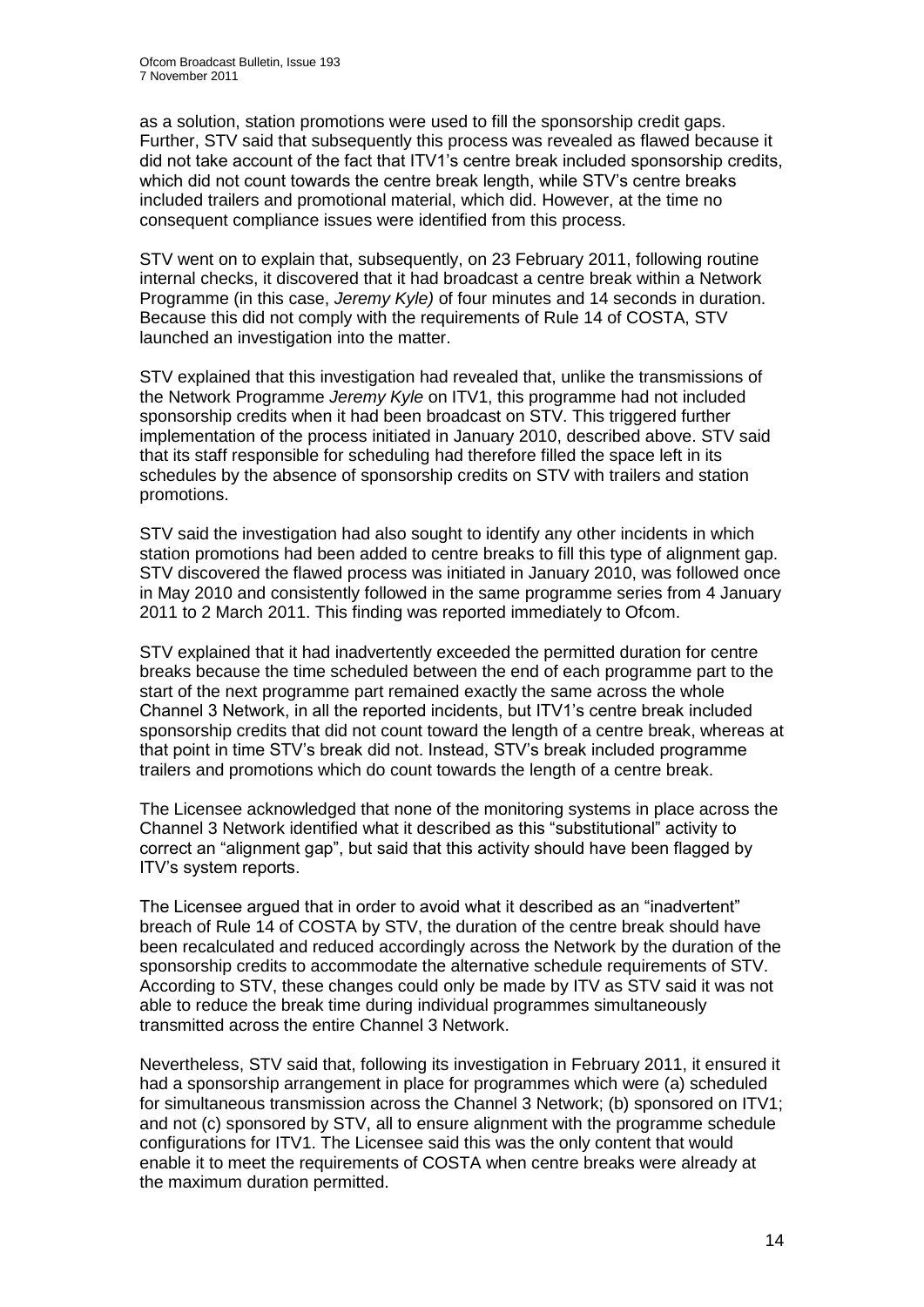as a solution, station promotions were used to fill the sponsorship credit gaps. Further, STV said that subsequently this process was revealed as flawed because it did not take account of the fact that ITV1's centre break included sponsorship credits, which did not count towards the centre break length, while STV's centre breaks included trailers and promotional material, which did. However, at the time no consequent compliance issues were identified from this process.

STV went on to explain that, subsequently, on 23 February 2011, following routine internal checks, it discovered that it had broadcast a centre break within a Network Programme (in this case, *Jeremy Kyle)* of four minutes and 14 seconds in duration. Because this did not comply with the requirements of Rule 14 of COSTA, STV launched an investigation into the matter.

STV explained that this investigation had revealed that, unlike the transmissions of the Network Programme *Jeremy Kyle* on ITV1, this programme had not included sponsorship credits when it had been broadcast on STV. This triggered further implementation of the process initiated in January 2010, described above. STV said that its staff responsible for scheduling had therefore filled the space left in its schedules by the absence of sponsorship credits on STV with trailers and station promotions.

STV said the investigation had also sought to identify any other incidents in which station promotions had been added to centre breaks to fill this type of alignment gap. STV discovered the flawed process was initiated in January 2010, was followed once in May 2010 and consistently followed in the same programme series from 4 January 2011 to 2 March 2011. This finding was reported immediately to Ofcom.

STV explained that it had inadvertently exceeded the permitted duration for centre breaks because the time scheduled between the end of each programme part to the start of the next programme part remained exactly the same across the whole Channel 3 Network, in all the reported incidents, but ITV1's centre break included sponsorship credits that did not count toward the length of a centre break, whereas at that point in time STV's break did not. Instead, STV's break included programme trailers and promotions which do count towards the length of a centre break.

The Licensee acknowledged that none of the monitoring systems in place across the Channel 3 Network identified what it described as this "substitutional" activity to correct an "alignment gap", but said that this activity should have been flagged by ITV's system reports.

The Licensee argued that in order to avoid what it described as an "inadvertent" breach of Rule 14 of COSTA by STV, the duration of the centre break should have been recalculated and reduced accordingly across the Network by the duration of the sponsorship credits to accommodate the alternative schedule requirements of STV. According to STV, these changes could only be made by ITV as STV said it was not able to reduce the break time during individual programmes simultaneously transmitted across the entire Channel 3 Network.

Nevertheless, STV said that, following its investigation in February 2011, it ensured it had a sponsorship arrangement in place for programmes which were (a) scheduled for simultaneous transmission across the Channel 3 Network; (b) sponsored on ITV1; and not (c) sponsored by STV, all to ensure alignment with the programme schedule configurations for ITV1. The Licensee said this was the only content that would enable it to meet the requirements of COSTA when centre breaks were already at the maximum duration permitted.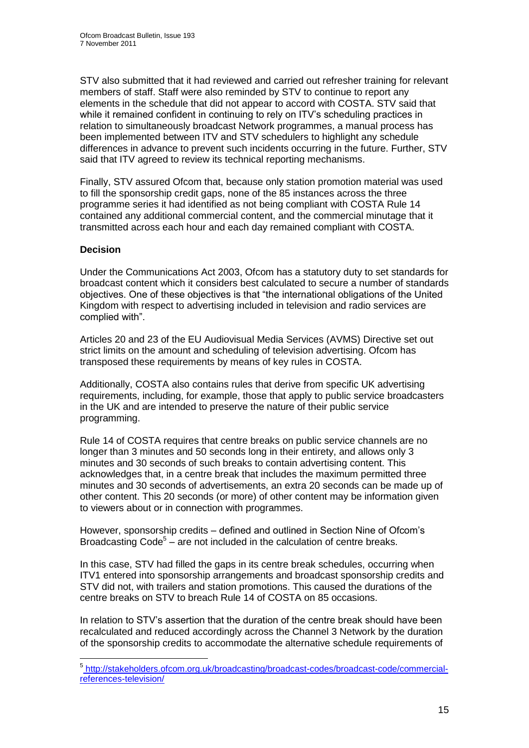STV also submitted that it had reviewed and carried out refresher training for relevant members of staff. Staff were also reminded by STV to continue to report any elements in the schedule that did not appear to accord with COSTA. STV said that while it remained confident in continuing to rely on ITV's scheduling practices in relation to simultaneously broadcast Network programmes, a manual process has been implemented between ITV and STV schedulers to highlight any schedule differences in advance to prevent such incidents occurring in the future. Further, STV said that ITV agreed to review its technical reporting mechanisms.

Finally, STV assured Ofcom that, because only station promotion material was used to fill the sponsorship credit gaps, none of the 85 instances across the three programme series it had identified as not being compliant with COSTA Rule 14 contained any additional commercial content, and the commercial minutage that it transmitted across each hour and each day remained compliant with COSTA.

**Decision**

Under the Communications Act 2003, Ofcom has a statutory duty to set standards for broadcast content which it considers best calculated to secure a number of standards objectives. One of these objectives is that "the international obligations of the United Kingdom with respect to advertising included in television and radio services are complied with".

Articles 20 and 23 of the EU Audiovisual Media Services (AVMS) Directive set out strict limits on the amount and scheduling of television advertising. Ofcom has transposed these requirements by means of key rules in COSTA.

Additionally, COSTA also contains rules that derive from specific UK advertising requirements, including, for example, those that apply to public service broadcasters in the UK and are intended to preserve the nature of their public service programming.

Rule 14 of COSTA requires that centre breaks on public service channels are no longer than 3 minutes and 50 seconds long in their entirety, and allows only 3 minutes and 30 seconds of such breaks to contain advertising content. This acknowledges that, in a centre break that includes the maximum permitted three minutes and 30 seconds of advertisements, an extra 20 seconds can be made up of other content. This 20 seconds (or more) of other content may be information given to viewers about or in connection with programmes.

However, sponsorship credits – defined and outlined in Section Nine of Ofcom's Broadcasting Code[5] – are not included in the calculation of centre breaks.

In this case, STV had filled the gaps in its centre break schedules, occurring when ITV1 entered into sponsorship arrangements and broadcast sponsorship credits and STV did not, with trailers and station promotions. This caused the durations of the centre breaks on STV to breach Rule 14 of COSTA on 85 occasions.

In relation to STV's assertion that the duration of the centre break should have been recalculated and reduced accordingly across the Channel 3 Network by the duration of the sponsorship credits to accommodate the alternative schedule requirements of

[5] http://stakeholders.ofcom.org.uk/broadcasting/broadcast-codes/broadcast-code/commercial-references-television/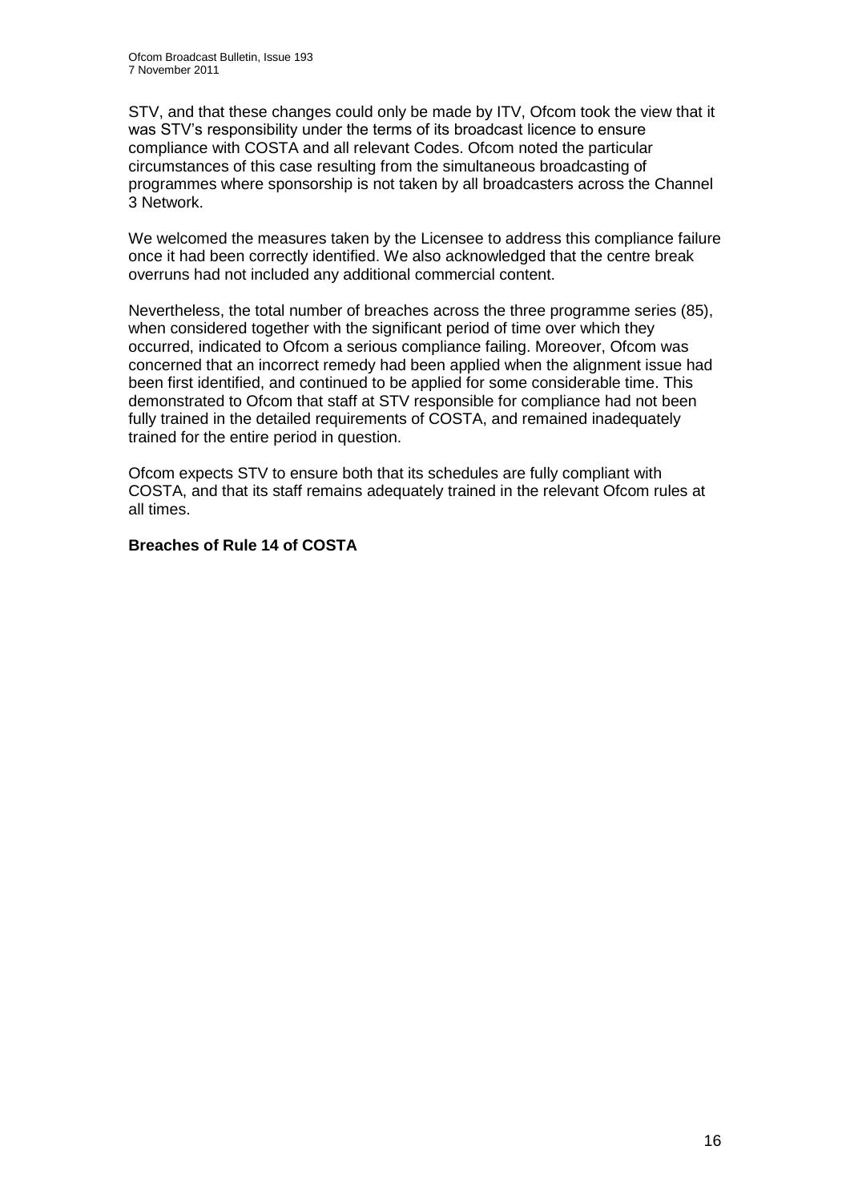STV, and that these changes could only be made by ITV, Ofcom took the view that it was STV's responsibility under the terms of its broadcast licence to ensure compliance with COSTA and all relevant Codes. Ofcom noted the particular circumstances of this case resulting from the simultaneous broadcasting of programmes where sponsorship is not taken by all broadcasters across the Channel 3 Network.

We welcomed the measures taken by the Licensee to address this compliance failure once it had been correctly identified. We also acknowledged that the centre break overruns had not included any additional commercial content.

Nevertheless, the total number of breaches across the three programme series (85), when considered together with the significant period of time over which they occurred, indicated to Ofcom a serious compliance failing. Moreover, Ofcom was concerned that an incorrect remedy had been applied when the alignment issue had been first identified, and continued to be applied for some considerable time. This demonstrated to Ofcom that staff at STV responsible for compliance had not been fully trained in the detailed requirements of COSTA, and remained inadequately trained for the entire period in question.

Ofcom expects STV to ensure both that its schedules are fully compliant with COSTA, and that its staff remains adequately trained in the relevant Ofcom rules at all times.

**Breaches of Rule 14 of COSTA**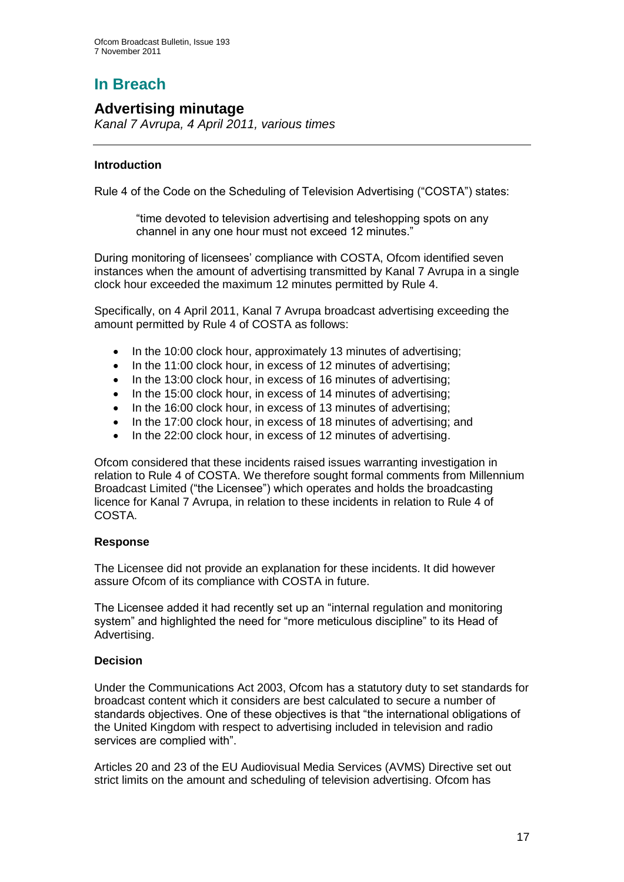# In Breach

## Advertising minutage

*Kanal 7 Avrupa, 4 April 2011, various times*

---

**Introduction**

Rule 4 of the Code on the Scheduling of Television Advertising ("COSTA") states:

> "time devoted to television advertising and teleshopping spots on any channel in any one hour must not exceed 12 minutes."

During monitoring of licensees' compliance with COSTA, Ofcom identified seven instances when the amount of advertising transmitted by Kanal 7 Avrupa in a single clock hour exceeded the maximum 12 minutes permitted by Rule 4.

Specifically, on 4 April 2011, Kanal 7 Avrupa broadcast advertising exceeding the amount permitted by Rule 4 of COSTA as follows:

- In the 10:00 clock hour, approximately 13 minutes of advertising;
- In the 11:00 clock hour, in excess of 12 minutes of advertising;
- In the 13:00 clock hour, in excess of 16 minutes of advertising;
- In the 15:00 clock hour, in excess of 14 minutes of advertising;
- In the 16:00 clock hour, in excess of 13 minutes of advertising;
- In the 17:00 clock hour, in excess of 18 minutes of advertising; and
- In the 22:00 clock hour, in excess of 12 minutes of advertising.

Ofcom considered that these incidents raised issues warranting investigation in relation to Rule 4 of COSTA. We therefore sought formal comments from Millennium Broadcast Limited ("the Licensee") which operates and holds the broadcasting licence for Kanal 7 Avrupa, in relation to these incidents in relation to Rule 4 of COSTA.

**Response**

The Licensee did not provide an explanation for these incidents. It did however assure Ofcom of its compliance with COSTA in future.

The Licensee added it had recently set up an "internal regulation and monitoring system" and highlighted the need for "more meticulous discipline" to its Head of Advertising.

**Decision**

Under the Communications Act 2003, Ofcom has a statutory duty to set standards for broadcast content which it considers are best calculated to secure a number of standards objectives. One of these objectives is that "the international obligations of the United Kingdom with respect to advertising included in television and radio services are complied with".

Articles 20 and 23 of the EU Audiovisual Media Services (AVMS) Directive set out strict limits on the amount and scheduling of television advertising. Ofcom has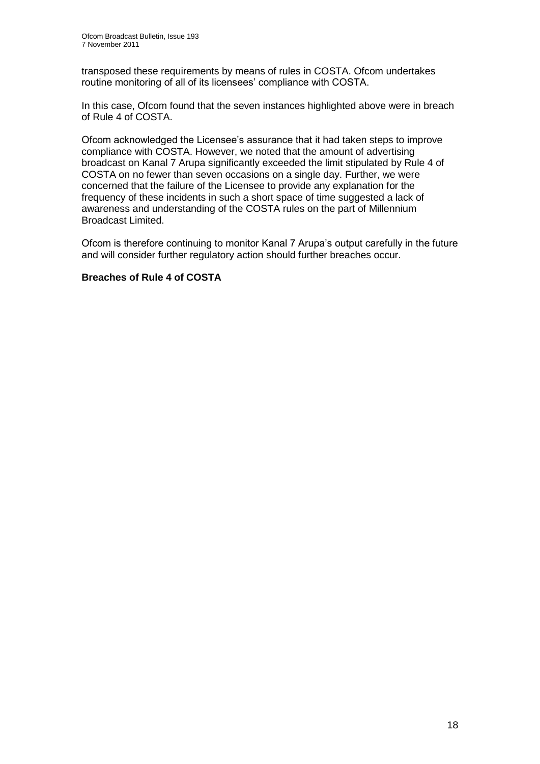transposed these requirements by means of rules in COSTA. Ofcom undertakes routine monitoring of all of its licensees' compliance with COSTA.

In this case, Ofcom found that the seven instances highlighted above were in breach of Rule 4 of COSTA.

Ofcom acknowledged the Licensee's assurance that it had taken steps to improve compliance with COSTA. However, we noted that the amount of advertising broadcast on Kanal 7 Arupa significantly exceeded the limit stipulated by Rule 4 of COSTA on no fewer than seven occasions on a single day. Further, we were concerned that the failure of the Licensee to provide any explanation for the frequency of these incidents in such a short space of time suggested a lack of awareness and understanding of the COSTA rules on the part of Millennium Broadcast Limited.

Ofcom is therefore continuing to monitor Kanal 7 Arupa's output carefully in the future and will consider further regulatory action should further breaches occur.

**Breaches of Rule 4 of COSTA**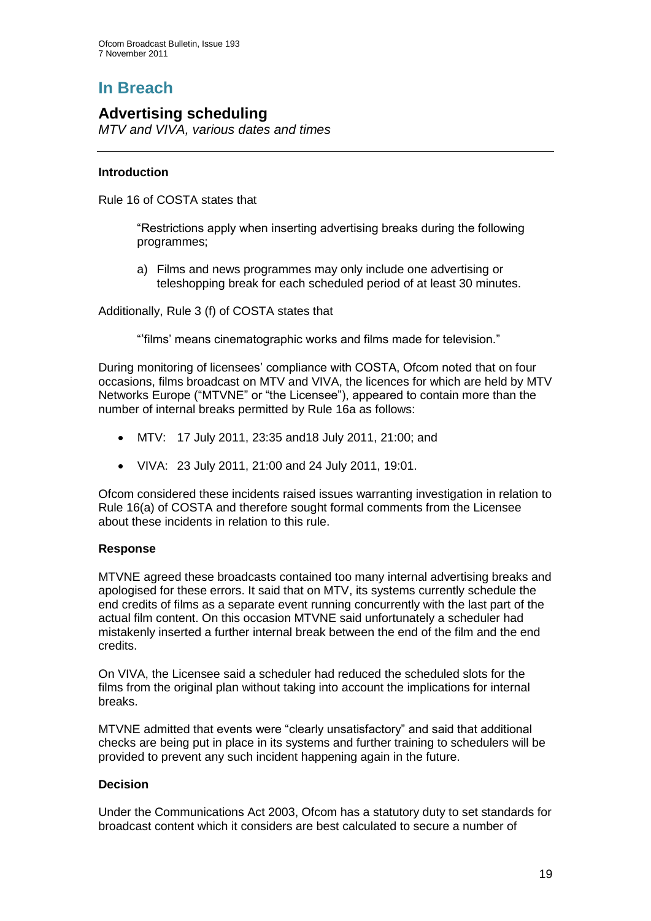# In Breach

## Advertising scheduling

*MTV and VIVA, various dates and times*

---

### Introduction

Rule 16 of COSTA states that

> "Restrictions apply when inserting advertising breaks during the following programmes;
>
> a) Films and news programmes may only include one advertising or teleshopping break for each scheduled period of at least 30 minutes.

Additionally, Rule 3 (f) of COSTA states that

> "'films' means cinematographic works and films made for television."

During monitoring of licensees' compliance with COSTA, Ofcom noted that on four occasions, films broadcast on MTV and VIVA, the licences for which are held by MTV Networks Europe ("MTVNE" or "the Licensee"), appeared to contain more than the number of internal breaks permitted by Rule 16a as follows:

- MTV: 17 July 2011, 23:35 and18 July 2011, 21:00; and
- VIVA: 23 July 2011, 21:00 and 24 July 2011, 19:01.

Ofcom considered these incidents raised issues warranting investigation in relation to Rule 16(a) of COSTA and therefore sought formal comments from the Licensee about these incidents in relation to this rule.

### Response

MTVNE agreed these broadcasts contained too many internal advertising breaks and apologised for these errors. It said that on MTV, its systems currently schedule the end credits of films as a separate event running concurrently with the last part of the actual film content. On this occasion MTVNE said unfortunately a scheduler had mistakenly inserted a further internal break between the end of the film and the end credits.

On VIVA, the Licensee said a scheduler had reduced the scheduled slots for the films from the original plan without taking into account the implications for internal breaks.

MTVNE admitted that events were "clearly unsatisfactory" and said that additional checks are being put in place in its systems and further training to schedulers will be provided to prevent any such incident happening again in the future.

### Decision

Under the Communications Act 2003, Ofcom has a statutory duty to set standards for broadcast content which it considers are best calculated to secure a number of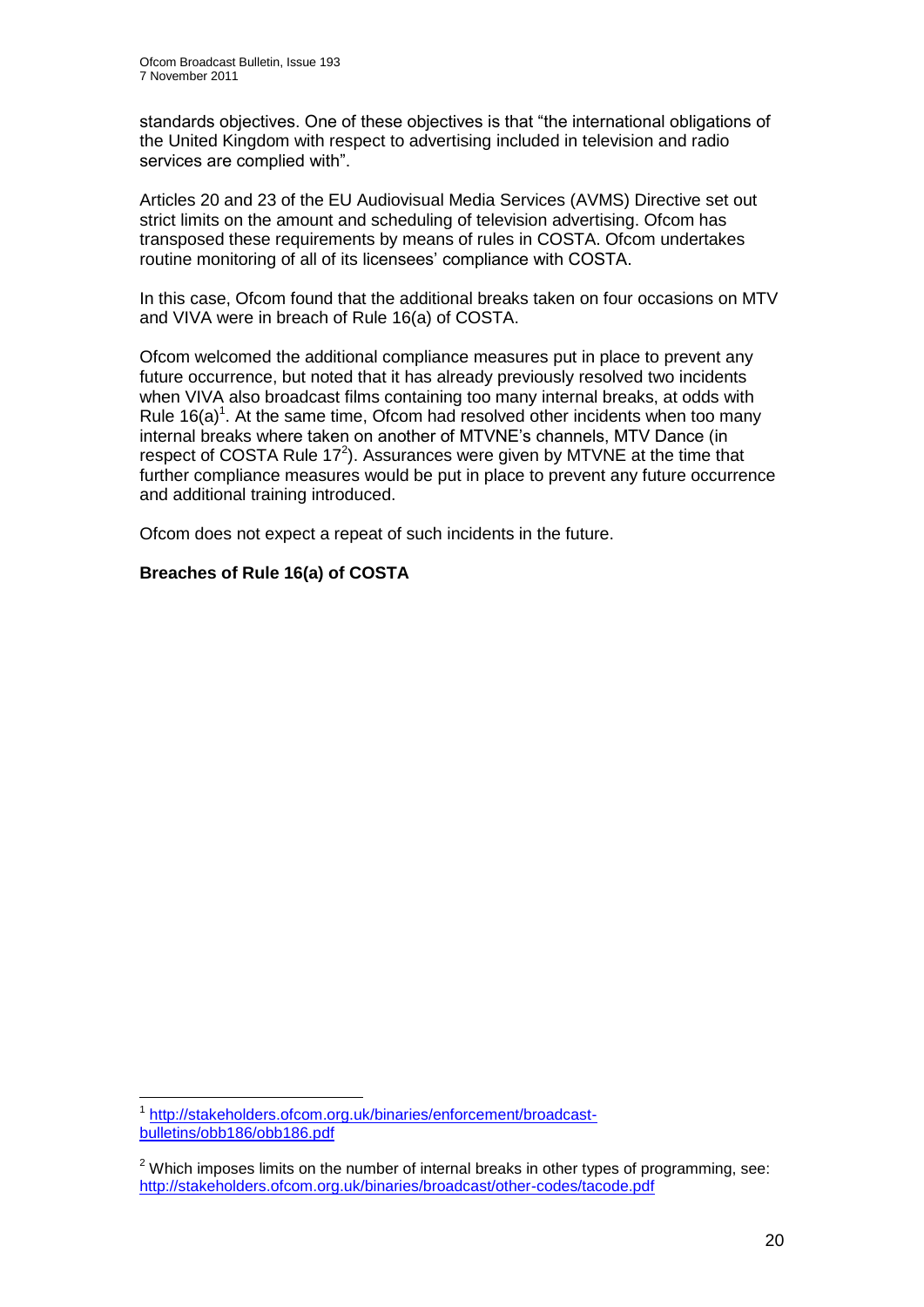standards objectives. One of these objectives is that "the international obligations of the United Kingdom with respect to advertising included in television and radio services are complied with".

Articles 20 and 23 of the EU Audiovisual Media Services (AVMS) Directive set out strict limits on the amount and scheduling of television advertising. Ofcom has transposed these requirements by means of rules in COSTA. Ofcom undertakes routine monitoring of all of its licensees' compliance with COSTA.

In this case, Ofcom found that the additional breaks taken on four occasions on MTV and VIVA were in breach of Rule 16(a) of COSTA.

Ofcom welcomed the additional compliance measures put in place to prevent any future occurrence, but noted that it has already previously resolved two incidents when VIVA also broadcast films containing too many internal breaks, at odds with Rule 16(a)[1]. At the same time, Ofcom had resolved other incidents when too many internal breaks where taken on another of MTVNE's channels, MTV Dance (in respect of COSTA Rule 17[2]). Assurances were given by MTVNE at the time that further compliance measures would be put in place to prevent any future occurrence and additional training introduced.

Ofcom does not expect a repeat of such incidents in the future.

**Breaches of Rule 16(a) of COSTA**

---

[1] http://stakeholders.ofcom.org.uk/binaries/enforcement/broadcast-bulletins/obb186/obb186.pdf

[2] Which imposes limits on the number of internal breaks in other types of programming, see: http://stakeholders.ofcom.org.uk/binaries/broadcast/other-codes/tacode.pdf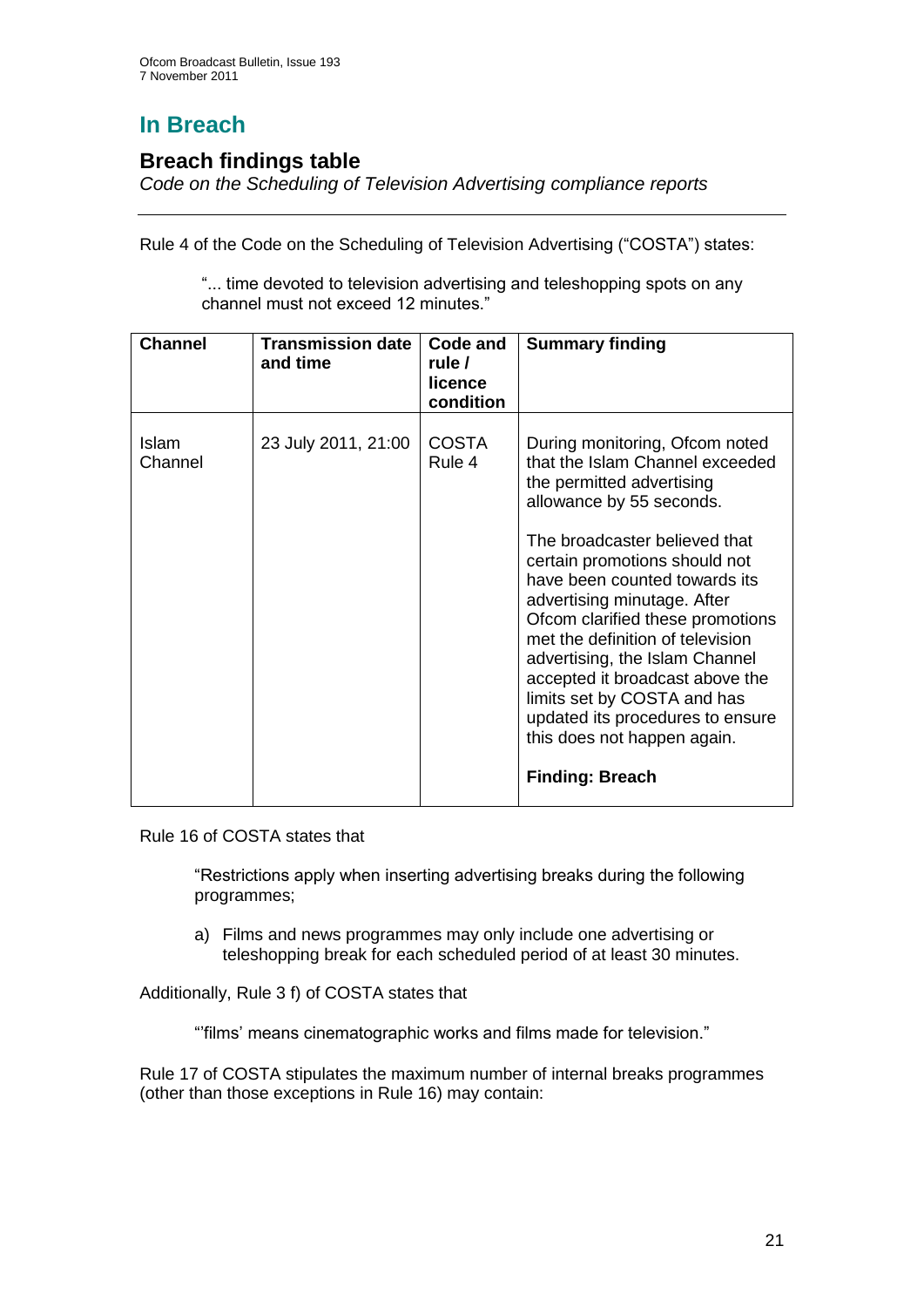# In Breach

## Breach findings table

*Code on the Scheduling of Television Advertising compliance reports*

---

Rule 4 of the Code on the Scheduling of Television Advertising ("COSTA") states:

> "... time devoted to television advertising and teleshopping spots on any channel must not exceed 12 minutes."

| Channel | Transmission date and time | Code and rule / licence condition | Summary finding |
|---|---|---|---|
| Islam Channel | 23 July 2011, 21:00 | COSTA Rule 4 | During monitoring, Ofcom noted that the Islam Channel exceeded the permitted advertising allowance by 55 seconds.<br><br>The broadcaster believed that certain promotions should not have been counted towards its advertising minutage. After Ofcom clarified these promotions met the definition of television advertising, the Islam Channel accepted it broadcast above the limits set by COSTA and has updated its procedures to ensure this does not happen again.<br><br>**Finding: Breach** |

Rule 16 of COSTA states that

> "Restrictions apply when inserting advertising breaks during the following programmes;
>
> a) Films and news programmes may only include one advertising or teleshopping break for each scheduled period of at least 30 minutes.

Additionally, Rule 3 f) of COSTA states that

> "'films' means cinematographic works and films made for television."

Rule 17 of COSTA stipulates the maximum number of internal breaks programmes (other than those exceptions in Rule 16) may contain: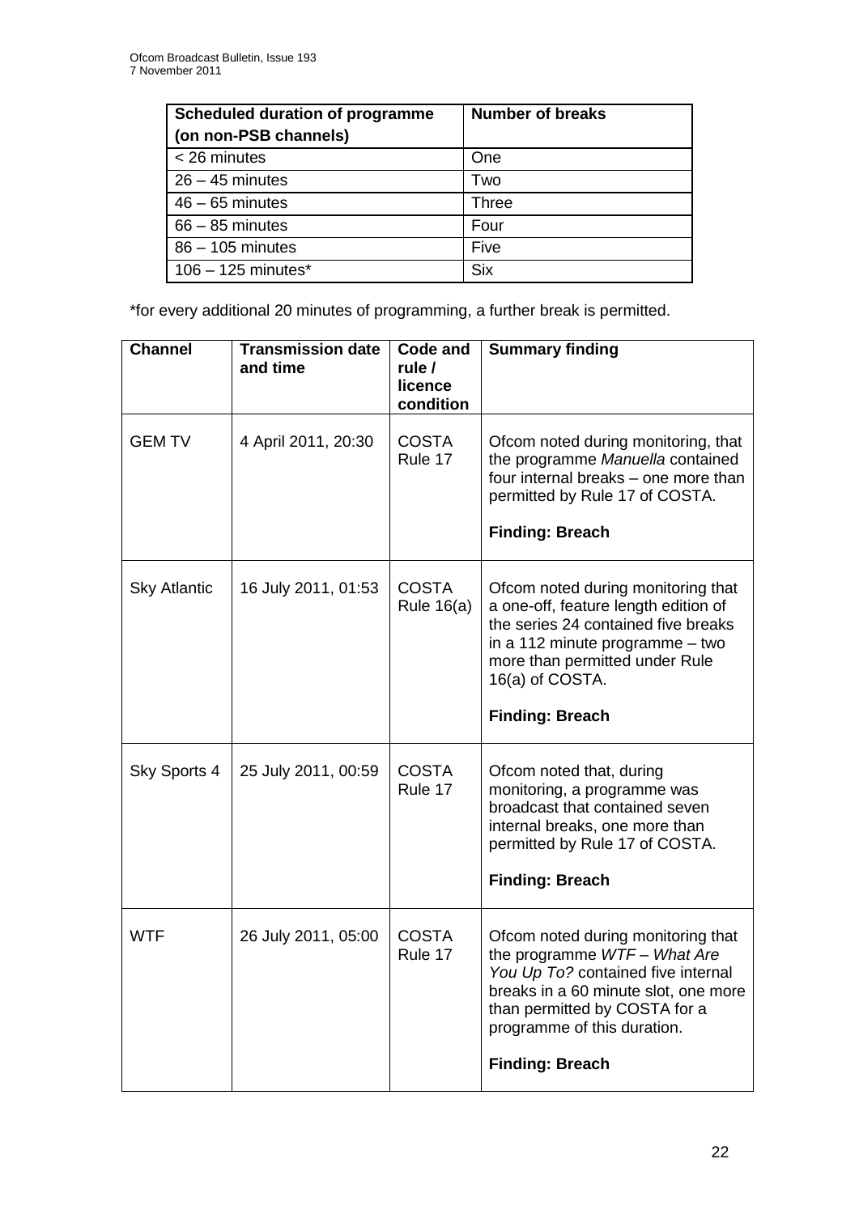| Scheduled duration of programme (on non-PSB channels) | Number of breaks |
|---|---|
| < 26 minutes | One |
| 26 – 45 minutes | Two |
| 46 – 65 minutes | Three |
| 66 – 85 minutes | Four |
| 86 – 105 minutes | Five |
| 106 – 125 minutes* | Six |

*for every additional 20 minutes of programming, a further break is permitted.

| Channel | Transmission date and time | Code and rule / licence condition | Summary finding |
|---|---|---|---|
| GEM TV | 4 April 2011, 20:30 | COSTA Rule 17 | Ofcom noted during monitoring, that the programme *Manuella* contained four internal breaks – one more than permitted by Rule 17 of COSTA.<br><br>**Finding: Breach** |
| Sky Atlantic | 16 July 2011, 01:53 | COSTA Rule 16(a) | Ofcom noted during monitoring that a one-off, feature length edition of the series 24 contained five breaks in a 112 minute programme – two more than permitted under Rule 16(a) of COSTA.<br><br>**Finding: Breach** |
| Sky Sports 4 | 25 July 2011, 00:59 | COSTA Rule 17 | Ofcom noted that, during monitoring, a programme was broadcast that contained seven internal breaks, one more than permitted by Rule 17 of COSTA.<br><br>**Finding: Breach** |
| WTF | 26 July 2011, 05:00 | COSTA Rule 17 | Ofcom noted during monitoring that the programme *WTF – What Are You Up To?* contained five internal breaks in a 60 minute slot, one more than permitted by COSTA for a programme of this duration.<br><br>**Finding: Breach** |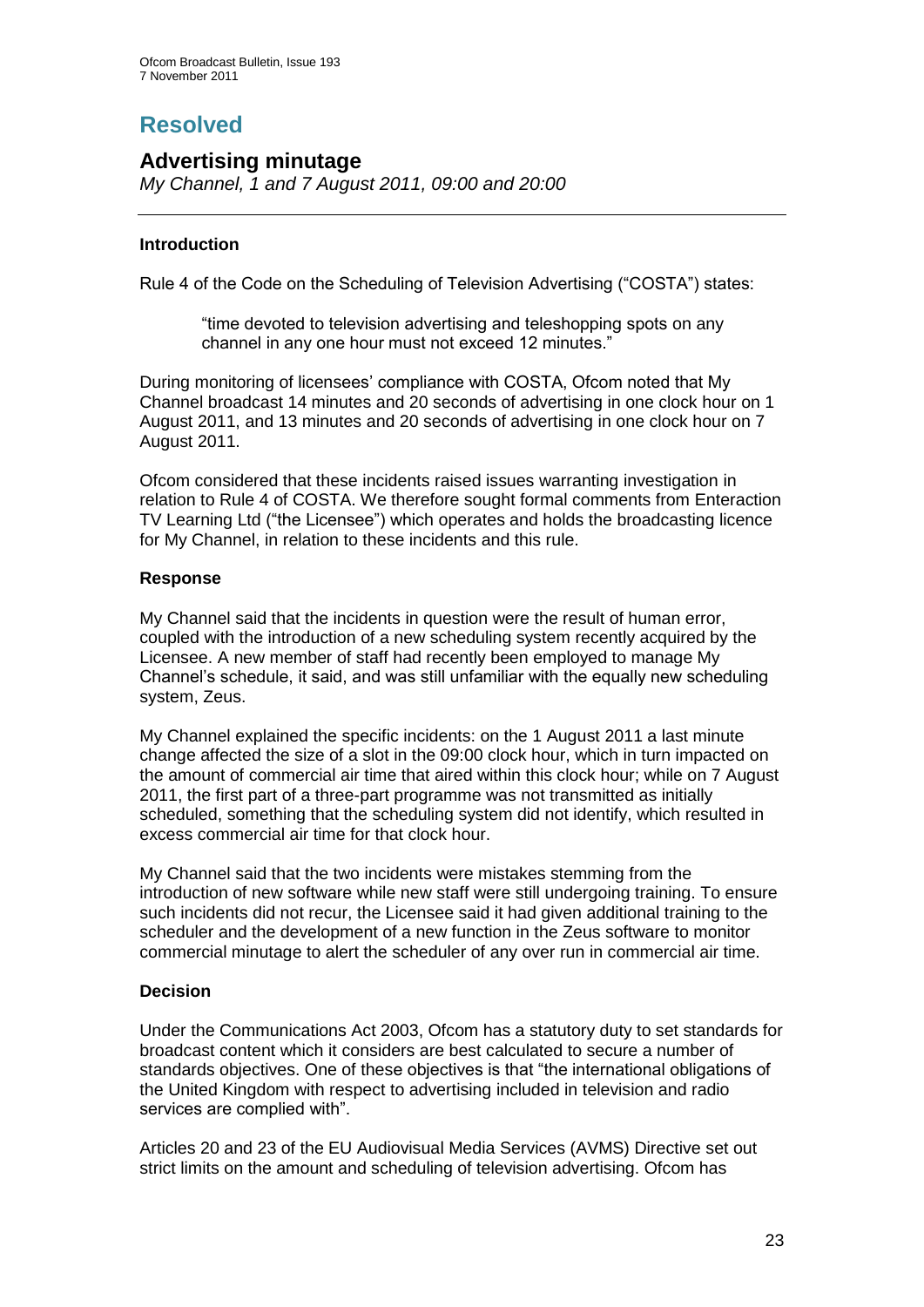# Resolved

## Advertising minutage

*My Channel, 1 and 7 August 2011, 09:00 and 20:00*

---

### Introduction

Rule 4 of the Code on the Scheduling of Television Advertising ("COSTA") states:

> "time devoted to television advertising and teleshopping spots on any channel in any one hour must not exceed 12 minutes."

During monitoring of licensees' compliance with COSTA, Ofcom noted that My Channel broadcast 14 minutes and 20 seconds of advertising in one clock hour on 1 August 2011, and 13 minutes and 20 seconds of advertising in one clock hour on 7 August 2011.

Ofcom considered that these incidents raised issues warranting investigation in relation to Rule 4 of COSTA. We therefore sought formal comments from Enteraction TV Learning Ltd ("the Licensee") which operates and holds the broadcasting licence for My Channel, in relation to these incidents and this rule.

### Response

My Channel said that the incidents in question were the result of human error, coupled with the introduction of a new scheduling system recently acquired by the Licensee. A new member of staff had recently been employed to manage My Channel's schedule, it said, and was still unfamiliar with the equally new scheduling system, Zeus.

My Channel explained the specific incidents: on the 1 August 2011 a last minute change affected the size of a slot in the 09:00 clock hour, which in turn impacted on the amount of commercial air time that aired within this clock hour; while on 7 August 2011, the first part of a three-part programme was not transmitted as initially scheduled, something that the scheduling system did not identify, which resulted in excess commercial air time for that clock hour.

My Channel said that the two incidents were mistakes stemming from the introduction of new software while new staff were still undergoing training. To ensure such incidents did not recur, the Licensee said it had given additional training to the scheduler and the development of a new function in the Zeus software to monitor commercial minutage to alert the scheduler of any over run in commercial air time.

### Decision

Under the Communications Act 2003, Ofcom has a statutory duty to set standards for broadcast content which it considers are best calculated to secure a number of standards objectives. One of these objectives is that "the international obligations of the United Kingdom with respect to advertising included in television and radio services are complied with".

Articles 20 and 23 of the EU Audiovisual Media Services (AVMS) Directive set out strict limits on the amount and scheduling of television advertising. Ofcom has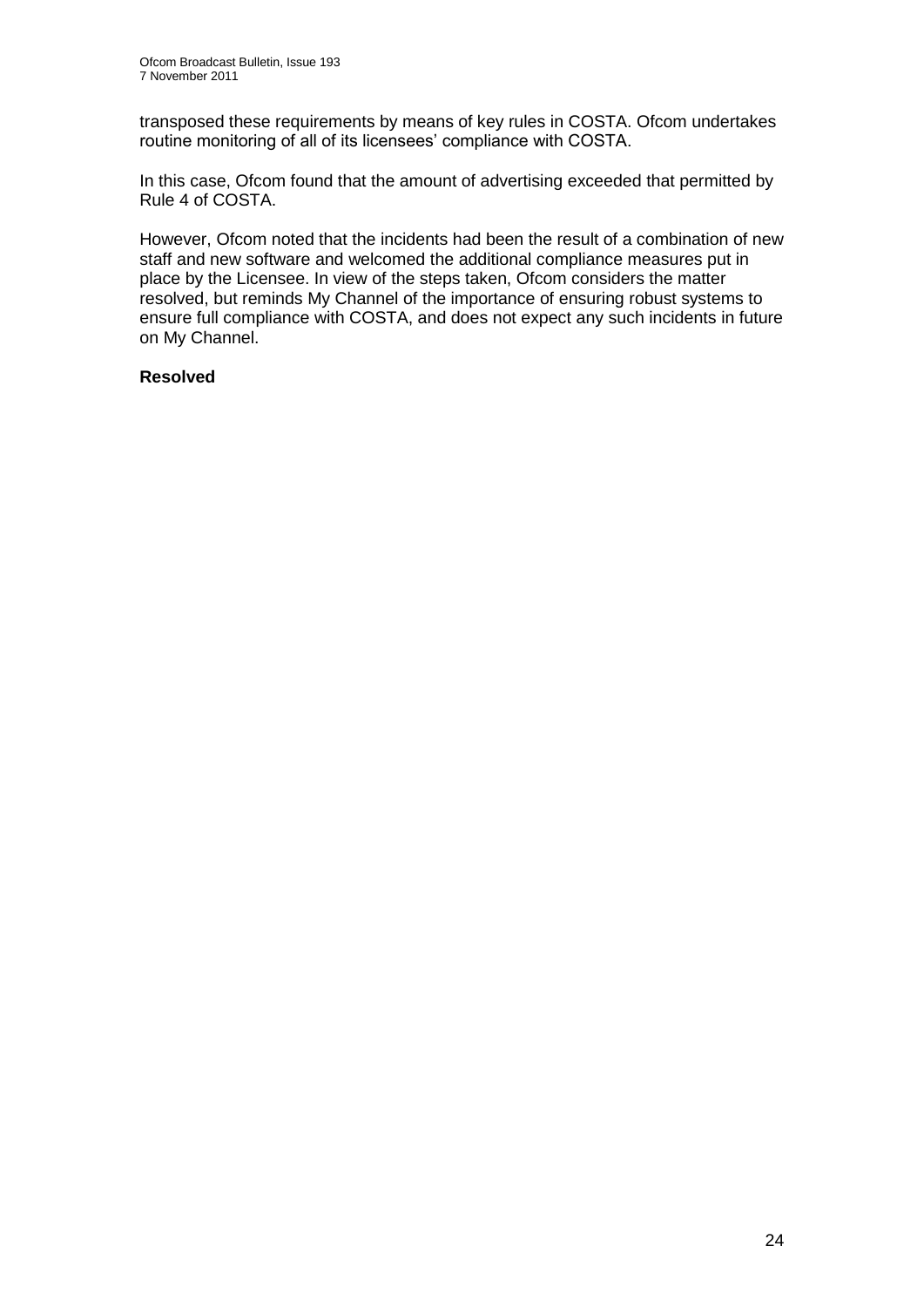transposed these requirements by means of key rules in COSTA. Ofcom undertakes routine monitoring of all of its licensees' compliance with COSTA.

In this case, Ofcom found that the amount of advertising exceeded that permitted by Rule 4 of COSTA.

However, Ofcom noted that the incidents had been the result of a combination of new staff and new software and welcomed the additional compliance measures put in place by the Licensee. In view of the steps taken, Ofcom considers the matter resolved, but reminds My Channel of the importance of ensuring robust systems to ensure full compliance with COSTA, and does not expect any such incidents in future on My Channel.

**Resolved**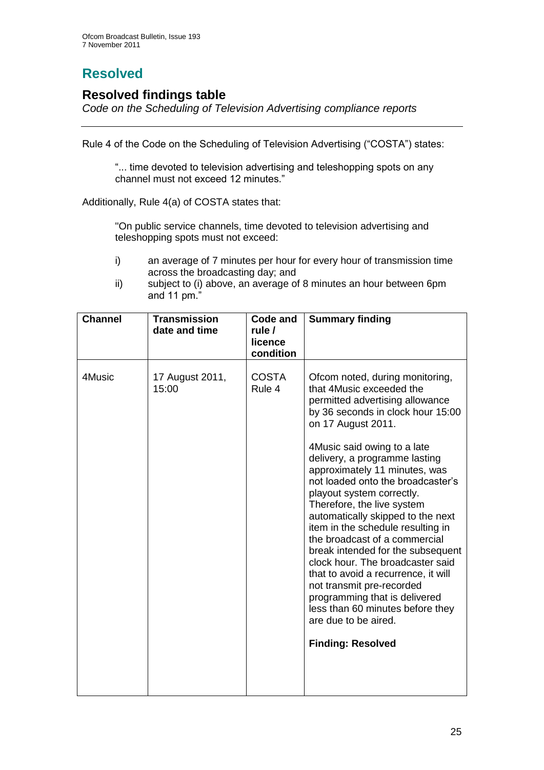# Resolved

## Resolved findings table

*Code on the Scheduling of Television Advertising compliance reports*

---

Rule 4 of the Code on the Scheduling of Television Advertising ("COSTA") states:

> "... time devoted to television advertising and teleshopping spots on any channel must not exceed 12 minutes."

Additionally, Rule 4(a) of COSTA states that:

> "On public service channels, time devoted to television advertising and teleshopping spots must not exceed:
>
> i) an average of 7 minutes per hour for every hour of transmission time across the broadcasting day; and
>
> ii) subject to (i) above, an average of 8 minutes an hour between 6pm and 11 pm."

| Channel | Transmission date and time | Code and rule / licence condition | Summary finding |
|---|---|---|---|
| 4Music | 17 August 2011, 15:00 | COSTA Rule 4 | Ofcom noted, during monitoring, that 4Music exceeded the permitted advertising allowance by 36 seconds in clock hour 15:00 on 17 August 2011.<br><br>4Music said owing to a late delivery, a programme lasting approximately 11 minutes, was not loaded onto the broadcaster's playout system correctly. Therefore, the live system automatically skipped to the next item in the schedule resulting in the broadcast of a commercial break intended for the subsequent clock hour. The broadcaster said that to avoid a recurrence, it will not transmit pre-recorded programming that is delivered less than 60 minutes before they are due to be aired.<br><br>**Finding: Resolved** |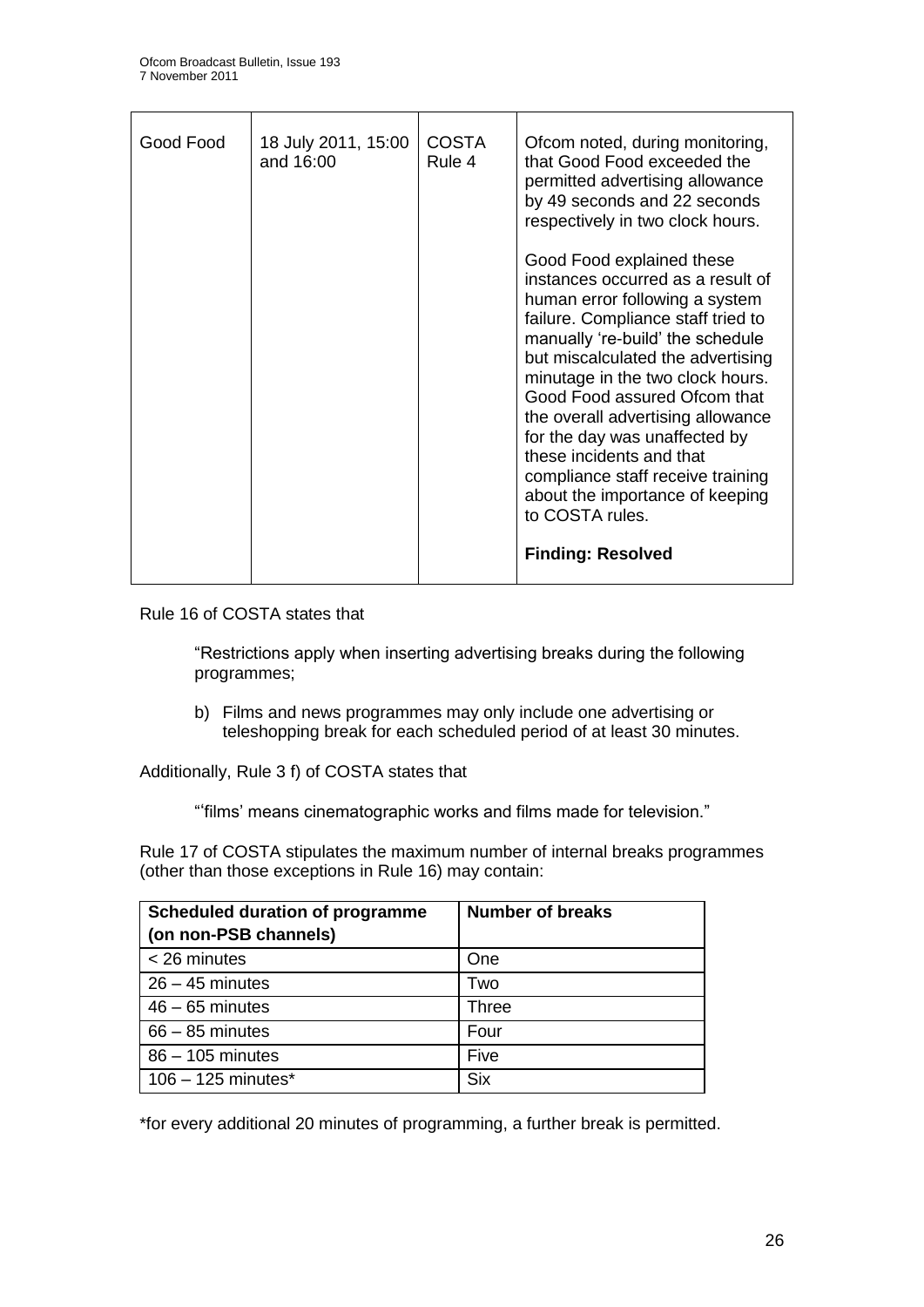| Good Food | 18 July 2011, 15:00 and 16:00 | COSTA Rule 4 | Ofcom noted, during monitoring, that Good Food exceeded the permitted advertising allowance by 49 seconds and 22 seconds respectively in two clock hours.<br><br>Good Food explained these instances occurred as a result of human error following a system failure. Compliance staff tried to manually 're-build' the schedule but miscalculated the advertising minutage in the two clock hours. Good Food assured Ofcom that the overall advertising allowance for the day was unaffected by these incidents and that compliance staff receive training about the importance of keeping to COSTA rules.<br><br>**Finding: Resolved** |
|---|---|---|---|

Rule 16 of COSTA states that

> "Restrictions apply when inserting advertising breaks during the following programmes;
>
> b) Films and news programmes may only include one advertising or teleshopping break for each scheduled period of at least 30 minutes.

Additionally, Rule 3 f) of COSTA states that

> "'films' means cinematographic works and films made for television."

Rule 17 of COSTA stipulates the maximum number of internal breaks programmes (other than those exceptions in Rule 16) may contain:

| Scheduled duration of programme (on non-PSB channels) | Number of breaks |
|---|---|
| < 26 minutes | One |
| 26 – 45 minutes | Two |
| 46 – 65 minutes | Three |
| 66 – 85 minutes | Four |
| 86 – 105 minutes | Five |
| 106 – 125 minutes* | Six |

*for every additional 20 minutes of programming, a further break is permitted.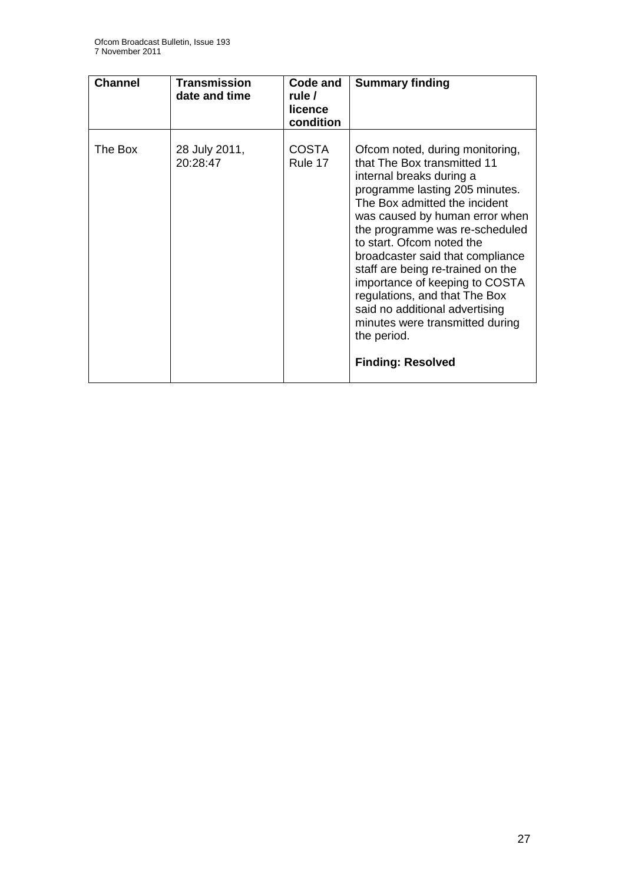| Channel | Transmission date and time | Code and rule / licence condition | Summary finding |
|---|---|---|---|
| The Box | 28 July 2011, 20:28:47 | COSTA Rule 17 | Ofcom noted, during monitoring, that The Box transmitted 11 internal breaks during a programme lasting 205 minutes. The Box admitted the incident was caused by human error when the programme was re-scheduled to start. Ofcom noted the broadcaster said that compliance staff are being re-trained on the importance of keeping to COSTA regulations, and that The Box said no additional advertising minutes were transmitted during the period.<br><br>**Finding: Resolved** |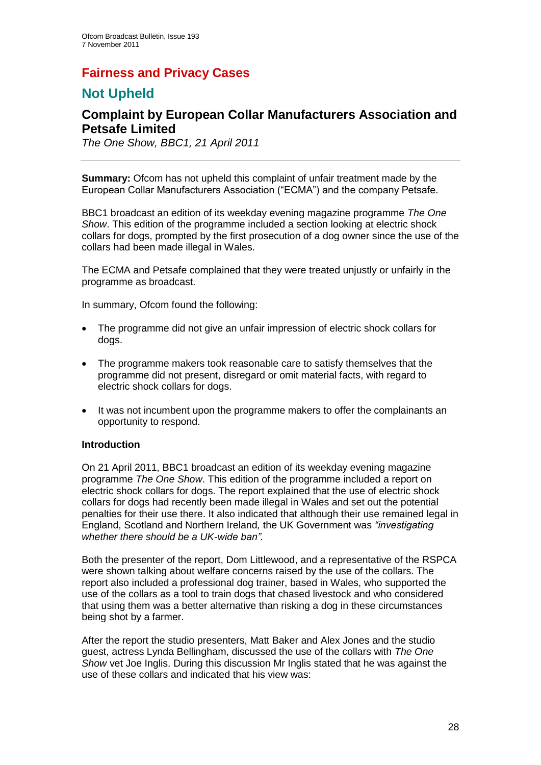## Fairness and Privacy Cases

## Not Upheld

### Complaint by European Collar Manufacturers Association and Petsafe Limited

*The One Show, BBC1, 21 April 2011*

---

**Summary:** Ofcom has not upheld this complaint of unfair treatment made by the European Collar Manufacturers Association ("ECMA") and the company Petsafe.

BBC1 broadcast an edition of its weekday evening magazine programme *The One Show*. This edition of the programme included a section looking at electric shock collars for dogs, prompted by the first prosecution of a dog owner since the use of the collars had been made illegal in Wales.

The ECMA and Petsafe complained that they were treated unjustly or unfairly in the programme as broadcast.

In summary, Ofcom found the following:

- The programme did not give an unfair impression of electric shock collars for dogs.
- The programme makers took reasonable care to satisfy themselves that the programme did not present, disregard or omit material facts, with regard to electric shock collars for dogs.
- It was not incumbent upon the programme makers to offer the complainants an opportunity to respond.

**Introduction**

On 21 April 2011, BBC1 broadcast an edition of its weekday evening magazine programme *The One Show*. This edition of the programme included a report on electric shock collars for dogs. The report explained that the use of electric shock collars for dogs had recently been made illegal in Wales and set out the potential penalties for their use there. It also indicated that although their use remained legal in England, Scotland and Northern Ireland, the UK Government was *"investigating whether there should be a UK-wide ban".*

Both the presenter of the report, Dom Littlewood, and a representative of the RSPCA were shown talking about welfare concerns raised by the use of the collars. The report also included a professional dog trainer, based in Wales, who supported the use of the collars as a tool to train dogs that chased livestock and who considered that using them was a better alternative than risking a dog in these circumstances being shot by a farmer.

After the report the studio presenters, Matt Baker and Alex Jones and the studio guest, actress Lynda Bellingham, discussed the use of the collars with *The One Show* vet Joe Inglis. During this discussion Mr Inglis stated that he was against the use of these collars and indicated that his view was: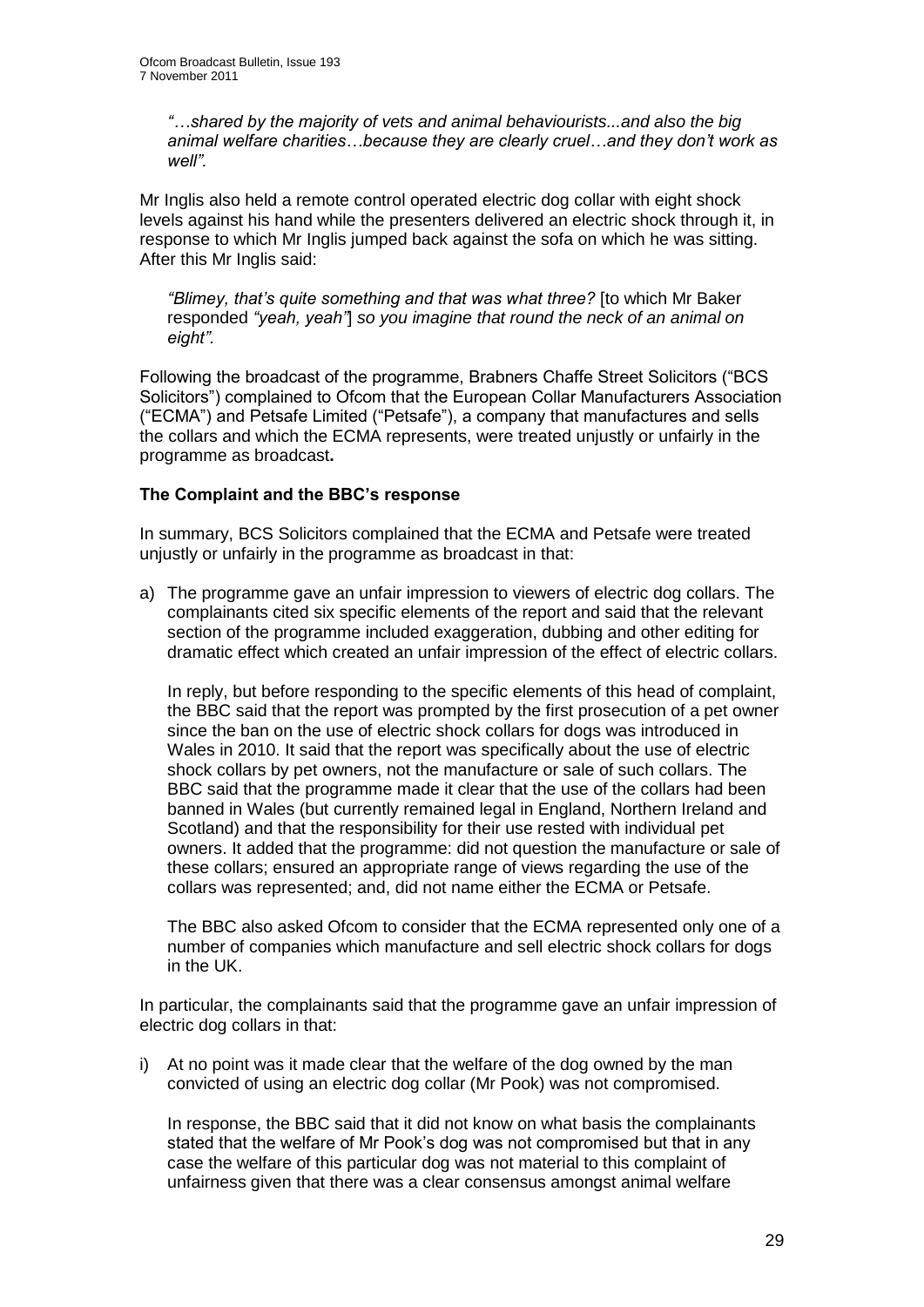*"…shared by the majority of vets and animal behaviourists...and also the big animal welfare charities…because they are clearly cruel…and they don't work as well".*

Mr Inglis also held a remote control operated electric dog collar with eight shock levels against his hand while the presenters delivered an electric shock through it, in response to which Mr Inglis jumped back against the sofa on which he was sitting. After this Mr Inglis said:

*"Blimey, that's quite something and that was what three?* [to which Mr Baker responded *"yeah, yeah"*] *so you imagine that round the neck of an animal on eight".*

Following the broadcast of the programme, Brabners Chaffe Street Solicitors ("BCS Solicitors") complained to Ofcom that the European Collar Manufacturers Association ("ECMA") and Petsafe Limited ("Petsafe"), a company that manufactures and sells the collars and which the ECMA represents, were treated unjustly or unfairly in the programme as broadcast**.**

### The Complaint and the BBC's response

In summary, BCS Solicitors complained that the ECMA and Petsafe were treated unjustly or unfairly in the programme as broadcast in that:

a) The programme gave an unfair impression to viewers of electric dog collars. The complainants cited six specific elements of the report and said that the relevant section of the programme included exaggeration, dubbing and other editing for dramatic effect which created an unfair impression of the effect of electric collars.

   In reply, but before responding to the specific elements of this head of complaint, the BBC said that the report was prompted by the first prosecution of a pet owner since the ban on the use of electric shock collars for dogs was introduced in Wales in 2010. It said that the report was specifically about the use of electric shock collars by pet owners, not the manufacture or sale of such collars. The BBC said that the programme made it clear that the use of the collars had been banned in Wales (but currently remained legal in England, Northern Ireland and Scotland) and that the responsibility for their use rested with individual pet owners. It added that the programme: did not question the manufacture or sale of these collars; ensured an appropriate range of views regarding the use of the collars was represented; and, did not name either the ECMA or Petsafe.

   The BBC also asked Ofcom to consider that the ECMA represented only one of a number of companies which manufacture and sell electric shock collars for dogs in the UK.

In particular, the complainants said that the programme gave an unfair impression of electric dog collars in that:

i) At no point was it made clear that the welfare of the dog owned by the man convicted of using an electric dog collar (Mr Pook) was not compromised.

   In response, the BBC said that it did not know on what basis the complainants stated that the welfare of Mr Pook's dog was not compromised but that in any case the welfare of this particular dog was not material to this complaint of unfairness given that there was a clear consensus amongst animal welfare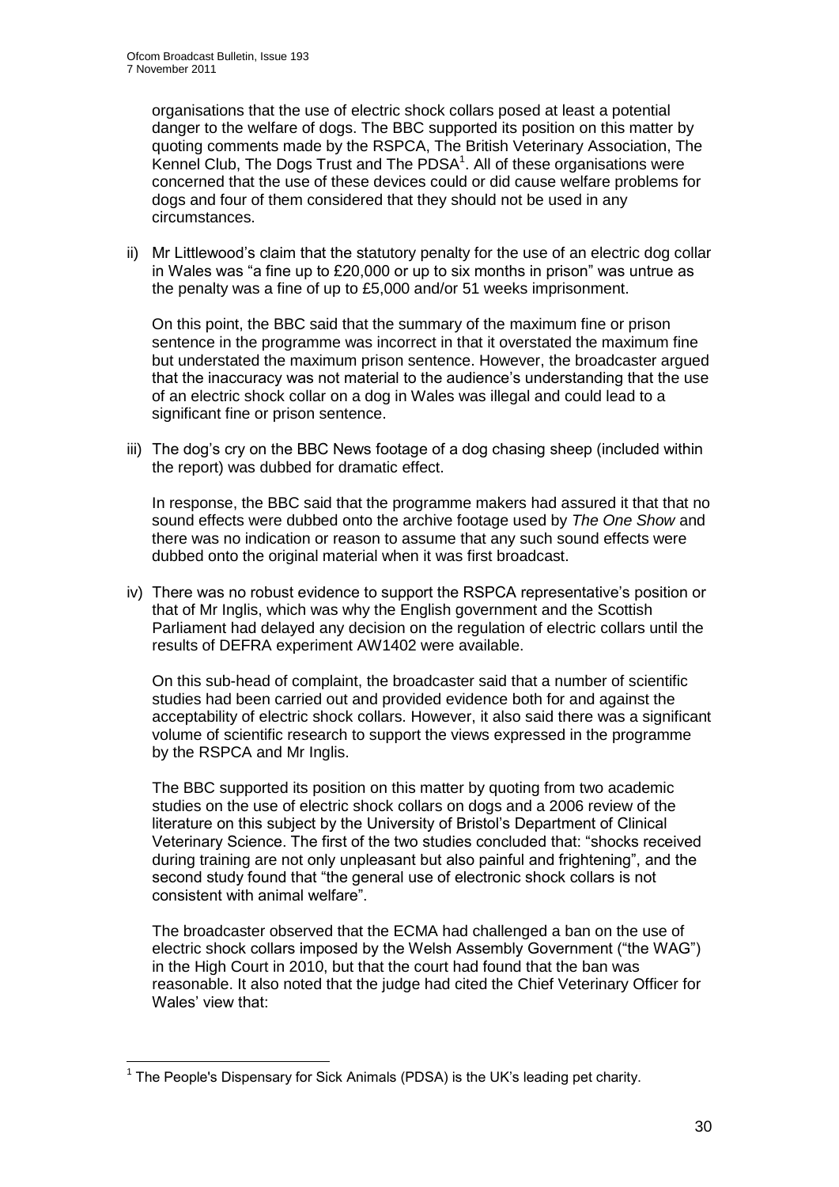organisations that the use of electric shock collars posed at least a potential danger to the welfare of dogs. The BBC supported its position on this matter by quoting comments made by the RSPCA, The British Veterinary Association, The Kennel Club, The Dogs Trust and The PDSA[1]. All of these organisations were concerned that the use of these devices could or did cause welfare problems for dogs and four of them considered that they should not be used in any circumstances.

ii) Mr Littlewood's claim that the statutory penalty for the use of an electric dog collar in Wales was "a fine up to £20,000 or up to six months in prison" was untrue as the penalty was a fine of up to £5,000 and/or 51 weeks imprisonment.

On this point, the BBC said that the summary of the maximum fine or prison sentence in the programme was incorrect in that it overstated the maximum fine but understated the maximum prison sentence. However, the broadcaster argued that the inaccuracy was not material to the audience's understanding that the use of an electric shock collar on a dog in Wales was illegal and could lead to a significant fine or prison sentence.

iii) The dog's cry on the BBC News footage of a dog chasing sheep (included within the report) was dubbed for dramatic effect.

In response, the BBC said that the programme makers had assured it that that no sound effects were dubbed onto the archive footage used by *The One Show* and there was no indication or reason to assume that any such sound effects were dubbed onto the original material when it was first broadcast.

iv) There was no robust evidence to support the RSPCA representative's position or that of Mr Inglis, which was why the English government and the Scottish Parliament had delayed any decision on the regulation of electric collars until the results of DEFRA experiment AW1402 were available.

On this sub-head of complaint, the broadcaster said that a number of scientific studies had been carried out and provided evidence both for and against the acceptability of electric shock collars. However, it also said there was a significant volume of scientific research to support the views expressed in the programme by the RSPCA and Mr Inglis.

The BBC supported its position on this matter by quoting from two academic studies on the use of electric shock collars on dogs and a 2006 review of the literature on this subject by the University of Bristol's Department of Clinical Veterinary Science. The first of the two studies concluded that: "shocks received during training are not only unpleasant but also painful and frightening", and the second study found that "the general use of electronic shock collars is not consistent with animal welfare".

The broadcaster observed that the ECMA had challenged a ban on the use of electric shock collars imposed by the Welsh Assembly Government ("the WAG") in the High Court in 2010, but that the court had found that the ban was reasonable. It also noted that the judge had cited the Chief Veterinary Officer for Wales' view that:

[1] The People's Dispensary for Sick Animals (PDSA) is the UK's leading pet charity.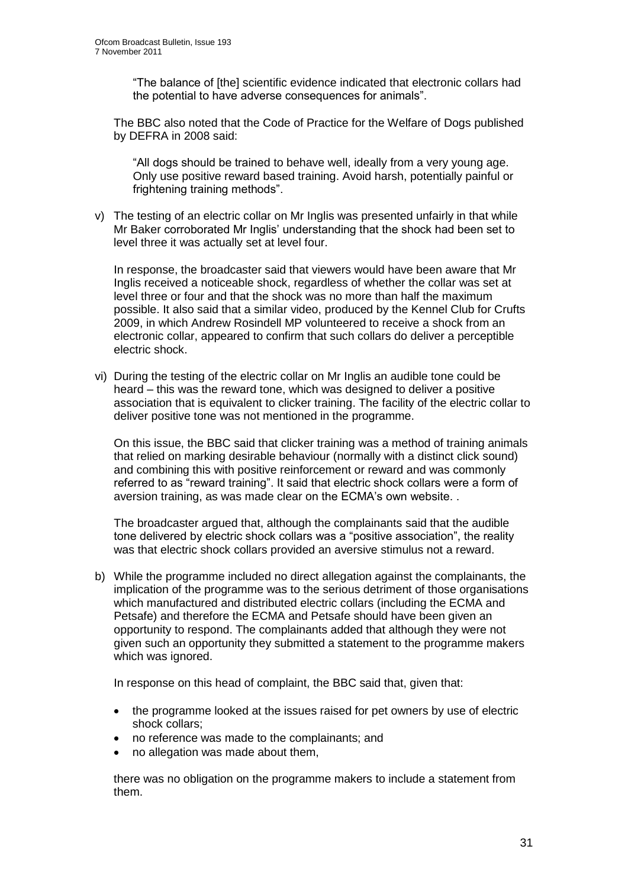"The balance of [the] scientific evidence indicated that electronic collars had the potential to have adverse consequences for animals".

The BBC also noted that the Code of Practice for the Welfare of Dogs published by DEFRA in 2008 said:

"All dogs should be trained to behave well, ideally from a very young age. Only use positive reward based training. Avoid harsh, potentially painful or frightening training methods".

v) The testing of an electric collar on Mr Inglis was presented unfairly in that while Mr Baker corroborated Mr Inglis' understanding that the shock had been set to level three it was actually set at level four.

In response, the broadcaster said that viewers would have been aware that Mr Inglis received a noticeable shock, regardless of whether the collar was set at level three or four and that the shock was no more than half the maximum possible. It also said that a similar video, produced by the Kennel Club for Crufts 2009, in which Andrew Rosindell MP volunteered to receive a shock from an electronic collar, appeared to confirm that such collars do deliver a perceptible electric shock.

vi) During the testing of the electric collar on Mr Inglis an audible tone could be heard – this was the reward tone, which was designed to deliver a positive association that is equivalent to clicker training. The facility of the electric collar to deliver positive tone was not mentioned in the programme.

On this issue, the BBC said that clicker training was a method of training animals that relied on marking desirable behaviour (normally with a distinct click sound) and combining this with positive reinforcement or reward and was commonly referred to as "reward training". It said that electric shock collars were a form of aversion training, as was made clear on the ECMA's own website. .

The broadcaster argued that, although the complainants said that the audible tone delivered by electric shock collars was a "positive association", the reality was that electric shock collars provided an aversive stimulus not a reward.

b) While the programme included no direct allegation against the complainants, the implication of the programme was to the serious detriment of those organisations which manufactured and distributed electric collars (including the ECMA and Petsafe) and therefore the ECMA and Petsafe should have been given an opportunity to respond. The complainants added that although they were not given such an opportunity they submitted a statement to the programme makers which was ignored.

In response on this head of complaint, the BBC said that, given that:

- the programme looked at the issues raised for pet owners by use of electric shock collars;
- no reference was made to the complainants; and
- no allegation was made about them,

there was no obligation on the programme makers to include a statement from them.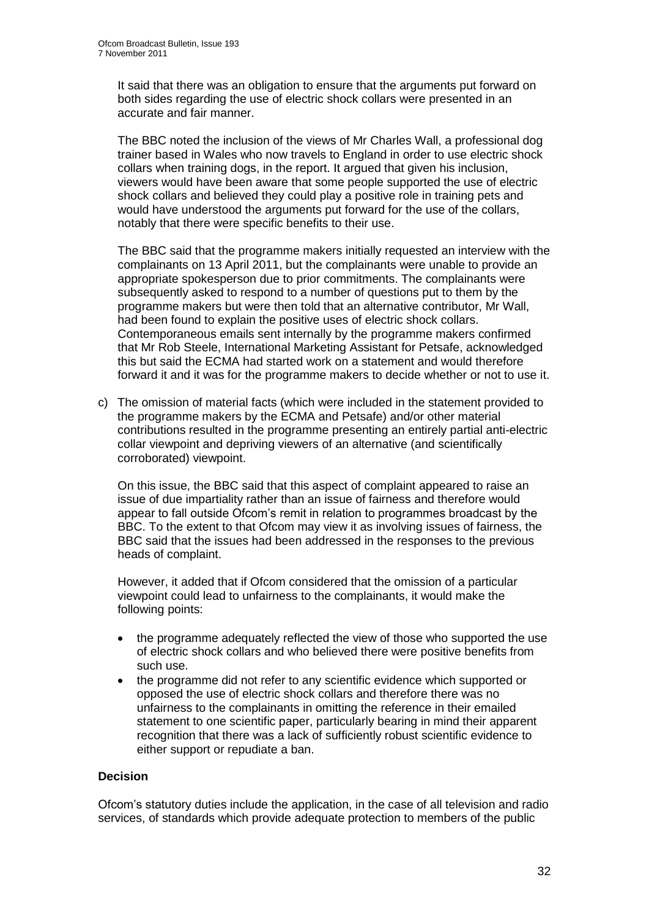It said that there was an obligation to ensure that the arguments put forward on both sides regarding the use of electric shock collars were presented in an accurate and fair manner.

The BBC noted the inclusion of the views of Mr Charles Wall, a professional dog trainer based in Wales who now travels to England in order to use electric shock collars when training dogs, in the report. It argued that given his inclusion, viewers would have been aware that some people supported the use of electric shock collars and believed they could play a positive role in training pets and would have understood the arguments put forward for the use of the collars, notably that there were specific benefits to their use.

The BBC said that the programme makers initially requested an interview with the complainants on 13 April 2011, but the complainants were unable to provide an appropriate spokesperson due to prior commitments. The complainants were subsequently asked to respond to a number of questions put to them by the programme makers but were then told that an alternative contributor, Mr Wall, had been found to explain the positive uses of electric shock collars. Contemporaneous emails sent internally by the programme makers confirmed that Mr Rob Steele, International Marketing Assistant for Petsafe, acknowledged this but said the ECMA had started work on a statement and would therefore forward it and it was for the programme makers to decide whether or not to use it.

c) The omission of material facts (which were included in the statement provided to the programme makers by the ECMA and Petsafe) and/or other material contributions resulted in the programme presenting an entirely partial anti-electric collar viewpoint and depriving viewers of an alternative (and scientifically corroborated) viewpoint.

   On this issue, the BBC said that this aspect of complaint appeared to raise an issue of due impartiality rather than an issue of fairness and therefore would appear to fall outside Ofcom's remit in relation to programmes broadcast by the BBC. To the extent to that Ofcom may view it as involving issues of fairness, the BBC said that the issues had been addressed in the responses to the previous heads of complaint.

   However, it added that if Ofcom considered that the omission of a particular viewpoint could lead to unfairness to the complainants, it would make the following points:

   - the programme adequately reflected the view of those who supported the use of electric shock collars and who believed there were positive benefits from such use.
   - the programme did not refer to any scientific evidence which supported or opposed the use of electric shock collars and therefore there was no unfairness to the complainants in omitting the reference in their emailed statement to one scientific paper, particularly bearing in mind their apparent recognition that there was a lack of sufficiently robust scientific evidence to either support or repudiate a ban.

**Decision**

Ofcom's statutory duties include the application, in the case of all television and radio services, of standards which provide adequate protection to members of the public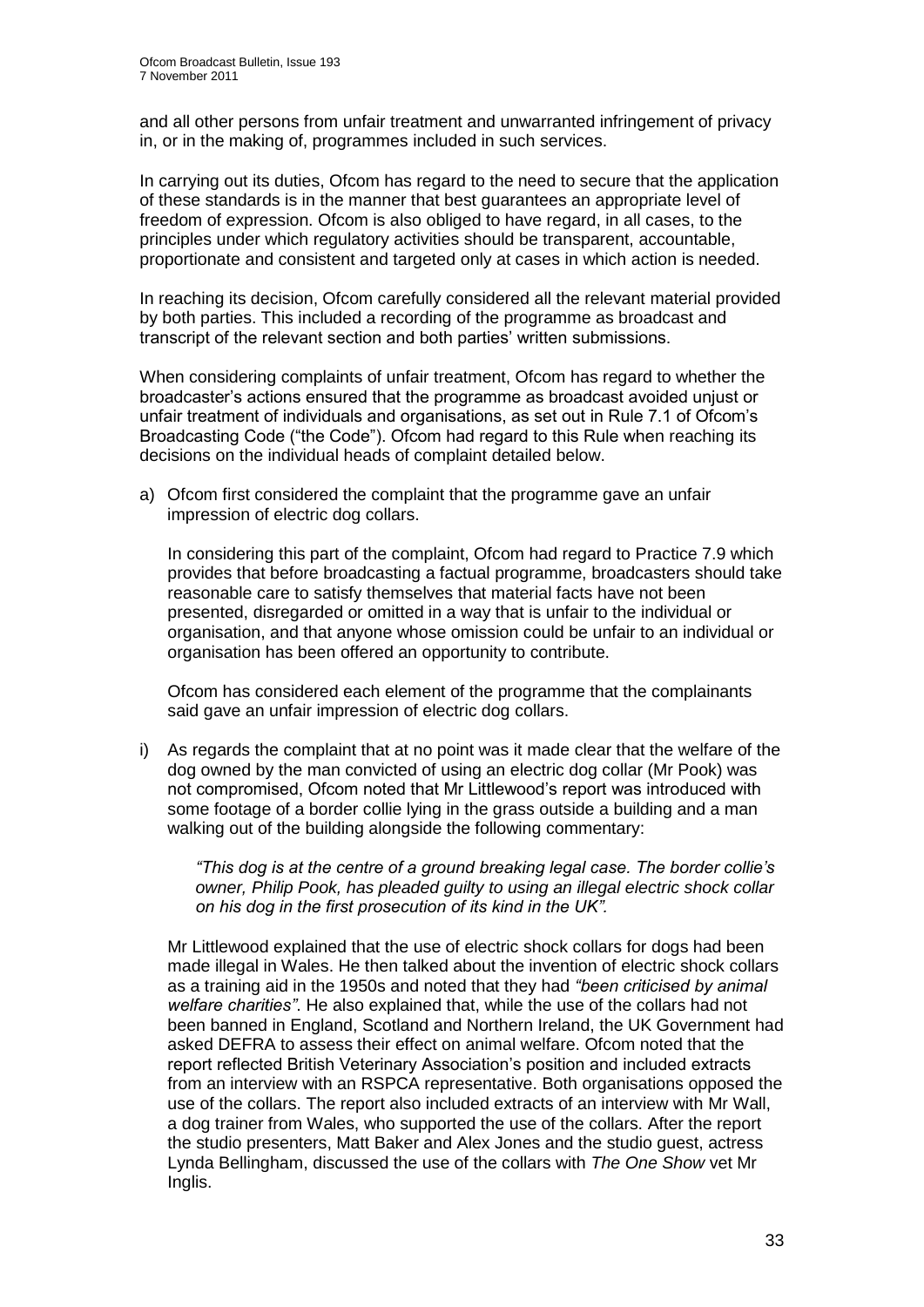and all other persons from unfair treatment and unwarranted infringement of privacy in, or in the making of, programmes included in such services.

In carrying out its duties, Ofcom has regard to the need to secure that the application of these standards is in the manner that best guarantees an appropriate level of freedom of expression. Ofcom is also obliged to have regard, in all cases, to the principles under which regulatory activities should be transparent, accountable, proportionate and consistent and targeted only at cases in which action is needed.

In reaching its decision, Ofcom carefully considered all the relevant material provided by both parties. This included a recording of the programme as broadcast and transcript of the relevant section and both parties' written submissions.

When considering complaints of unfair treatment, Ofcom has regard to whether the broadcaster's actions ensured that the programme as broadcast avoided unjust or unfair treatment of individuals and organisations, as set out in Rule 7.1 of Ofcom's Broadcasting Code ("the Code"). Ofcom had regard to this Rule when reaching its decisions on the individual heads of complaint detailed below.

a) Ofcom first considered the complaint that the programme gave an unfair impression of electric dog collars.

   In considering this part of the complaint, Ofcom had regard to Practice 7.9 which provides that before broadcasting a factual programme, broadcasters should take reasonable care to satisfy themselves that material facts have not been presented, disregarded or omitted in a way that is unfair to the individual or organisation, and that anyone whose omission could be unfair to an individual or organisation has been offered an opportunity to contribute.

   Ofcom has considered each element of the programme that the complainants said gave an unfair impression of electric dog collars.

i) As regards the complaint that at no point was it made clear that the welfare of the dog owned by the man convicted of using an electric dog collar (Mr Pook) was not compromised, Ofcom noted that Mr Littlewood's report was introduced with some footage of a border collie lying in the grass outside a building and a man walking out of the building alongside the following commentary:

   *"This dog is at the centre of a ground breaking legal case. The border collie's owner, Philip Pook, has pleaded guilty to using an illegal electric shock collar on his dog in the first prosecution of its kind in the UK".*

   Mr Littlewood explained that the use of electric shock collars for dogs had been made illegal in Wales. He then talked about the invention of electric shock collars as a training aid in the 1950s and noted that they had *"been criticised by animal welfare charities"*. He also explained that, while the use of the collars had not been banned in England, Scotland and Northern Ireland, the UK Government had asked DEFRA to assess their effect on animal welfare. Ofcom noted that the report reflected British Veterinary Association's position and included extracts from an interview with an RSPCA representative. Both organisations opposed the use of the collars. The report also included extracts of an interview with Mr Wall, a dog trainer from Wales, who supported the use of the collars. After the report the studio presenters, Matt Baker and Alex Jones and the studio guest, actress Lynda Bellingham, discussed the use of the collars with *The One Show* vet Mr Inglis.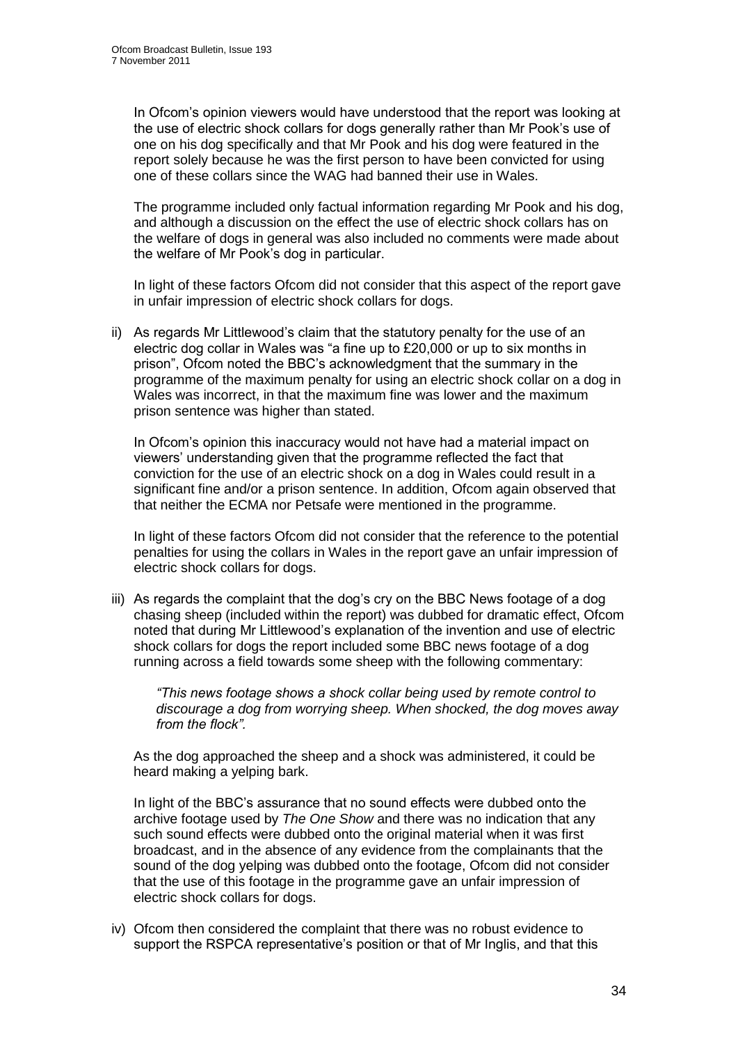In Ofcom's opinion viewers would have understood that the report was looking at the use of electric shock collars for dogs generally rather than Mr Pook's use of one on his dog specifically and that Mr Pook and his dog were featured in the report solely because he was the first person to have been convicted for using one of these collars since the WAG had banned their use in Wales.

The programme included only factual information regarding Mr Pook and his dog, and although a discussion on the effect the use of electric shock collars has on the welfare of dogs in general was also included no comments were made about the welfare of Mr Pook's dog in particular.

In light of these factors Ofcom did not consider that this aspect of the report gave in unfair impression of electric shock collars for dogs.

ii) As regards Mr Littlewood's claim that the statutory penalty for the use of an electric dog collar in Wales was "a fine up to £20,000 or up to six months in prison", Ofcom noted the BBC's acknowledgment that the summary in the programme of the maximum penalty for using an electric shock collar on a dog in Wales was incorrect, in that the maximum fine was lower and the maximum prison sentence was higher than stated.

   In Ofcom's opinion this inaccuracy would not have had a material impact on viewers' understanding given that the programme reflected the fact that conviction for the use of an electric shock on a dog in Wales could result in a significant fine and/or a prison sentence. In addition, Ofcom again observed that that neither the ECMA nor Petsafe were mentioned in the programme.

   In light of these factors Ofcom did not consider that the reference to the potential penalties for using the collars in Wales in the report gave an unfair impression of electric shock collars for dogs.

iii) As regards the complaint that the dog's cry on the BBC News footage of a dog chasing sheep (included within the report) was dubbed for dramatic effect, Ofcom noted that during Mr Littlewood's explanation of the invention and use of electric shock collars for dogs the report included some BBC news footage of a dog running across a field towards some sheep with the following commentary:

   > *"This news footage shows a shock collar being used by remote control to discourage a dog from worrying sheep. When shocked, the dog moves away from the flock".*

   As the dog approached the sheep and a shock was administered, it could be heard making a yelping bark.

   In light of the BBC's assurance that no sound effects were dubbed onto the archive footage used by *The One Show* and there was no indication that any such sound effects were dubbed onto the original material when it was first broadcast, and in the absence of any evidence from the complainants that the sound of the dog yelping was dubbed onto the footage, Ofcom did not consider that the use of this footage in the programme gave an unfair impression of electric shock collars for dogs.

iv) Ofcom then considered the complaint that there was no robust evidence to support the RSPCA representative's position or that of Mr Inglis, and that this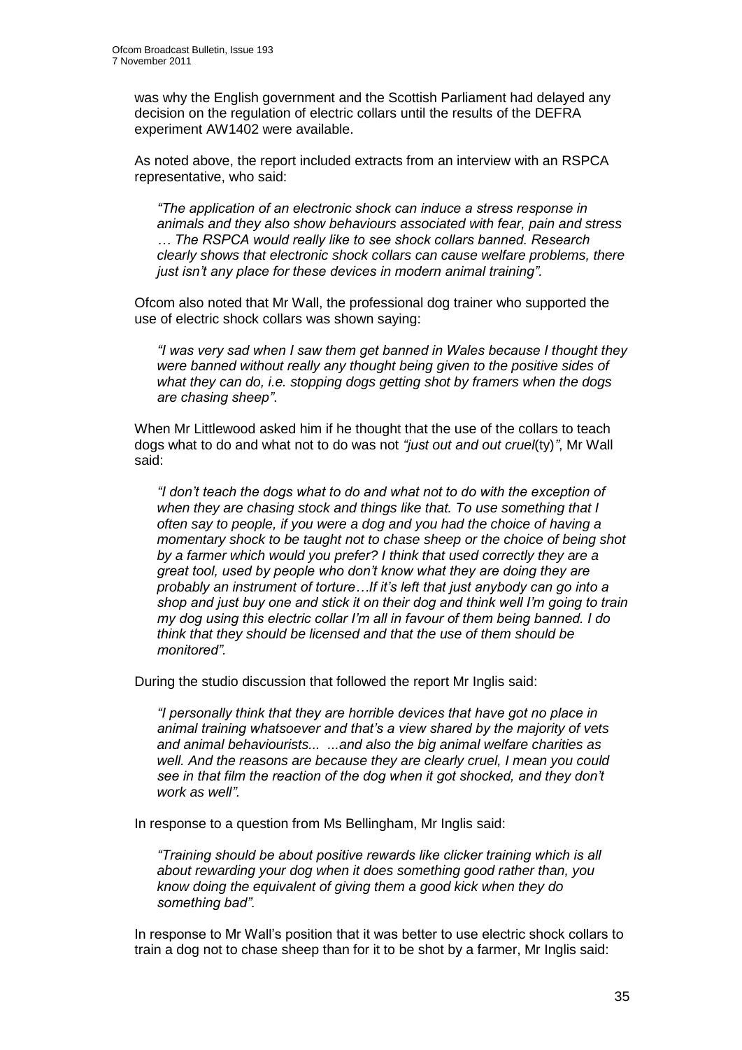was why the English government and the Scottish Parliament had delayed any decision on the regulation of electric collars until the results of the DEFRA experiment AW1402 were available.

As noted above, the report included extracts from an interview with an RSPCA representative, who said:

> *"The application of an electronic shock can induce a stress response in animals and they also show behaviours associated with fear, pain and stress … The RSPCA would really like to see shock collars banned. Research clearly shows that electronic shock collars can cause welfare problems, there just isn't any place for these devices in modern animal training".*

Ofcom also noted that Mr Wall, the professional dog trainer who supported the use of electric shock collars was shown saying:

> *"I was very sad when I saw them get banned in Wales because I thought they were banned without really any thought being given to the positive sides of what they can do, i.e. stopping dogs getting shot by framers when the dogs are chasing sheep".*

When Mr Littlewood asked him if he thought that the use of the collars to teach dogs what to do and what not to do was not *"just out and out cruel*(ty)*"*, Mr Wall said:

> *"I don't teach the dogs what to do and what not to do with the exception of when they are chasing stock and things like that. To use something that I often say to people, if you were a dog and you had the choice of having a momentary shock to be taught not to chase sheep or the choice of being shot by a farmer which would you prefer? I think that used correctly they are a great tool, used by people who don't know what they are doing they are probably an instrument of torture…If it's left that just anybody can go into a shop and just buy one and stick it on their dog and think well I'm going to train my dog using this electric collar I'm all in favour of them being banned. I do think that they should be licensed and that the use of them should be monitored".*

During the studio discussion that followed the report Mr Inglis said:

> *"I personally think that they are horrible devices that have got no place in animal training whatsoever and that's a view shared by the majority of vets and animal behaviourists... ...and also the big animal welfare charities as well. And the reasons are because they are clearly cruel, I mean you could see in that film the reaction of the dog when it got shocked, and they don't work as well".*

In response to a question from Ms Bellingham, Mr Inglis said:

> *"Training should be about positive rewards like clicker training which is all about rewarding your dog when it does something good rather than, you know doing the equivalent of giving them a good kick when they do something bad".*

In response to Mr Wall's position that it was better to use electric shock collars to train a dog not to chase sheep than for it to be shot by a farmer, Mr Inglis said: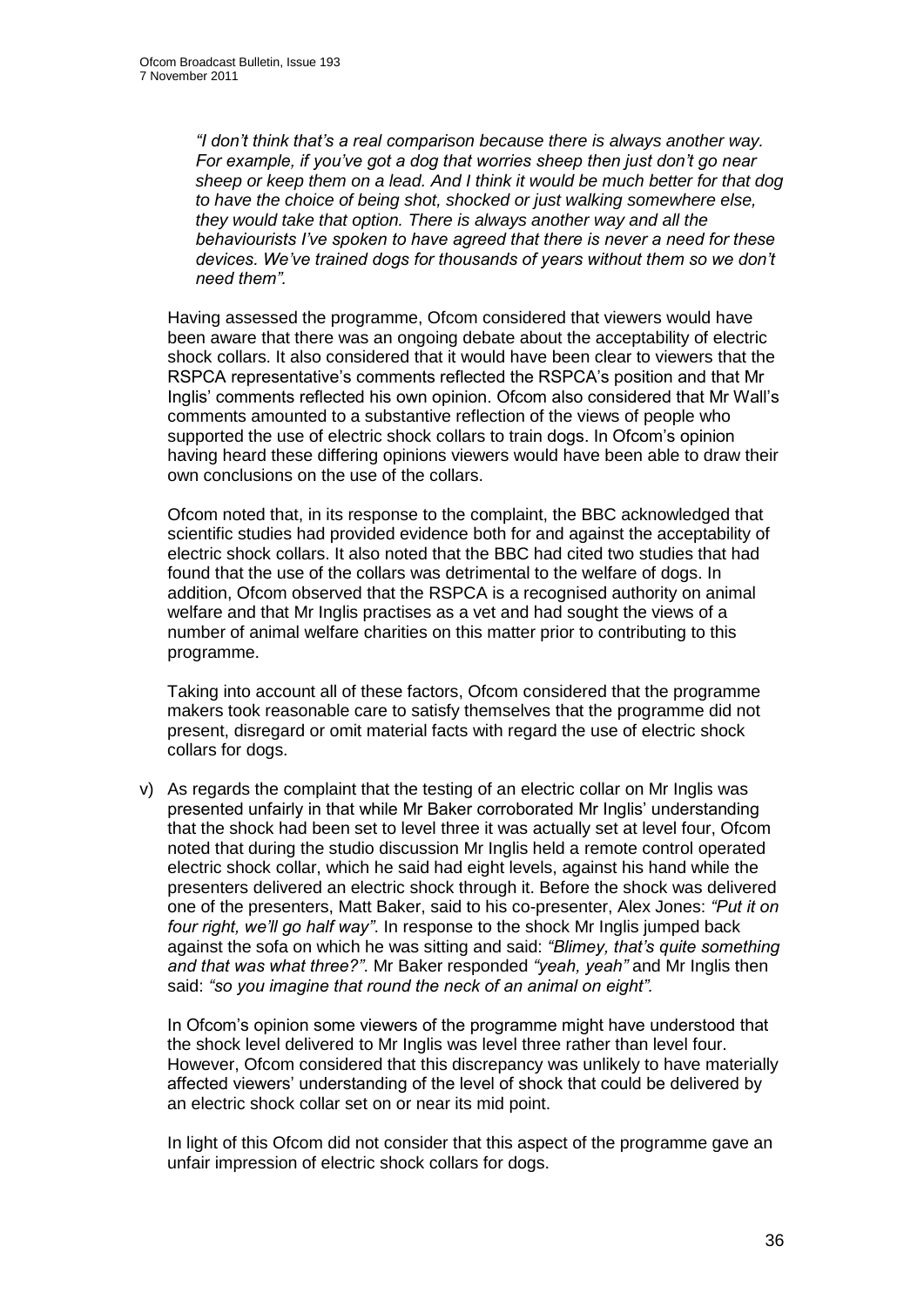*"I don't think that's a real comparison because there is always another way. For example, if you've got a dog that worries sheep then just don't go near sheep or keep them on a lead. And I think it would be much better for that dog to have the choice of being shot, shocked or just walking somewhere else, they would take that option. There is always another way and all the behaviourists I've spoken to have agreed that there is never a need for these devices. We've trained dogs for thousands of years without them so we don't need them".*

Having assessed the programme, Ofcom considered that viewers would have been aware that there was an ongoing debate about the acceptability of electric shock collars. It also considered that it would have been clear to viewers that the RSPCA representative's comments reflected the RSPCA's position and that Mr Inglis' comments reflected his own opinion. Ofcom also considered that Mr Wall's comments amounted to a substantive reflection of the views of people who supported the use of electric shock collars to train dogs. In Ofcom's opinion having heard these differing opinions viewers would have been able to draw their own conclusions on the use of the collars.

Ofcom noted that, in its response to the complaint, the BBC acknowledged that scientific studies had provided evidence both for and against the acceptability of electric shock collars. It also noted that the BBC had cited two studies that had found that the use of the collars was detrimental to the welfare of dogs. In addition, Ofcom observed that the RSPCA is a recognised authority on animal welfare and that Mr Inglis practises as a vet and had sought the views of a number of animal welfare charities on this matter prior to contributing to this programme.

Taking into account all of these factors, Ofcom considered that the programme makers took reasonable care to satisfy themselves that the programme did not present, disregard or omit material facts with regard the use of electric shock collars for dogs.

v) As regards the complaint that the testing of an electric collar on Mr Inglis was presented unfairly in that while Mr Baker corroborated Mr Inglis' understanding that the shock had been set to level three it was actually set at level four, Ofcom noted that during the studio discussion Mr Inglis held a remote control operated electric shock collar, which he said had eight levels, against his hand while the presenters delivered an electric shock through it. Before the shock was delivered one of the presenters, Matt Baker, said to his co-presenter, Alex Jones: *"Put it on four right, we'll go half way"*. In response to the shock Mr Inglis jumped back against the sofa on which he was sitting and said: *"Blimey, that's quite something and that was what three?"*. Mr Baker responded *"yeah, yeah"* and Mr Inglis then said: *"so you imagine that round the neck of an animal on eight".*

In Ofcom's opinion some viewers of the programme might have understood that the shock level delivered to Mr Inglis was level three rather than level four. However, Ofcom considered that this discrepancy was unlikely to have materially affected viewers' understanding of the level of shock that could be delivered by an electric shock collar set on or near its mid point.

In light of this Ofcom did not consider that this aspect of the programme gave an unfair impression of electric shock collars for dogs.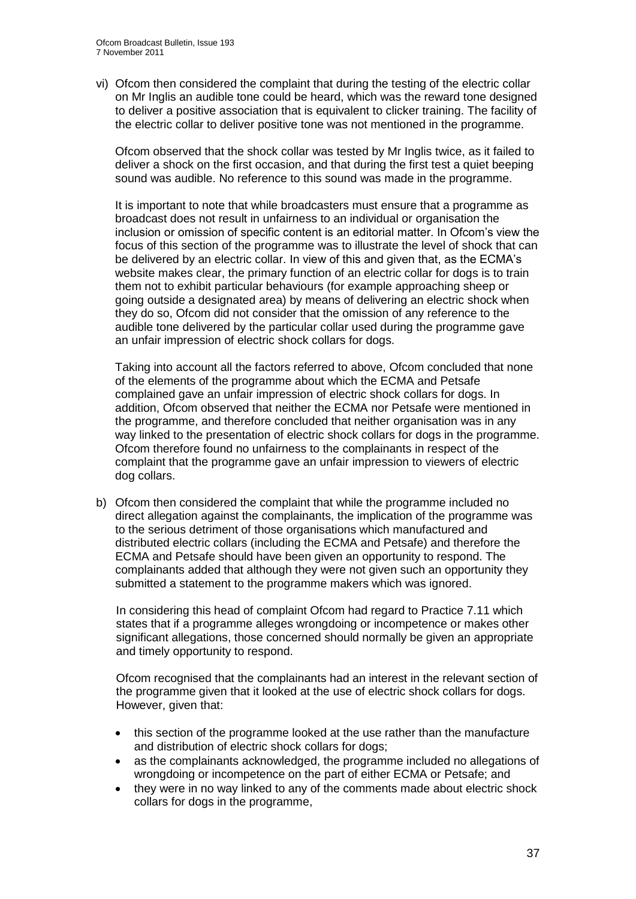vi) Ofcom then considered the complaint that during the testing of the electric collar on Mr Inglis an audible tone could be heard, which was the reward tone designed to deliver a positive association that is equivalent to clicker training. The facility of the electric collar to deliver positive tone was not mentioned in the programme.

Ofcom observed that the shock collar was tested by Mr Inglis twice, as it failed to deliver a shock on the first occasion, and that during the first test a quiet beeping sound was audible. No reference to this sound was made in the programme.

It is important to note that while broadcasters must ensure that a programme as broadcast does not result in unfairness to an individual or organisation the inclusion or omission of specific content is an editorial matter. In Ofcom's view the focus of this section of the programme was to illustrate the level of shock that can be delivered by an electric collar. In view of this and given that, as the ECMA's website makes clear, the primary function of an electric collar for dogs is to train them not to exhibit particular behaviours (for example approaching sheep or going outside a designated area) by means of delivering an electric shock when they do so, Ofcom did not consider that the omission of any reference to the audible tone delivered by the particular collar used during the programme gave an unfair impression of electric shock collars for dogs.

Taking into account all the factors referred to above, Ofcom concluded that none of the elements of the programme about which the ECMA and Petsafe complained gave an unfair impression of electric shock collars for dogs. In addition, Ofcom observed that neither the ECMA nor Petsafe were mentioned in the programme, and therefore concluded that neither organisation was in any way linked to the presentation of electric shock collars for dogs in the programme. Ofcom therefore found no unfairness to the complainants in respect of the complaint that the programme gave an unfair impression to viewers of electric dog collars.

b) Ofcom then considered the complaint that while the programme included no direct allegation against the complainants, the implication of the programme was to the serious detriment of those organisations which manufactured and distributed electric collars (including the ECMA and Petsafe) and therefore the ECMA and Petsafe should have been given an opportunity to respond. The complainants added that although they were not given such an opportunity they submitted a statement to the programme makers which was ignored.

In considering this head of complaint Ofcom had regard to Practice 7.11 which states that if a programme alleges wrongdoing or incompetence or makes other significant allegations, those concerned should normally be given an appropriate and timely opportunity to respond.

Ofcom recognised that the complainants had an interest in the relevant section of the programme given that it looked at the use of electric shock collars for dogs. However, given that:

- this section of the programme looked at the use rather than the manufacture and distribution of electric shock collars for dogs;
- as the complainants acknowledged, the programme included no allegations of wrongdoing or incompetence on the part of either ECMA or Petsafe; and
- they were in no way linked to any of the comments made about electric shock collars for dogs in the programme,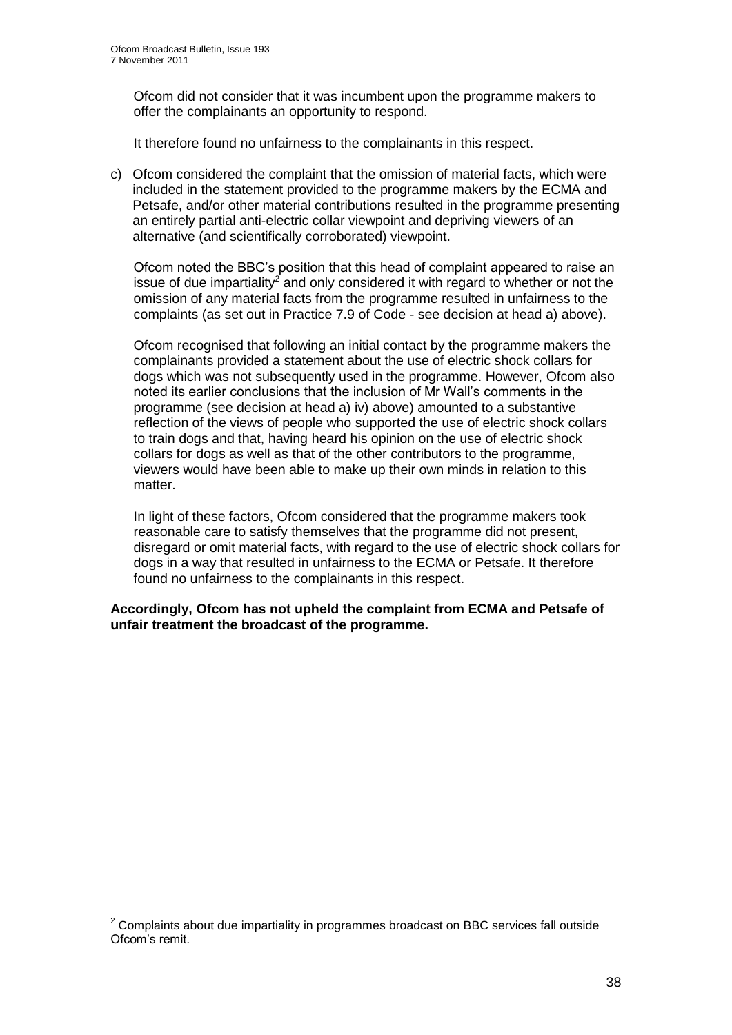Ofcom did not consider that it was incumbent upon the programme makers to offer the complainants an opportunity to respond.

It therefore found no unfairness to the complainants in this respect.

c) Ofcom considered the complaint that the omission of material facts, which were included in the statement provided to the programme makers by the ECMA and Petsafe, and/or other material contributions resulted in the programme presenting an entirely partial anti-electric collar viewpoint and depriving viewers of an alternative (and scientifically corroborated) viewpoint.

Ofcom noted the BBC's position that this head of complaint appeared to raise an issue of due impartiality[2] and only considered it with regard to whether or not the omission of any material facts from the programme resulted in unfairness to the complaints (as set out in Practice 7.9 of Code - see decision at head a) above).

Ofcom recognised that following an initial contact by the programme makers the complainants provided a statement about the use of electric shock collars for dogs which was not subsequently used in the programme. However, Ofcom also noted its earlier conclusions that the inclusion of Mr Wall's comments in the programme (see decision at head a) iv) above) amounted to a substantive reflection of the views of people who supported the use of electric shock collars to train dogs and that, having heard his opinion on the use of electric shock collars for dogs as well as that of the other contributors to the programme, viewers would have been able to make up their own minds in relation to this matter.

In light of these factors, Ofcom considered that the programme makers took reasonable care to satisfy themselves that the programme did not present, disregard or omit material facts, with regard to the use of electric shock collars for dogs in a way that resulted in unfairness to the ECMA or Petsafe. It therefore found no unfairness to the complainants in this respect.

**Accordingly, Ofcom has not upheld the complaint from ECMA and Petsafe of unfair treatment the broadcast of the programme.**

---

[2] Complaints about due impartiality in programmes broadcast on BBC services fall outside Ofcom's remit.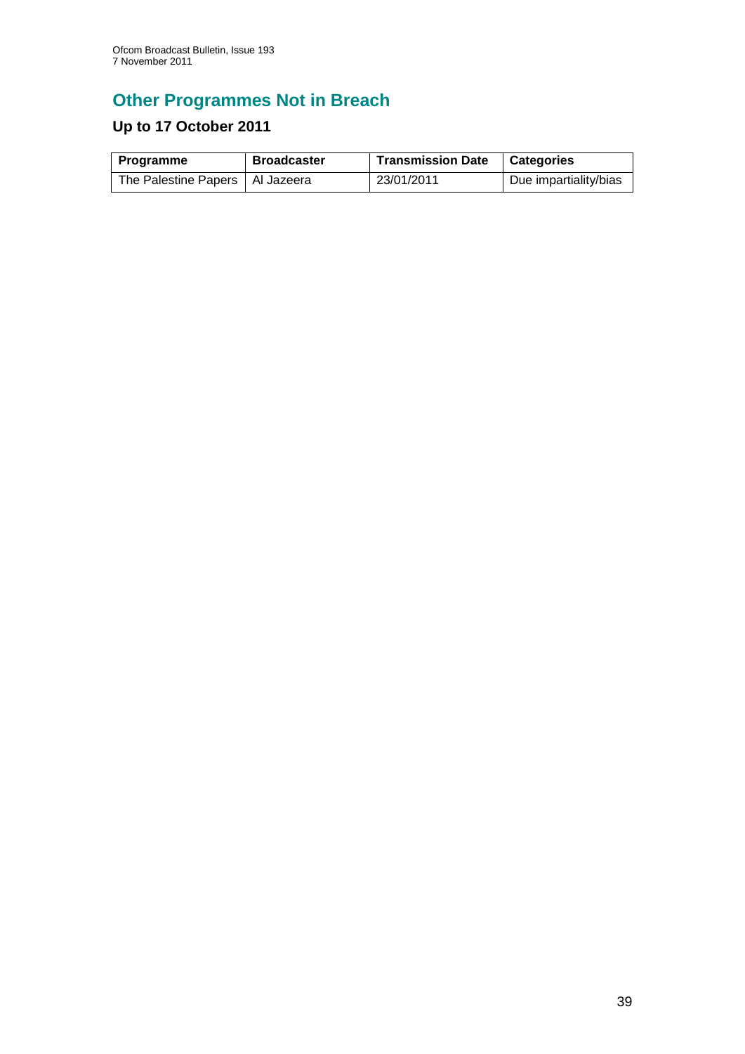# Other Programmes Not in Breach

## Up to 17 October 2011

| Programme | Broadcaster | Transmission Date | Categories |
|---|---|---|---|
| The Palestine Papers | Al Jazeera | 23/01/2011 | Due impartiality/bias |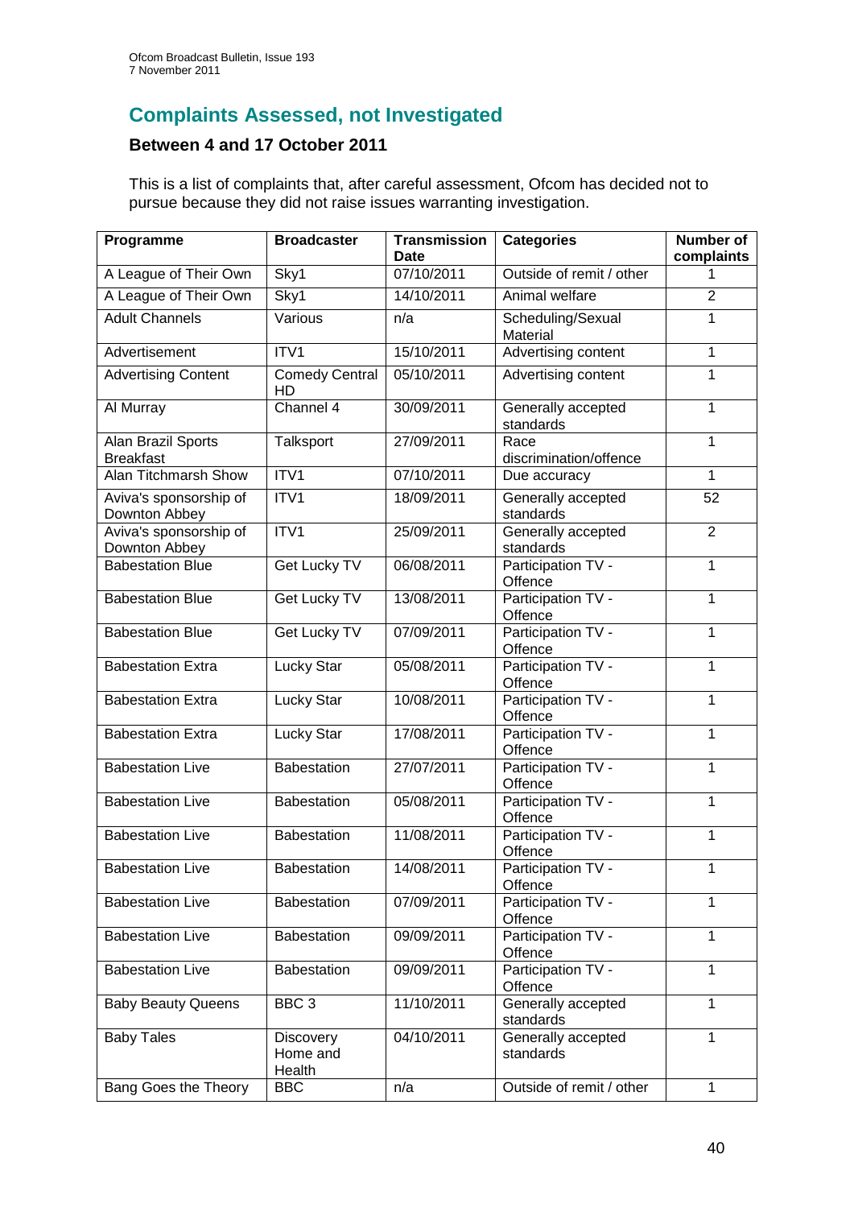## Complaints Assessed, not Investigated

### Between 4 and 17 October 2011

This is a list of complaints that, after careful assessment, Ofcom has decided not to pursue because they did not raise issues warranting investigation.

| Programme | Broadcaster | Transmission Date | Categories | Number of complaints |
|---|---|---|---|---|
| A League of Their Own | Sky1 | 07/10/2011 | Outside of remit / other | 1 |
| A League of Their Own | Sky1 | 14/10/2011 | Animal welfare | 2 |
| Adult Channels | Various | n/a | Scheduling/Sexual Material | 1 |
| Advertisement | ITV1 | 15/10/2011 | Advertising content | 1 |
| Advertising Content | Comedy Central HD | 05/10/2011 | Advertising content | 1 |
| Al Murray | Channel 4 | 30/09/2011 | Generally accepted standards | 1 |
| Alan Brazil Sports Breakfast | Talksport | 27/09/2011 | Race discrimination/offence | 1 |
| Alan Titchmarsh Show | ITV1 | 07/10/2011 | Due accuracy | 1 |
| Aviva's sponsorship of Downton Abbey | ITV1 | 18/09/2011 | Generally accepted standards | 52 |
| Aviva's sponsorship of Downton Abbey | ITV1 | 25/09/2011 | Generally accepted standards | 2 |
| Babestation Blue | Get Lucky TV | 06/08/2011 | Participation TV - Offence | 1 |
| Babestation Blue | Get Lucky TV | 13/08/2011 | Participation TV - Offence | 1 |
| Babestation Blue | Get Lucky TV | 07/09/2011 | Participation TV - Offence | 1 |
| Babestation Extra | Lucky Star | 05/08/2011 | Participation TV - Offence | 1 |
| Babestation Extra | Lucky Star | 10/08/2011 | Participation TV - Offence | 1 |
| Babestation Extra | Lucky Star | 17/08/2011 | Participation TV - Offence | 1 |
| Babestation Live | Babestation | 27/07/2011 | Participation TV - Offence | 1 |
| Babestation Live | Babestation | 05/08/2011 | Participation TV - Offence | 1 |
| Babestation Live | Babestation | 11/08/2011 | Participation TV - Offence | 1 |
| Babestation Live | Babestation | 14/08/2011 | Participation TV - Offence | 1 |
| Babestation Live | Babestation | 07/09/2011 | Participation TV - Offence | 1 |
| Babestation Live | Babestation | 09/09/2011 | Participation TV - Offence | 1 |
| Babestation Live | Babestation | 09/09/2011 | Participation TV - Offence | 1 |
| Baby Beauty Queens | BBC 3 | 11/10/2011 | Generally accepted standards | 1 |
| Baby Tales | Discovery Home and Health | 04/10/2011 | Generally accepted standards | 1 |
| Bang Goes the Theory | BBC | n/a | Outside of remit / other | 1 |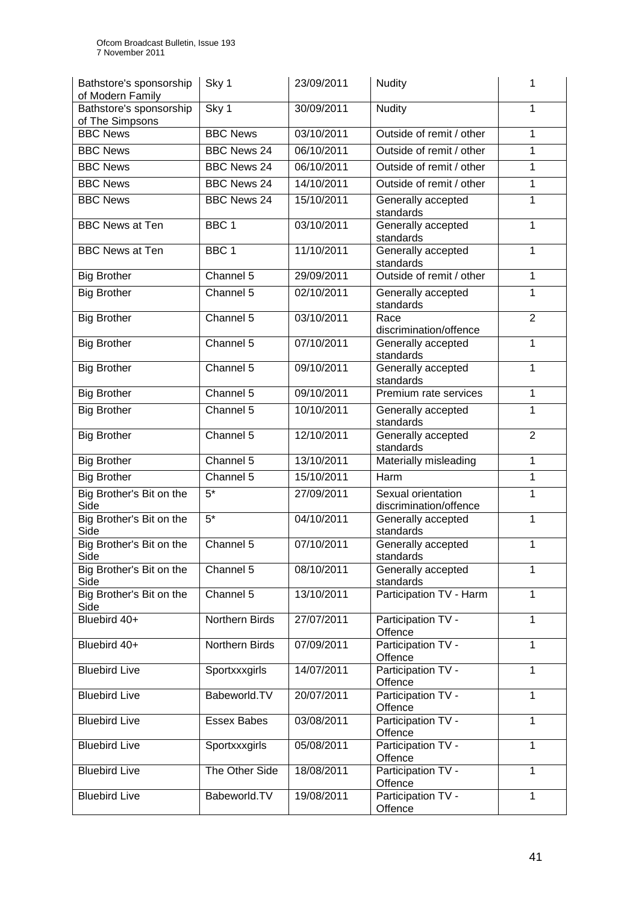| Bathstore's sponsorship of Modern Family | Sky 1 | 23/09/2011 | Nudity | 1 |
|---|---|---|---|---|
| Bathstore's sponsorship of The Simpsons | Sky 1 | 30/09/2011 | Nudity | 1 |
| BBC News | BBC News | 03/10/2011 | Outside of remit / other | 1 |
| BBC News | BBC News 24 | 06/10/2011 | Outside of remit / other | 1 |
| BBC News | BBC News 24 | 06/10/2011 | Outside of remit / other | 1 |
| BBC News | BBC News 24 | 14/10/2011 | Outside of remit / other | 1 |
| BBC News | BBC News 24 | 15/10/2011 | Generally accepted standards | 1 |
| BBC News at Ten | BBC 1 | 03/10/2011 | Generally accepted standards | 1 |
| BBC News at Ten | BBC 1 | 11/10/2011 | Generally accepted standards | 1 |
| Big Brother | Channel 5 | 29/09/2011 | Outside of remit / other | 1 |
| Big Brother | Channel 5 | 02/10/2011 | Generally accepted standards | 1 |
| Big Brother | Channel 5 | 03/10/2011 | Race discrimination/offence | 2 |
| Big Brother | Channel 5 | 07/10/2011 | Generally accepted standards | 1 |
| Big Brother | Channel 5 | 09/10/2011 | Generally accepted standards | 1 |
| Big Brother | Channel 5 | 09/10/2011 | Premium rate services | 1 |
| Big Brother | Channel 5 | 10/10/2011 | Generally accepted standards | 1 |
| Big Brother | Channel 5 | 12/10/2011 | Generally accepted standards | 2 |
| Big Brother | Channel 5 | 13/10/2011 | Materially misleading | 1 |
| Big Brother | Channel 5 | 15/10/2011 | Harm | 1 |
| Big Brother's Bit on the Side | 5* | 27/09/2011 | Sexual orientation discrimination/offence | 1 |
| Big Brother's Bit on the Side | 5* | 04/10/2011 | Generally accepted standards | 1 |
| Big Brother's Bit on the Side | Channel 5 | 07/10/2011 | Generally accepted standards | 1 |
| Big Brother's Bit on the Side | Channel 5 | 08/10/2011 | Generally accepted standards | 1 |
| Big Brother's Bit on the Side | Channel 5 | 13/10/2011 | Participation TV - Harm | 1 |
| Bluebird 40+ | Northern Birds | 27/07/2011 | Participation TV - Offence | 1 |
| Bluebird 40+ | Northern Birds | 07/09/2011 | Participation TV - Offence | 1 |
| Bluebird Live | Sportxxxgirls | 14/07/2011 | Participation TV - Offence | 1 |
| Bluebird Live | Babeworld.TV | 20/07/2011 | Participation TV - Offence | 1 |
| Bluebird Live | Essex Babes | 03/08/2011 | Participation TV - Offence | 1 |
| Bluebird Live | Sportxxxgirls | 05/08/2011 | Participation TV - Offence | 1 |
| Bluebird Live | The Other Side | 18/08/2011 | Participation TV - Offence | 1 |
| Bluebird Live | Babeworld.TV | 19/08/2011 | Participation TV - Offence | 1 |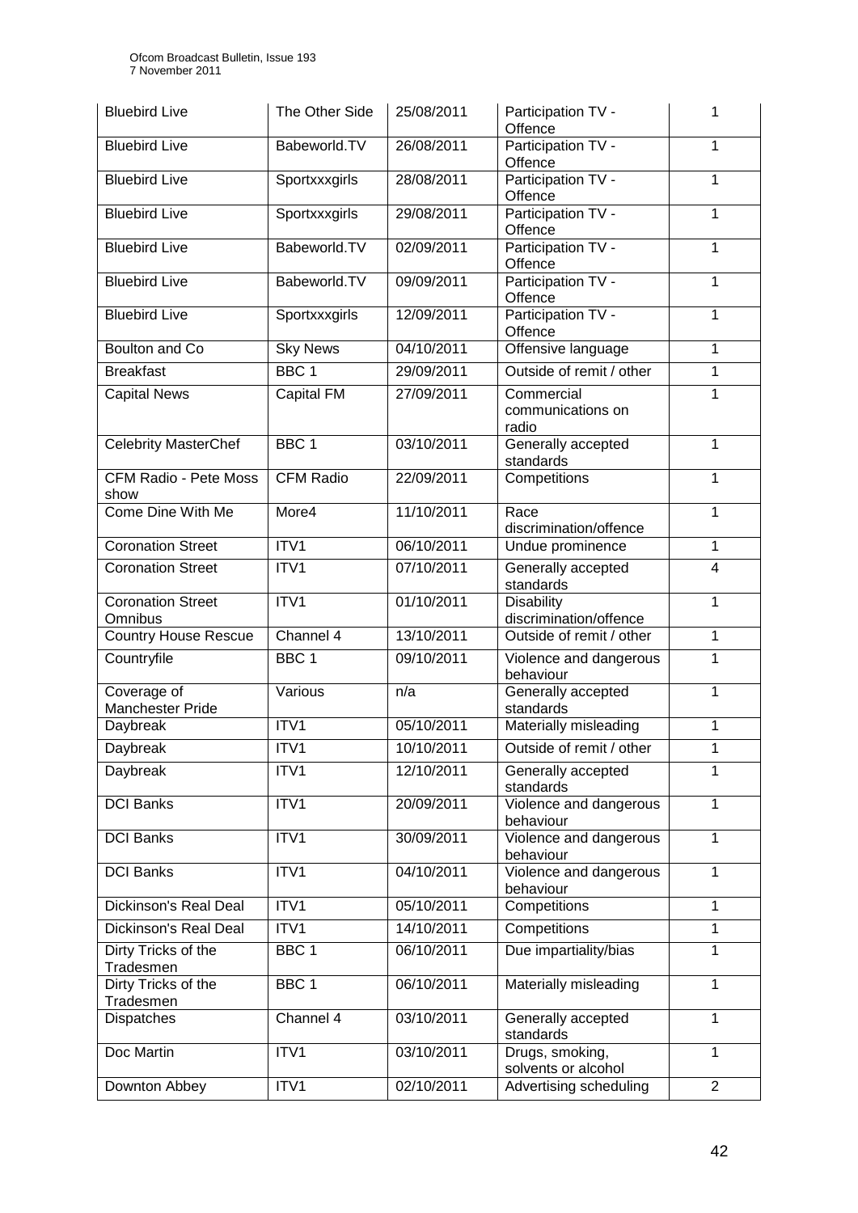| Bluebird Live | The Other Side | 25/08/2011 | Participation TV - Offence | 1 |
|---|---|---|---|---|
| Bluebird Live | Babeworld.TV | 26/08/2011 | Participation TV - Offence | 1 |
| Bluebird Live | Sportxxxgirls | 28/08/2011 | Participation TV - Offence | 1 |
| Bluebird Live | Sportxxxgirls | 29/08/2011 | Participation TV - Offence | 1 |
| Bluebird Live | Babeworld.TV | 02/09/2011 | Participation TV - Offence | 1 |
| Bluebird Live | Babeworld.TV | 09/09/2011 | Participation TV - Offence | 1 |
| Bluebird Live | Sportxxxgirls | 12/09/2011 | Participation TV - Offence | 1 |
| Boulton and Co | Sky News | 04/10/2011 | Offensive language | 1 |
| Breakfast | BBC 1 | 29/09/2011 | Outside of remit / other | 1 |
| Capital News | Capital FM | 27/09/2011 | Commercial communications on radio | 1 |
| Celebrity MasterChef | BBC 1 | 03/10/2011 | Generally accepted standards | 1 |
| CFM Radio - Pete Moss show | CFM Radio | 22/09/2011 | Competitions | 1 |
| Come Dine With Me | More4 | 11/10/2011 | Race discrimination/offence | 1 |
| Coronation Street | ITV1 | 06/10/2011 | Undue prominence | 1 |
| Coronation Street | ITV1 | 07/10/2011 | Generally accepted standards | 4 |
| Coronation Street Omnibus | ITV1 | 01/10/2011 | Disability discrimination/offence | 1 |
| Country House Rescue | Channel 4 | 13/10/2011 | Outside of remit / other | 1 |
| Countryfile | BBC 1 | 09/10/2011 | Violence and dangerous behaviour | 1 |
| Coverage of Manchester Pride | Various | n/a | Generally accepted standards | 1 |
| Daybreak | ITV1 | 05/10/2011 | Materially misleading | 1 |
| Daybreak | ITV1 | 10/10/2011 | Outside of remit / other | 1 |
| Daybreak | ITV1 | 12/10/2011 | Generally accepted standards | 1 |
| DCI Banks | ITV1 | 20/09/2011 | Violence and dangerous behaviour | 1 |
| DCI Banks | ITV1 | 30/09/2011 | Violence and dangerous behaviour | 1 |
| DCI Banks | ITV1 | 04/10/2011 | Violence and dangerous behaviour | 1 |
| Dickinson's Real Deal | ITV1 | 05/10/2011 | Competitions | 1 |
| Dickinson's Real Deal | ITV1 | 14/10/2011 | Competitions | 1 |
| Dirty Tricks of the Tradesmen | BBC 1 | 06/10/2011 | Due impartiality/bias | 1 |
| Dirty Tricks of the Tradesmen | BBC 1 | 06/10/2011 | Materially misleading | 1 |
| Dispatches | Channel 4 | 03/10/2011 | Generally accepted standards | 1 |
| Doc Martin | ITV1 | 03/10/2011 | Drugs, smoking, solvents or alcohol | 1 |
| Downton Abbey | ITV1 | 02/10/2011 | Advertising scheduling | 2 |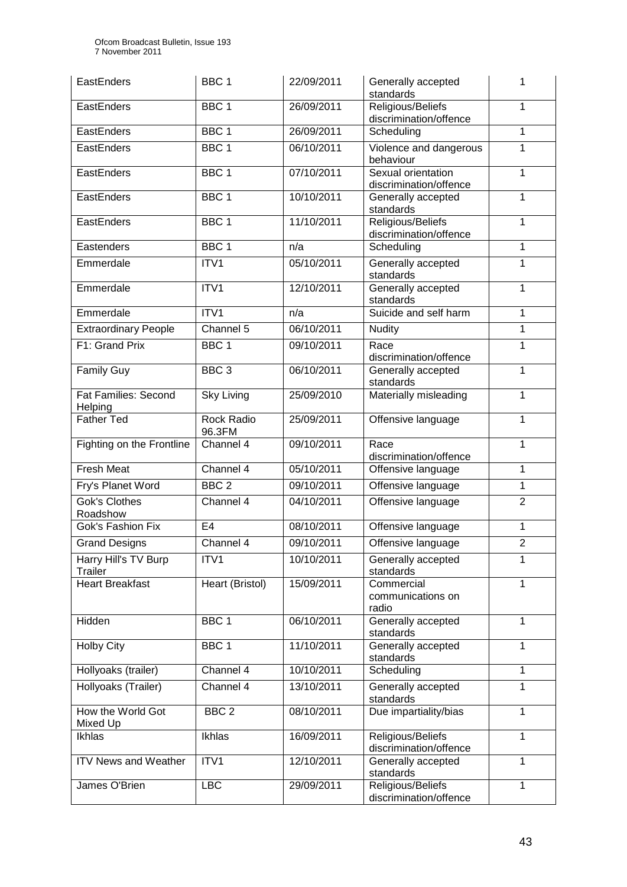| EastEnders | BBC 1 | 22/09/2011 | Generally accepted standards | 1 |
|---|---|---|---|---|
| EastEnders | BBC 1 | 26/09/2011 | Religious/Beliefs discrimination/offence | 1 |
| EastEnders | BBC 1 | 26/09/2011 | Scheduling | 1 |
| EastEnders | BBC 1 | 06/10/2011 | Violence and dangerous behaviour | 1 |
| EastEnders | BBC 1 | 07/10/2011 | Sexual orientation discrimination/offence | 1 |
| EastEnders | BBC 1 | 10/10/2011 | Generally accepted standards | 1 |
| EastEnders | BBC 1 | 11/10/2011 | Religious/Beliefs discrimination/offence | 1 |
| Eastenders | BBC 1 | n/a | Scheduling | 1 |
| Emmerdale | ITV1 | 05/10/2011 | Generally accepted standards | 1 |
| Emmerdale | ITV1 | 12/10/2011 | Generally accepted standards | 1 |
| Emmerdale | ITV1 | n/a | Suicide and self harm | 1 |
| Extraordinary People | Channel 5 | 06/10/2011 | Nudity | 1 |
| F1: Grand Prix | BBC 1 | 09/10/2011 | Race discrimination/offence | 1 |
| Family Guy | BBC 3 | 06/10/2011 | Generally accepted standards | 1 |
| Fat Families: Second Helping | Sky Living | 25/09/2010 | Materially misleading | 1 |
| Father Ted | Rock Radio 96.3FM | 25/09/2011 | Offensive language | 1 |
| Fighting on the Frontline | Channel 4 | 09/10/2011 | Race discrimination/offence | 1 |
| Fresh Meat | Channel 4 | 05/10/2011 | Offensive language | 1 |
| Fry's Planet Word | BBC 2 | 09/10/2011 | Offensive language | 1 |
| Gok's Clothes Roadshow | Channel 4 | 04/10/2011 | Offensive language | 2 |
| Gok's Fashion Fix | E4 | 08/10/2011 | Offensive language | 1 |
| Grand Designs | Channel 4 | 09/10/2011 | Offensive language | 2 |
| Harry Hill's TV Burp Trailer | ITV1 | 10/10/2011 | Generally accepted standards | 1 |
| Heart Breakfast | Heart (Bristol) | 15/09/2011 | Commercial communications on radio | 1 |
| Hidden | BBC 1 | 06/10/2011 | Generally accepted standards | 1 |
| Holby City | BBC 1 | 11/10/2011 | Generally accepted standards | 1 |
| Hollyoaks (trailer) | Channel 4 | 10/10/2011 | Scheduling | 1 |
| Hollyoaks (Trailer) | Channel 4 | 13/10/2011 | Generally accepted standards | 1 |
| How the World Got Mixed Up | BBC 2 | 08/10/2011 | Due impartiality/bias | 1 |
| Ikhlas | Ikhlas | 16/09/2011 | Religious/Beliefs discrimination/offence | 1 |
| ITV News and Weather | ITV1 | 12/10/2011 | Generally accepted standards | 1 |
| James O'Brien | LBC | 29/09/2011 | Religious/Beliefs discrimination/offence | 1 |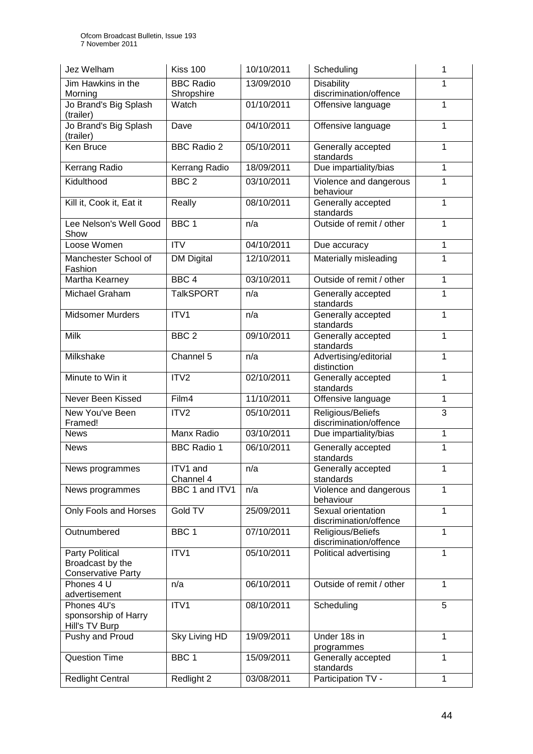| Jez Welham | Kiss 100 | 10/10/2011 | Scheduling | 1 |
|---|---|---|---|---|
| Jim Hawkins in the Morning | BBC Radio Shropshire | 13/09/2010 | Disability discrimination/offence | 1 |
| Jo Brand's Big Splash (trailer) | Watch | 01/10/2011 | Offensive language | 1 |
| Jo Brand's Big Splash (trailer) | Dave | 04/10/2011 | Offensive language | 1 |
| Ken Bruce | BBC Radio 2 | 05/10/2011 | Generally accepted standards | 1 |
| Kerrang Radio | Kerrang Radio | 18/09/2011 | Due impartiality/bias | 1 |
| Kidulthood | BBC 2 | 03/10/2011 | Violence and dangerous behaviour | 1 |
| Kill it, Cook it, Eat it | Really | 08/10/2011 | Generally accepted standards | 1 |
| Lee Nelson's Well Good Show | BBC 1 | n/a | Outside of remit / other | 1 |
| Loose Women | ITV | 04/10/2011 | Due accuracy | 1 |
| Manchester School of Fashion | DM Digital | 12/10/2011 | Materially misleading | 1 |
| Martha Kearney | BBC 4 | 03/10/2011 | Outside of remit / other | 1 |
| Michael Graham | TalkSPORT | n/a | Generally accepted standards | 1 |
| Midsomer Murders | ITV1 | n/a | Generally accepted standards | 1 |
| Milk | BBC 2 | 09/10/2011 | Generally accepted standards | 1 |
| Milkshake | Channel 5 | n/a | Advertising/editorial distinction | 1 |
| Minute to Win it | ITV2 | 02/10/2011 | Generally accepted standards | 1 |
| Never Been Kissed | Film4 | 11/10/2011 | Offensive language | 1 |
| New You've Been Framed! | ITV2 | 05/10/2011 | Religious/Beliefs discrimination/offence | 3 |
| News | Manx Radio | 03/10/2011 | Due impartiality/bias | 1 |
| News | BBC Radio 1 | 06/10/2011 | Generally accepted standards | 1 |
| News programmes | ITV1 and Channel 4 | n/a | Generally accepted standards | 1 |
| News programmes | BBC 1 and ITV1 | n/a | Violence and dangerous behaviour | 1 |
| Only Fools and Horses | Gold TV | 25/09/2011 | Sexual orientation discrimination/offence | 1 |
| Outnumbered | BBC 1 | 07/10/2011 | Religious/Beliefs discrimination/offence | 1 |
| Party Political Broadcast by the Conservative Party | ITV1 | 05/10/2011 | Political advertising | 1 |
| Phones 4 U advertisement | n/a | 06/10/2011 | Outside of remit / other | 1 |
| Phones 4U's sponsorship of Harry Hill's TV Burp | ITV1 | 08/10/2011 | Scheduling | 5 |
| Pushy and Proud | Sky Living HD | 19/09/2011 | Under 18s in programmes | 1 |
| Question Time | BBC 1 | 15/09/2011 | Generally accepted standards | 1 |
| Redlight Central | Redlight 2 | 03/08/2011 | Participation TV - | 1 |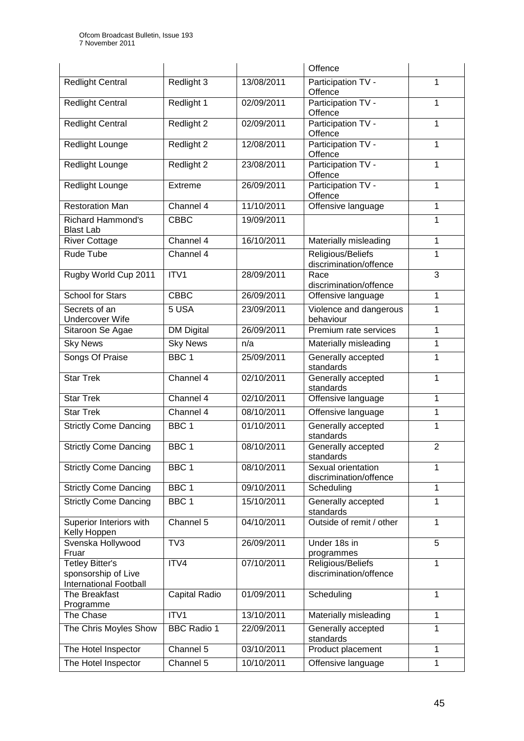| | | | Offence | |
|---|---|---|---|---|
| Redlight Central | Redlight 3 | 13/08/2011 | Participation TV - Offence | 1 |
| Redlight Central | Redlight 1 | 02/09/2011 | Participation TV - Offence | 1 |
| Redlight Central | Redlight 2 | 02/09/2011 | Participation TV - Offence | 1 |
| Redlight Lounge | Redlight 2 | 12/08/2011 | Participation TV - Offence | 1 |
| Redlight Lounge | Redlight 2 | 23/08/2011 | Participation TV - Offence | 1 |
| Redlight Lounge | Extreme | 26/09/2011 | Participation TV - Offence | 1 |
| Restoration Man | Channel 4 | 11/10/2011 | Offensive language | 1 |
| Richard Hammond's Blast Lab | CBBC | 19/09/2011 | | 1 |
| River Cottage | Channel 4 | 16/10/2011 | Materially misleading | 1 |
| Rude Tube | Channel 4 | | Religious/Beliefs discrimination/offence | 1 |
| Rugby World Cup 2011 | ITV1 | 28/09/2011 | Race discrimination/offence | 3 |
| School for Stars | CBBC | 26/09/2011 | Offensive language | 1 |
| Secrets of an Undercover Wife | 5 USA | 23/09/2011 | Violence and dangerous behaviour | 1 |
| Sitaroon Se Agae | DM Digital | 26/09/2011 | Premium rate services | 1 |
| Sky News | Sky News | n/a | Materially misleading | 1 |
| Songs Of Praise | BBC 1 | 25/09/2011 | Generally accepted standards | 1 |
| Star Trek | Channel 4 | 02/10/2011 | Generally accepted standards | 1 |
| Star Trek | Channel 4 | 02/10/2011 | Offensive language | 1 |
| Star Trek | Channel 4 | 08/10/2011 | Offensive language | 1 |
| Strictly Come Dancing | BBC 1 | 01/10/2011 | Generally accepted standards | 1 |
| Strictly Come Dancing | BBC 1 | 08/10/2011 | Generally accepted standards | 2 |
| Strictly Come Dancing | BBC 1 | 08/10/2011 | Sexual orientation discrimination/offence | 1 |
| Strictly Come Dancing | BBC 1 | 09/10/2011 | Scheduling | 1 |
| Strictly Come Dancing | BBC 1 | 15/10/2011 | Generally accepted standards | 1 |
| Superior Interiors with Kelly Hoppen | Channel 5 | 04/10/2011 | Outside of remit / other | 1 |
| Svenska Hollywood Fruar | TV3 | 26/09/2011 | Under 18s in programmes | 5 |
| Tetley Bitter's sponsorship of Live International Football | ITV4 | 07/10/2011 | Religious/Beliefs discrimination/offence | 1 |
| The Breakfast Programme | Capital Radio | 01/09/2011 | Scheduling | 1 |
| The Chase | ITV1 | 13/10/2011 | Materially misleading | 1 |
| The Chris Moyles Show | BBC Radio 1 | 22/09/2011 | Generally accepted standards | 1 |
| The Hotel Inspector | Channel 5 | 03/10/2011 | Product placement | 1 |
| The Hotel Inspector | Channel 5 | 10/10/2011 | Offensive language | 1 |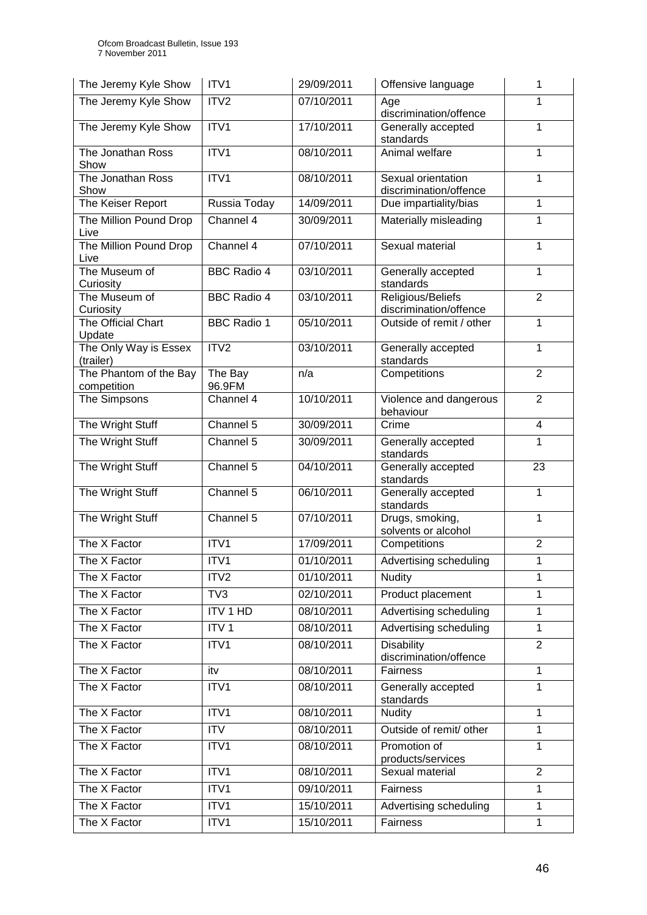| The Jeremy Kyle Show | ITV1 | 29/09/2011 | Offensive language | 1 |
|---|---|---|---|---|
| The Jeremy Kyle Show | ITV2 | 07/10/2011 | Age discrimination/offence | 1 |
| The Jeremy Kyle Show | ITV1 | 17/10/2011 | Generally accepted standards | 1 |
| The Jonathan Ross Show | ITV1 | 08/10/2011 | Animal welfare | 1 |
| The Jonathan Ross Show | ITV1 | 08/10/2011 | Sexual orientation discrimination/offence | 1 |
| The Keiser Report | Russia Today | 14/09/2011 | Due impartiality/bias | 1 |
| The Million Pound Drop Live | Channel 4 | 30/09/2011 | Materially misleading | 1 |
| The Million Pound Drop Live | Channel 4 | 07/10/2011 | Sexual material | 1 |
| The Museum of Curiosity | BBC Radio 4 | 03/10/2011 | Generally accepted standards | 1 |
| The Museum of Curiosity | BBC Radio 4 | 03/10/2011 | Religious/Beliefs discrimination/offence | 2 |
| The Official Chart Update | BBC Radio 1 | 05/10/2011 | Outside of remit / other | 1 |
| The Only Way is Essex (trailer) | ITV2 | 03/10/2011 | Generally accepted standards | 1 |
| The Phantom of the Bay competition | The Bay 96.9FM | n/a | Competitions | 2 |
| The Simpsons | Channel 4 | 10/10/2011 | Violence and dangerous behaviour | 2 |
| The Wright Stuff | Channel 5 | 30/09/2011 | Crime | 4 |
| The Wright Stuff | Channel 5 | 30/09/2011 | Generally accepted standards | 1 |
| The Wright Stuff | Channel 5 | 04/10/2011 | Generally accepted standards | 23 |
| The Wright Stuff | Channel 5 | 06/10/2011 | Generally accepted standards | 1 |
| The Wright Stuff | Channel 5 | 07/10/2011 | Drugs, smoking, solvents or alcohol | 1 |
| The X Factor | ITV1 | 17/09/2011 | Competitions | 2 |
| The X Factor | ITV1 | 01/10/2011 | Advertising scheduling | 1 |
| The X Factor | ITV2 | 01/10/2011 | Nudity | 1 |
| The X Factor | TV3 | 02/10/2011 | Product placement | 1 |
| The X Factor | ITV 1 HD | 08/10/2011 | Advertising scheduling | 1 |
| The X Factor | ITV 1 | 08/10/2011 | Advertising scheduling | 1 |
| The X Factor | ITV1 | 08/10/2011 | Disability discrimination/offence | 2 |
| The X Factor | itv | 08/10/2011 | Fairness | 1 |
| The X Factor | ITV1 | 08/10/2011 | Generally accepted standards | 1 |
| The X Factor | ITV1 | 08/10/2011 | Nudity | 1 |
| The X Factor | ITV | 08/10/2011 | Outside of remit/ other | 1 |
| The X Factor | ITV1 | 08/10/2011 | Promotion of products/services | 1 |
| The X Factor | ITV1 | 08/10/2011 | Sexual material | 2 |
| The X Factor | ITV1 | 09/10/2011 | Fairness | 1 |
| The X Factor | ITV1 | 15/10/2011 | Advertising scheduling | 1 |
| The X Factor | ITV1 | 15/10/2011 | Fairness | 1 |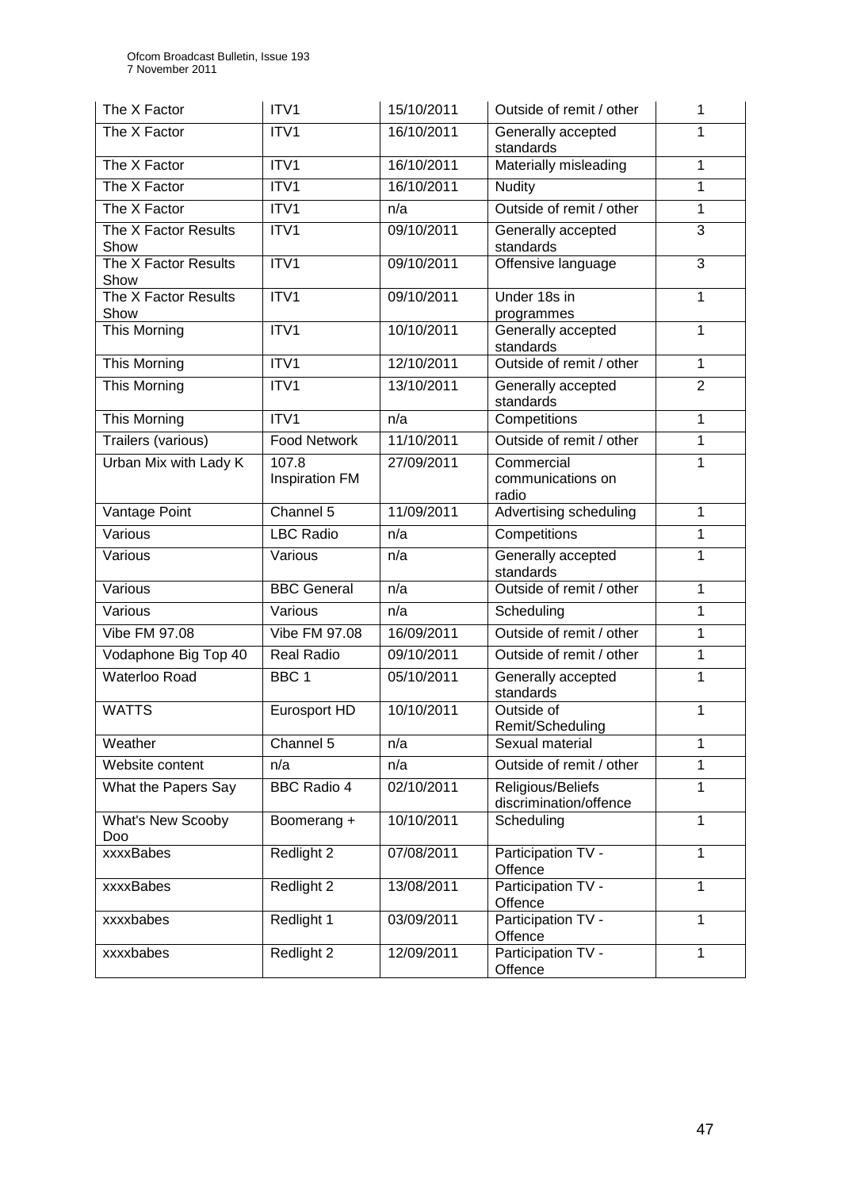| The X Factor | ITV1 | 15/10/2011 | Outside of remit / other | 1 |
|---|---|---|---|---|
| The X Factor | ITV1 | 16/10/2011 | Generally accepted standards | 1 |
| The X Factor | ITV1 | 16/10/2011 | Materially misleading | 1 |
| The X Factor | ITV1 | 16/10/2011 | Nudity | 1 |
| The X Factor | ITV1 | n/a | Outside of remit / other | 1 |
| The X Factor Results Show | ITV1 | 09/10/2011 | Generally accepted standards | 3 |
| The X Factor Results Show | ITV1 | 09/10/2011 | Offensive language | 3 |
| The X Factor Results Show | ITV1 | 09/10/2011 | Under 18s in programmes | 1 |
| This Morning | ITV1 | 10/10/2011 | Generally accepted standards | 1 |
| This Morning | ITV1 | 12/10/2011 | Outside of remit / other | 1 |
| This Morning | ITV1 | 13/10/2011 | Generally accepted standards | 2 |
| This Morning | ITV1 | n/a | Competitions | 1 |
| Trailers (various) | Food Network | 11/10/2011 | Outside of remit / other | 1 |
| Urban Mix with Lady K | 107.8 Inspiration FM | 27/09/2011 | Commercial communications on radio | 1 |
| Vantage Point | Channel 5 | 11/09/2011 | Advertising scheduling | 1 |
| Various | LBC Radio | n/a | Competitions | 1 |
| Various | Various | n/a | Generally accepted standards | 1 |
| Various | BBC General | n/a | Outside of remit / other | 1 |
| Various | Various | n/a | Scheduling | 1 |
| Vibe FM 97.08 | Vibe FM 97.08 | 16/09/2011 | Outside of remit / other | 1 |
| Vodaphone Big Top 40 | Real Radio | 09/10/2011 | Outside of remit / other | 1 |
| Waterloo Road | BBC 1 | 05/10/2011 | Generally accepted standards | 1 |
| WATTS | Eurosport HD | 10/10/2011 | Outside of Remit/Scheduling | 1 |
| Weather | Channel 5 | n/a | Sexual material | 1 |
| Website content | n/a | n/a | Outside of remit / other | 1 |
| What the Papers Say | BBC Radio 4 | 02/10/2011 | Religious/Beliefs discrimination/offence | 1 |
| What's New Scooby Doo | Boomerang + | 10/10/2011 | Scheduling | 1 |
| xxxxBabes | Redlight 2 | 07/08/2011 | Participation TV - Offence | 1 |
| xxxxBabes | Redlight 2 | 13/08/2011 | Participation TV - Offence | 1 |
| xxxxbabes | Redlight 1 | 03/09/2011 | Participation TV - Offence | 1 |
| xxxxbabes | Redlight 2 | 12/09/2011 | Participation TV - Offence | 1 |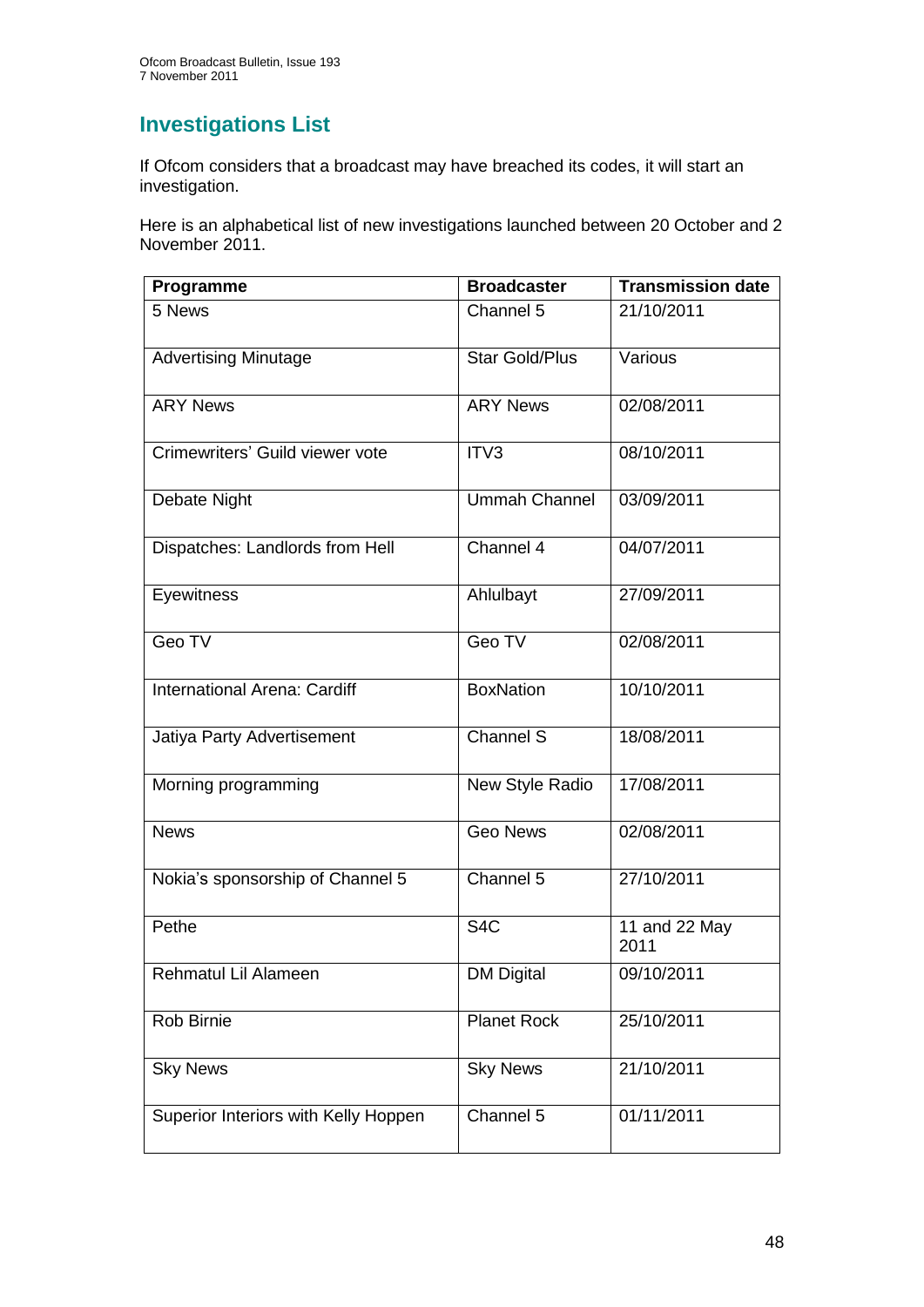## Investigations List

If Ofcom considers that a broadcast may have breached its codes, it will start an investigation.

Here is an alphabetical list of new investigations launched between 20 October and 2 November 2011.

| Programme | Broadcaster | Transmission date |
|---|---|---|
| 5 News | Channel 5 | 21/10/2011 |
| Advertising Minutage | Star Gold/Plus | Various |
| ARY News | ARY News | 02/08/2011 |
| Crimewriters' Guild viewer vote | ITV3 | 08/10/2011 |
| Debate Night | Ummah Channel | 03/09/2011 |
| Dispatches: Landlords from Hell | Channel 4 | 04/07/2011 |
| Eyewitness | Ahlulbayt | 27/09/2011 |
| Geo TV | Geo TV | 02/08/2011 |
| International Arena: Cardiff | BoxNation | 10/10/2011 |
| Jatiya Party Advertisement | Channel S | 18/08/2011 |
| Morning programming | New Style Radio | 17/08/2011 |
| News | Geo News | 02/08/2011 |
| Nokia's sponsorship of Channel 5 | Channel 5 | 27/10/2011 |
| Pethe | S4C | 11 and 22 May 2011 |
| Rehmatul Lil Alameen | DM Digital | 09/10/2011 |
| Rob Birnie | Planet Rock | 25/10/2011 |
| Sky News | Sky News | 21/10/2011 |
| Superior Interiors with Kelly Hoppen | Channel 5 | 01/11/2011 |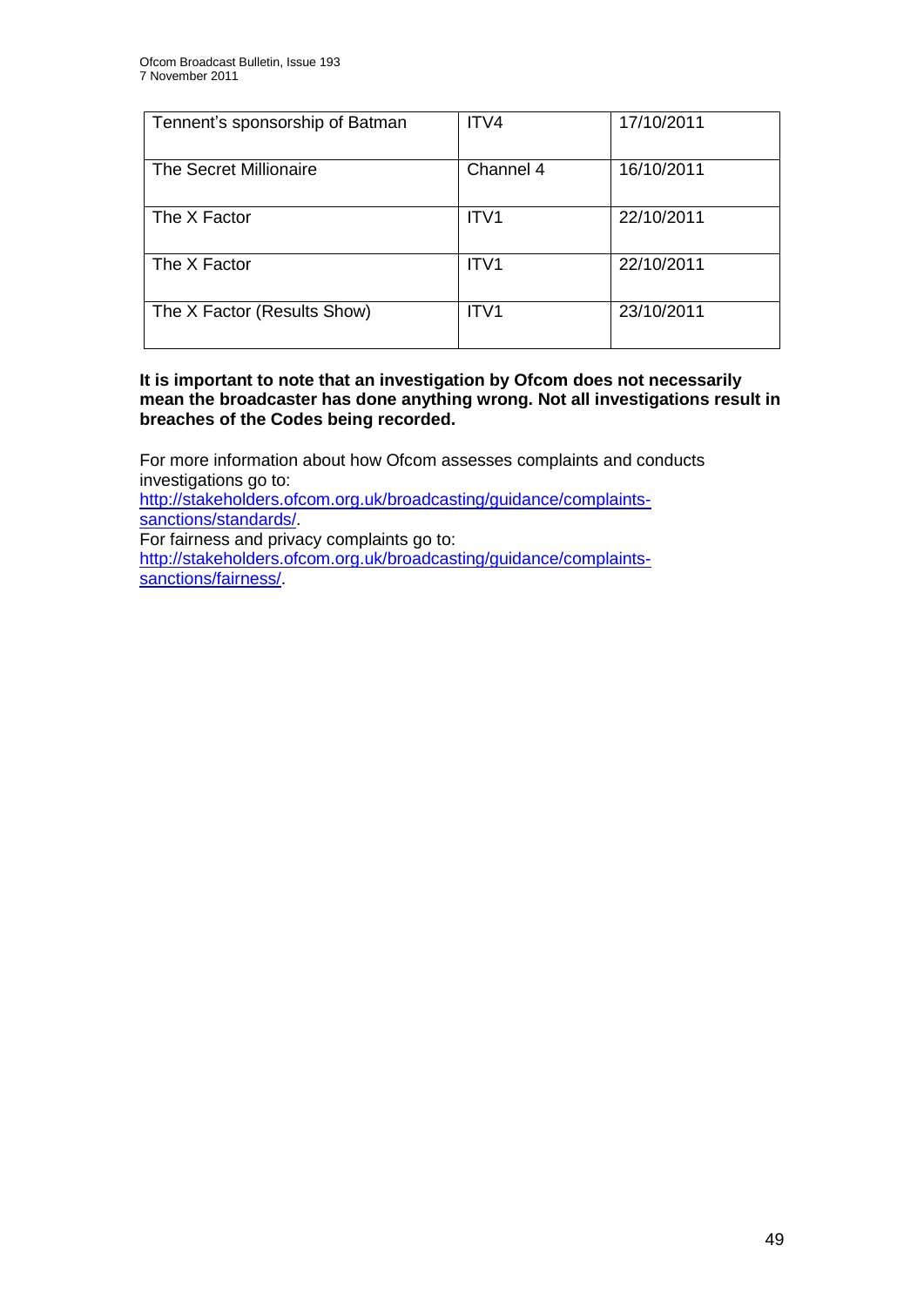| | | |
|---|---|---|
| Tennent's sponsorship of Batman | ITV4 | 17/10/2011 |
| The Secret Millionaire | Channel 4 | 16/10/2011 |
| The X Factor | ITV1 | 22/10/2011 |
| The X Factor | ITV1 | 22/10/2011 |
| The X Factor (Results Show) | ITV1 | 23/10/2011 |

**It is important to note that an investigation by Ofcom does not necessarily mean the broadcaster has done anything wrong. Not all investigations result in breaches of the Codes being recorded.**

For more information about how Ofcom assesses complaints and conducts investigations go to:
[http://stakeholders.ofcom.org.uk/broadcasting/guidance/complaints-sanctions/standards/](http://stakeholders.ofcom.org.uk/broadcasting/guidance/complaints-sanctions/standards/).
For fairness and privacy complaints go to:
[http://stakeholders.ofcom.org.uk/broadcasting/guidance/complaints-sanctions/fairness/](http://stakeholders.ofcom.org.uk/broadcasting/guidance/complaints-sanctions/fairness/).